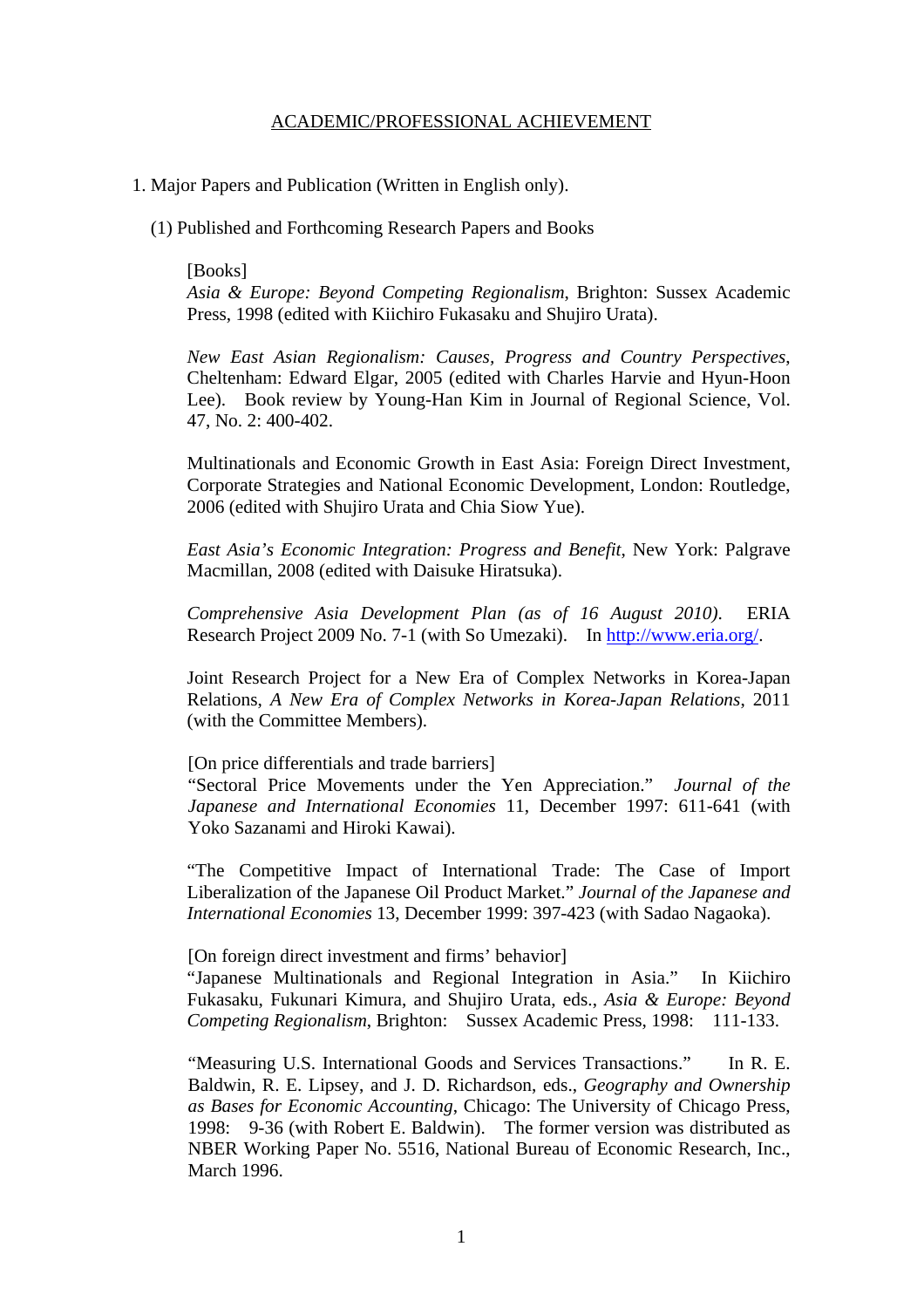# ACADEMIC/PROFESSIONAL ACHIEVEMENT

1. Major Papers and Publication (Written in English only).

(1) Published and Forthcoming Research Papers and Books

[Books]

*Asia & Europe: Beyond Competing Regionalism*, Brighton: Sussex Academic Press, 1998 (edited with Kiichiro Fukasaku and Shujiro Urata).

*New East Asian Regionalism: Causes, Progress and Country Perspectives*, Cheltenham: Edward Elgar, 2005 (edited with Charles Harvie and Hyun-Hoon Lee). Book review by Young-Han Kim in Journal of Regional Science, Vol. 47, No. 2: 400-402.

Multinationals and Economic Growth in East Asia: Foreign Direct Investment, Corporate Strategies and National Economic Development, London: Routledge, 2006 (edited with Shujiro Urata and Chia Siow Yue).

*East Asia's Economic Integration: Progress and Benefit*, New York: Palgrave Macmillan, 2008 (edited with Daisuke Hiratsuka).

*Comprehensive Asia Development Plan (as of 16 August 2010)*. ERIA Research Project 2009 No. 7-1 (with So Umezaki). In http://www.eria.org/.

Joint Research Project for a New Era of Complex Networks in Korea-Japan Relations, *A New Era of Complex Networks in Korea-Japan Relations*, 2011 (with the Committee Members).

[On price differentials and trade barriers]

"Sectoral Price Movements under the Yen Appreciation." *Journal of the Japanese and International Economies* 11, December 1997: 611-641 (with Yoko Sazanami and Hiroki Kawai).

"The Competitive Impact of International Trade: The Case of Import Liberalization of the Japanese Oil Product Market." *Journal of the Japanese and International Economies* 13, December 1999: 397-423 (with Sadao Nagaoka).

[On foreign direct investment and firms' behavior]

"Japanese Multinationals and Regional Integration in Asia." In Kiichiro Fukasaku, Fukunari Kimura, and Shujiro Urata, eds., *Asia & Europe: Beyond Competing Regionalism*, Brighton: Sussex Academic Press, 1998: 111-133.

"Measuring U.S. International Goods and Services Transactions." In R. E. Baldwin, R. E. Lipsey, and J. D. Richardson, eds., *Geography and Ownership as Bases for Economic Accounting*, Chicago: The University of Chicago Press, 1998: 9-36 (with Robert E. Baldwin). The former version was distributed as NBER Working Paper No. 5516, National Bureau of Economic Research, Inc., March 1996.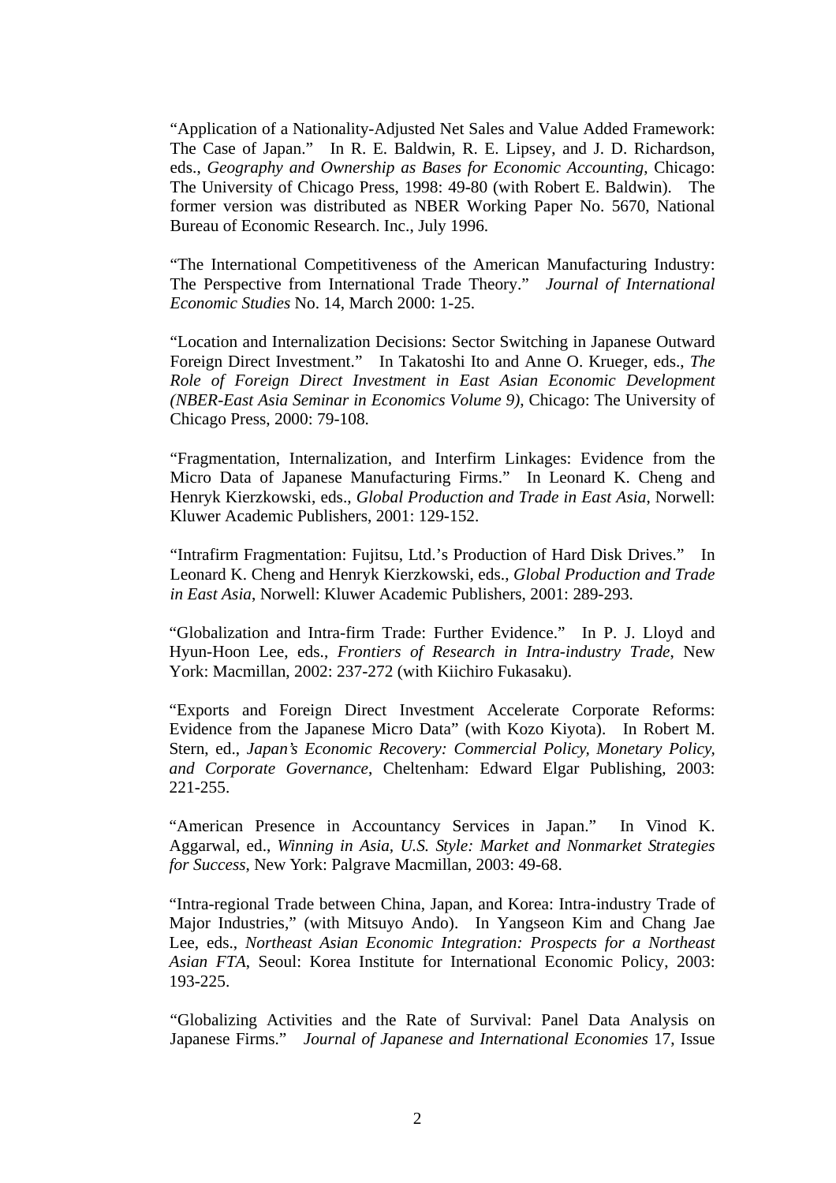"Application of a Nationality-Adjusted Net Sales and Value Added Framework: The Case of Japan." In R. E. Baldwin, R. E. Lipsey, and J. D. Richardson, eds., *Geography and Ownership as Bases for Economic Accounting*, Chicago: The University of Chicago Press, 1998: 49-80 (with Robert E. Baldwin). The former version was distributed as NBER Working Paper No. 5670, National Bureau of Economic Research. Inc., July 1996.

"The International Competitiveness of the American Manufacturing Industry: The Perspective from International Trade Theory." *Journal of International Economic Studies* No. 14, March 2000: 1-25.

"Location and Internalization Decisions: Sector Switching in Japanese Outward Foreign Direct Investment." In Takatoshi Ito and Anne O. Krueger, eds., *The Role of Foreign Direct Investment in East Asian Economic Development (NBER-East Asia Seminar in Economics Volume 9)*, Chicago: The University of Chicago Press, 2000: 79-108.

"Fragmentation, Internalization, and Interfirm Linkages: Evidence from the Micro Data of Japanese Manufacturing Firms." In Leonard K. Cheng and Henryk Kierzkowski, eds., *Global Production and Trade in East Asia*, Norwell: Kluwer Academic Publishers, 2001: 129-152.

"Intrafirm Fragmentation: Fujitsu, Ltd.'s Production of Hard Disk Drives." In Leonard K. Cheng and Henryk Kierzkowski, eds., *Global Production and Trade in East Asia*, Norwell: Kluwer Academic Publishers, 2001: 289-293.

"Globalization and Intra-firm Trade: Further Evidence." In P. J. Lloyd and Hyun-Hoon Lee, eds., *Frontiers of Research in Intra-industry Trade*, New York: Macmillan, 2002: 237-272 (with Kiichiro Fukasaku).

"Exports and Foreign Direct Investment Accelerate Corporate Reforms: Evidence from the Japanese Micro Data" (with Kozo Kiyota). In Robert M. Stern, ed., *Japan's Economic Recovery: Commercial Policy, Monetary Policy, and Corporate Governance*, Cheltenham: Edward Elgar Publishing, 2003: 221-255.

"American Presence in Accountancy Services in Japan." In Vinod K. Aggarwal, ed., *Winning in Asia, U.S. Style: Market and Nonmarket Strategies for Success*, New York: Palgrave Macmillan, 2003: 49-68.

"Intra-regional Trade between China, Japan, and Korea: Intra-industry Trade of Major Industries," (with Mitsuyo Ando). In Yangseon Kim and Chang Jae Lee, eds., *Northeast Asian Economic Integration: Prospects for a Northeast Asian FTA*, Seoul: Korea Institute for International Economic Policy, 2003: 193-225.

"Globalizing Activities and the Rate of Survival: Panel Data Analysis on Japanese Firms." *Journal of Japanese and International Economies* 17, Issue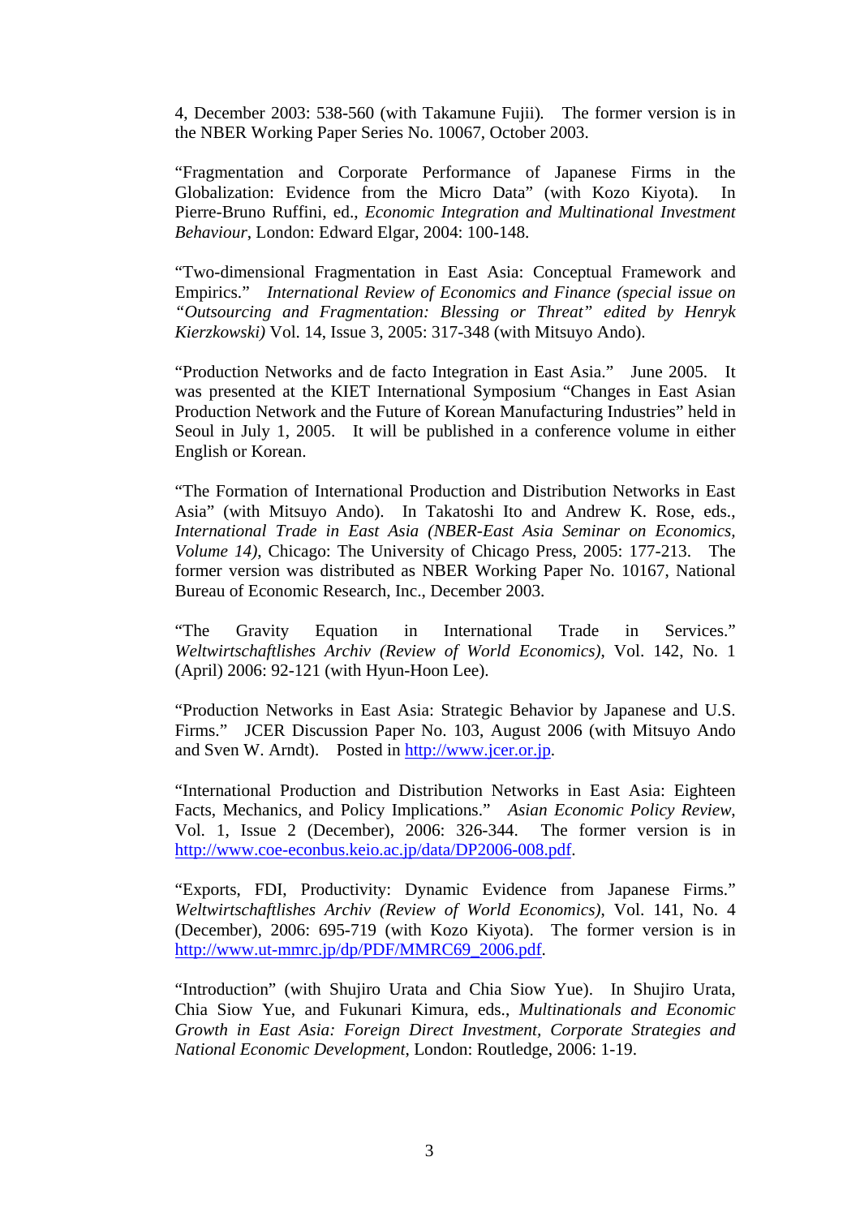4, December 2003: 538-560 (with Takamune Fujii). The former version is in the NBER Working Paper Series No. 10067, October 2003.

"Fragmentation and Corporate Performance of Japanese Firms in the Globalization: Evidence from the Micro Data" (with Kozo Kiyota). In Pierre-Bruno Ruffini, ed., *Economic Integration and Multinational Investment Behaviour*, London: Edward Elgar, 2004: 100-148.

"Two-dimensional Fragmentation in East Asia: Conceptual Framework and Empirics." *International Review of Economics and Finance (special issue on "Outsourcing and Fragmentation: Blessing or Threat" edited by Henryk Kierzkowski)* Vol. 14, Issue 3, 2005: 317-348 (with Mitsuyo Ando).

"Production Networks and de facto Integration in East Asia." June 2005. It was presented at the KIET International Symposium "Changes in East Asian Production Network and the Future of Korean Manufacturing Industries" held in Seoul in July 1, 2005. It will be published in a conference volume in either English or Korean.

"The Formation of International Production and Distribution Networks in East Asia" (with Mitsuyo Ando). In Takatoshi Ito and Andrew K. Rose, eds., *International Trade in East Asia (NBER-East Asia Seminar on Economics, Volume 14)*, Chicago: The University of Chicago Press, 2005: 177-213. The former version was distributed as NBER Working Paper No. 10167, National Bureau of Economic Research, Inc., December 2003.

"The Gravity Equation in International Trade in Services." *Weltwirtschaftlishes Archiv (Review of World Economics)*, Vol. 142, No. 1 (April) 2006: 92-121 (with Hyun-Hoon Lee).

"Production Networks in East Asia: Strategic Behavior by Japanese and U.S. Firms." JCER Discussion Paper No. 103, August 2006 (with Mitsuyo Ando and Sven W. Arndt). Posted in http://www.jcer.or.jp.

"International Production and Distribution Networks in East Asia: Eighteen Facts, Mechanics, and Policy Implications." *Asian Economic Policy Review*, Vol. 1, Issue 2 (December), 2006: 326-344. The former version is in http://www.coe-econbus.keio.ac.jp/data/DP2006-008.pdf.

"Exports, FDI, Productivity: Dynamic Evidence from Japanese Firms." *Weltwirtschaftlishes Archiv (Review of World Economics)*, Vol. 141, No. 4 (December), 2006: 695-719 (with Kozo Kiyota). The former version is in http://www.ut-mmrc.jp/dp/PDF/MMRC69_2006.pdf.

"Introduction" (with Shujiro Urata and Chia Siow Yue). In Shujiro Urata, Chia Siow Yue, and Fukunari Kimura, eds., *Multinationals and Economic Growth in East Asia: Foreign Direct Investment, Corporate Strategies and National Economic Development*, London: Routledge, 2006: 1-19.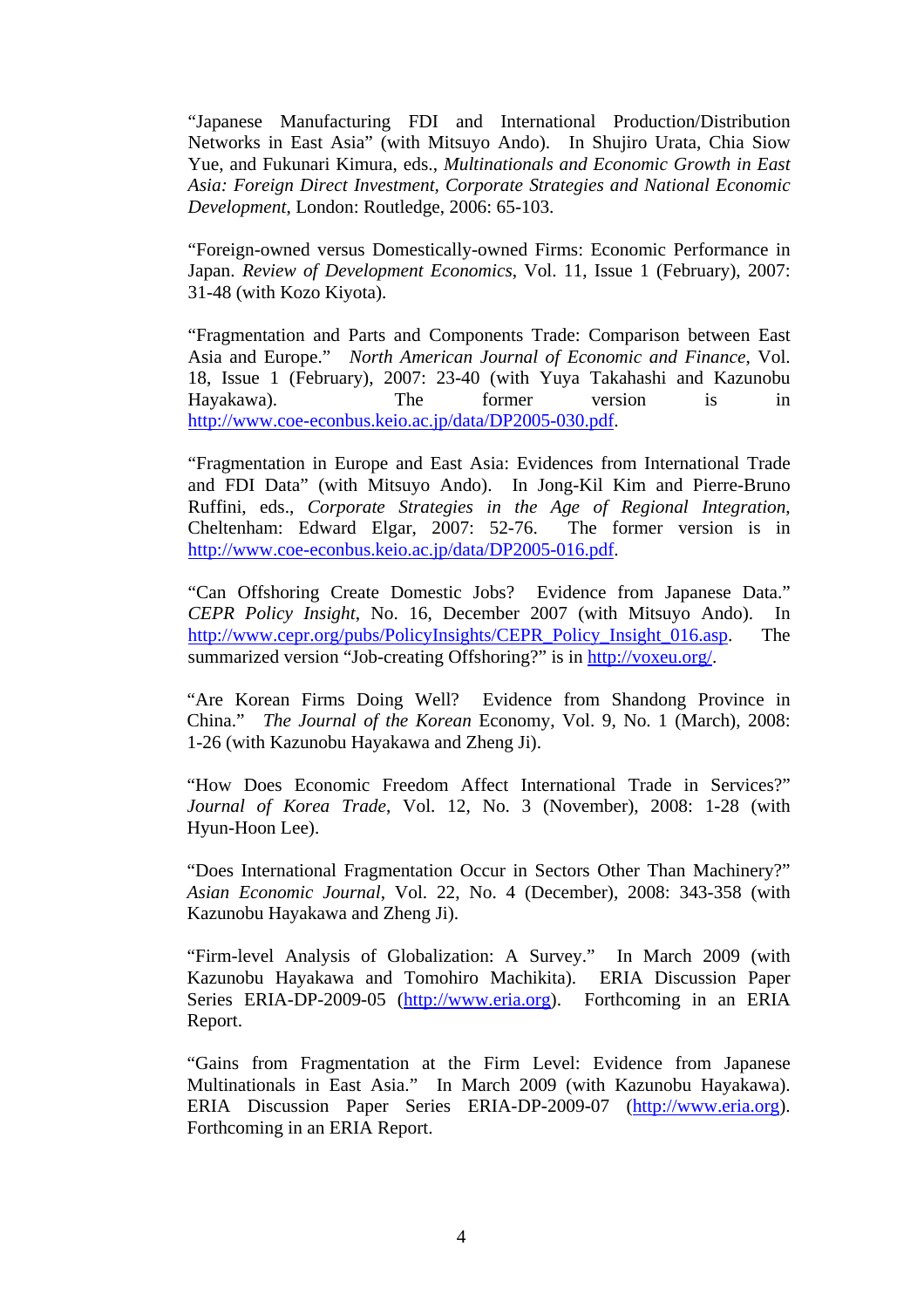"Japanese Manufacturing FDI and International Production/Distribution Networks in East Asia" (with Mitsuyo Ando). In Shujiro Urata, Chia Siow Yue, and Fukunari Kimura, eds., *Multinationals and Economic Growth in East Asia: Foreign Direct Investment, Corporate Strategies and National Economic Development*, London: Routledge, 2006: 65-103.

"Foreign-owned versus Domestically-owned Firms: Economic Performance in Japan. *Review of Development Economics*, Vol. 11, Issue 1 (February), 2007: 31-48 (with Kozo Kiyota).

"Fragmentation and Parts and Components Trade: Comparison between East Asia and Europe." *North American Journal of Economic and Finance*, Vol. 18, Issue 1 (February), 2007: 23-40 (with Yuya Takahashi and Kazunobu Hayakawa). The former version is in http://www.coe-econbus.keio.ac.jp/data/DP2005-030.pdf.

"Fragmentation in Europe and East Asia: Evidences from International Trade and FDI Data" (with Mitsuyo Ando). In Jong-Kil Kim and Pierre-Bruno Ruffini, eds., *Corporate Strategies in the Age of Regional Integration*, Cheltenham: Edward Elgar, 2007: 52-76. The former version is in http://www.coe-econbus.keio.ac.jp/data/DP2005-016.pdf.

"Can Offshoring Create Domestic Jobs? Evidence from Japanese Data." *CEPR Policy Insight*, No. 16, December 2007 (with Mitsuyo Ando). In http://www.cepr.org/pubs/PolicyInsights/CEPR_Policy_Insight_016.asp. The summarized version "Job-creating Offshoring?" is in http://voxeu.org/.

"Are Korean Firms Doing Well? Evidence from Shandong Province in China." *The Journal of the Korean* Economy, Vol. 9, No. 1 (March), 2008: 1-26 (with Kazunobu Hayakawa and Zheng Ji).

"How Does Economic Freedom Affect International Trade in Services?" *Journal of Korea Trade*, Vol. 12, No. 3 (November), 2008: 1-28 (with Hyun-Hoon Lee).

"Does International Fragmentation Occur in Sectors Other Than Machinery?" *Asian Economic Journal*, Vol. 22, No. 4 (December), 2008: 343-358 (with Kazunobu Hayakawa and Zheng Ji).

"Firm-level Analysis of Globalization: A Survey." In March 2009 (with Kazunobu Hayakawa and Tomohiro Machikita). ERIA Discussion Paper Series ERIA-DP-2009-05 (http://www.eria.org). Forthcoming in an ERIA Report.

"Gains from Fragmentation at the Firm Level: Evidence from Japanese Multinationals in East Asia." In March 2009 (with Kazunobu Hayakawa). ERIA Discussion Paper Series ERIA-DP-2009-07 (http://www.eria.org). Forthcoming in an ERIA Report.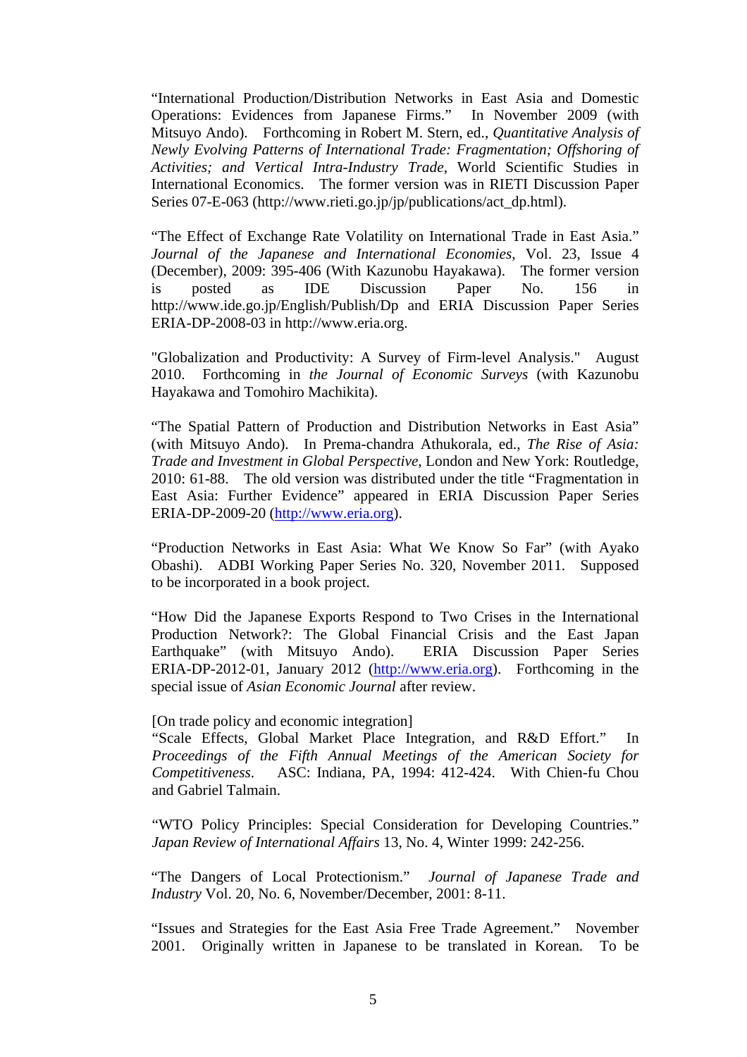"International Production/Distribution Networks in East Asia and Domestic Operations: Evidences from Japanese Firms." In November 2009 (with Mitsuyo Ando). Forthcoming in Robert M. Stern, ed., *Quantitative Analysis of Newly Evolving Patterns of International Trade: Fragmentation; Offshoring of Activities; and Vertical Intra-Industry Trade*, World Scientific Studies in International Economics. The former version was in RIETI Discussion Paper Series 07-E-063 (http://www.rieti.go.jp/jp/publications/act_dp.html).

"The Effect of Exchange Rate Volatility on International Trade in East Asia." *Journal of the Japanese and International Economies*, Vol. 23, Issue 4 (December), 2009: 395-406 (With Kazunobu Hayakawa). The former version is posted as IDE Discussion Paper No. 156 in http://www.ide.go.jp/English/Publish/Dp and ERIA Discussion Paper Series ERIA-DP-2008-03 in http://www.eria.org.

"Globalization and Productivity: A Survey of Firm-level Analysis." August 2010. Forthcoming in *the Journal of Economic Surveys* (with Kazunobu Hayakawa and Tomohiro Machikita).

"The Spatial Pattern of Production and Distribution Networks in East Asia" (with Mitsuyo Ando). In Prema-chandra Athukorala, ed., *The Rise of Asia: Trade and Investment in Global Perspective*, London and New York: Routledge, 2010: 61-88. The old version was distributed under the title "Fragmentation in East Asia: Further Evidence" appeared in ERIA Discussion Paper Series ERIA-DP-2009-20 (http://www.eria.org).

"Production Networks in East Asia: What We Know So Far" (with Ayako Obashi). ADBI Working Paper Series No. 320, November 2011. Supposed to be incorporated in a book project.

"How Did the Japanese Exports Respond to Two Crises in the International Production Network?: The Global Financial Crisis and the East Japan Earthquake" (with Mitsuyo Ando). ERIA Discussion Paper Series ERIA-DP-2012-01, January 2012 (http://www.eria.org). Forthcoming in the special issue of *Asian Economic Journal* after review.

[On trade policy and economic integration]
"Scale Effects, Global Market Place Integration, and R&D Effort." In *Proceedings of the Fifth Annual Meetings of the American Society for Competitiveness*. ASC: Indiana, PA, 1994: 412-424. With Chien-fu Chou and Gabriel Talmain.

"WTO Policy Principles: Special Consideration for Developing Countries." *Japan Review of International Affairs* 13, No. 4, Winter 1999: 242-256.

"The Dangers of Local Protectionism." *Journal of Japanese Trade and Industry* Vol. 20, No. 6, November/December, 2001: 8-11.

"Issues and Strategies for the East Asia Free Trade Agreement." November 2001. Originally written in Japanese to be translated in Korean. To be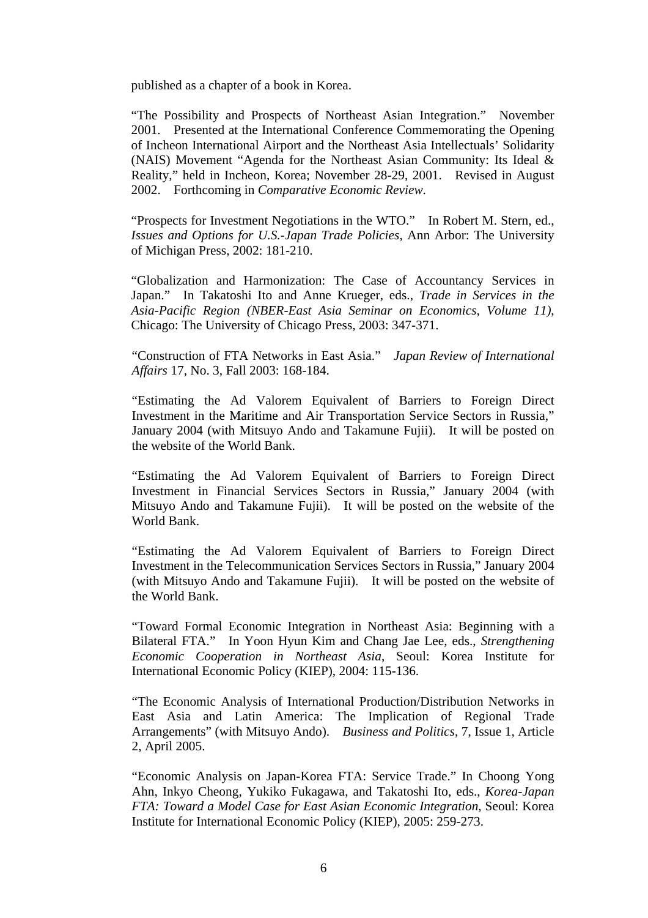published as a chapter of a book in Korea.

"The Possibility and Prospects of Northeast Asian Integration." November 2001. Presented at the International Conference Commemorating the Opening of Incheon International Airport and the Northeast Asia Intellectuals' Solidarity (NAIS) Movement "Agenda for the Northeast Asian Community: Its Ideal & Reality," held in Incheon, Korea; November 28-29, 2001. Revised in August 2002. Forthcoming in *Comparative Economic Review*.

"Prospects for Investment Negotiations in the WTO." In Robert M. Stern, ed., *Issues and Options for U.S.-Japan Trade Policies*, Ann Arbor: The University of Michigan Press, 2002: 181-210.

"Globalization and Harmonization: The Case of Accountancy Services in Japan." In Takatoshi Ito and Anne Krueger, eds., *Trade in Services in the Asia-Pacific Region (NBER-East Asia Seminar on Economics, Volume 11)*, Chicago: The University of Chicago Press, 2003: 347-371.

"Construction of FTA Networks in East Asia." *Japan Review of International Affairs* 17, No. 3, Fall 2003: 168-184.

"Estimating the Ad Valorem Equivalent of Barriers to Foreign Direct Investment in the Maritime and Air Transportation Service Sectors in Russia," January 2004 (with Mitsuyo Ando and Takamune Fujii). It will be posted on the website of the World Bank.

"Estimating the Ad Valorem Equivalent of Barriers to Foreign Direct Investment in Financial Services Sectors in Russia," January 2004 (with Mitsuyo Ando and Takamune Fujii). It will be posted on the website of the World Bank.

"Estimating the Ad Valorem Equivalent of Barriers to Foreign Direct Investment in the Telecommunication Services Sectors in Russia," January 2004 (with Mitsuyo Ando and Takamune Fujii). It will be posted on the website of the World Bank.

"Toward Formal Economic Integration in Northeast Asia: Beginning with a Bilateral FTA." In Yoon Hyun Kim and Chang Jae Lee, eds., *Strengthening Economic Cooperation in Northeast Asia*, Seoul: Korea Institute for International Economic Policy (KIEP), 2004: 115-136.

"The Economic Analysis of International Production/Distribution Networks in East Asia and Latin America: The Implication of Regional Trade Arrangements" (with Mitsuyo Ando). *Business and Politics*, 7, Issue 1, Article 2, April 2005.

"Economic Analysis on Japan-Korea FTA: Service Trade." In Choong Yong Ahn, Inkyo Cheong, Yukiko Fukagawa, and Takatoshi Ito, eds., *Korea-Japan FTA: Toward a Model Case for East Asian Economic Integration*, Seoul: Korea Institute for International Economic Policy (KIEP), 2005: 259-273.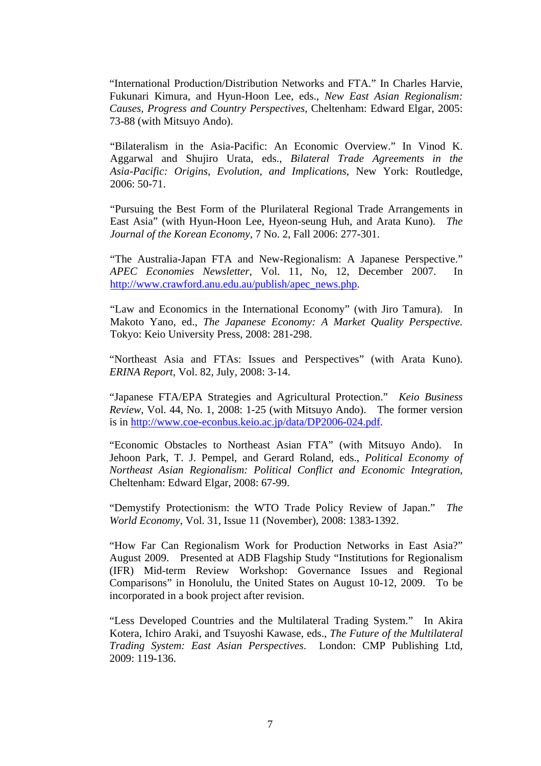"International Production/Distribution Networks and FTA." In Charles Harvie, Fukunari Kimura, and Hyun-Hoon Lee, eds., *New East Asian Regionalism: Causes, Progress and Country Perspectives*, Cheltenham: Edward Elgar, 2005: 73-88 (with Mitsuyo Ando).

"Bilateralism in the Asia-Pacific: An Economic Overview." In Vinod K. Aggarwal and Shujiro Urata, eds., *Bilateral Trade Agreements in the Asia-Pacific: Origins, Evolution, and Implications*, New York: Routledge, 2006: 50-71.

"Pursuing the Best Form of the Plurilateral Regional Trade Arrangements in East Asia" (with Hyun-Hoon Lee, Hyeon-seung Huh, and Arata Kuno). *The Journal of the Korean Economy*, 7 No. 2, Fall 2006: 277-301.

"The Australia-Japan FTA and New-Regionalism: A Japanese Perspective." *APEC Economies Newsletter*, Vol. 11, No, 12, December 2007. In http://www.crawford.anu.edu.au/publish/apec_news.php.

"Law and Economics in the International Economy" (with Jiro Tamura). In Makoto Yano, ed., *The Japanese Economy: A Market Quality Perspective.* Tokyo: Keio University Press, 2008: 281-298.

"Northeast Asia and FTAs: Issues and Perspectives" (with Arata Kuno). *ERINA Report*, Vol. 82, July, 2008: 3-14.

"Japanese FTA/EPA Strategies and Agricultural Protection." *Keio Business Review*, Vol. 44, No. 1, 2008: 1-25 (with Mitsuyo Ando). The former version is in http://www.coe-econbus.keio.ac.jp/data/DP2006-024.pdf.

"Economic Obstacles to Northeast Asian FTA" (with Mitsuyo Ando). In Jehoon Park, T. J. Pempel, and Gerard Roland, eds., *Political Economy of Northeast Asian Regionalism: Political Conflict and Economic Integration*, Cheltenham: Edward Elgar, 2008: 67-99.

"Demystify Protectionism: the WTO Trade Policy Review of Japan." *The World Economy*, Vol. 31, Issue 11 (November), 2008: 1383-1392.

"How Far Can Regionalism Work for Production Networks in East Asia?" August 2009. Presented at ADB Flagship Study "Institutions for Regionalism (IFR) Mid-term Review Workshop: Governance Issues and Regional Comparisons" in Honolulu, the United States on August 10-12, 2009. To be incorporated in a book project after revision.

"Less Developed Countries and the Multilateral Trading System." In Akira Kotera, Ichiro Araki, and Tsuyoshi Kawase, eds., *The Future of the Multilateral Trading System: East Asian Perspectives*. London: CMP Publishing Ltd, 2009: 119-136.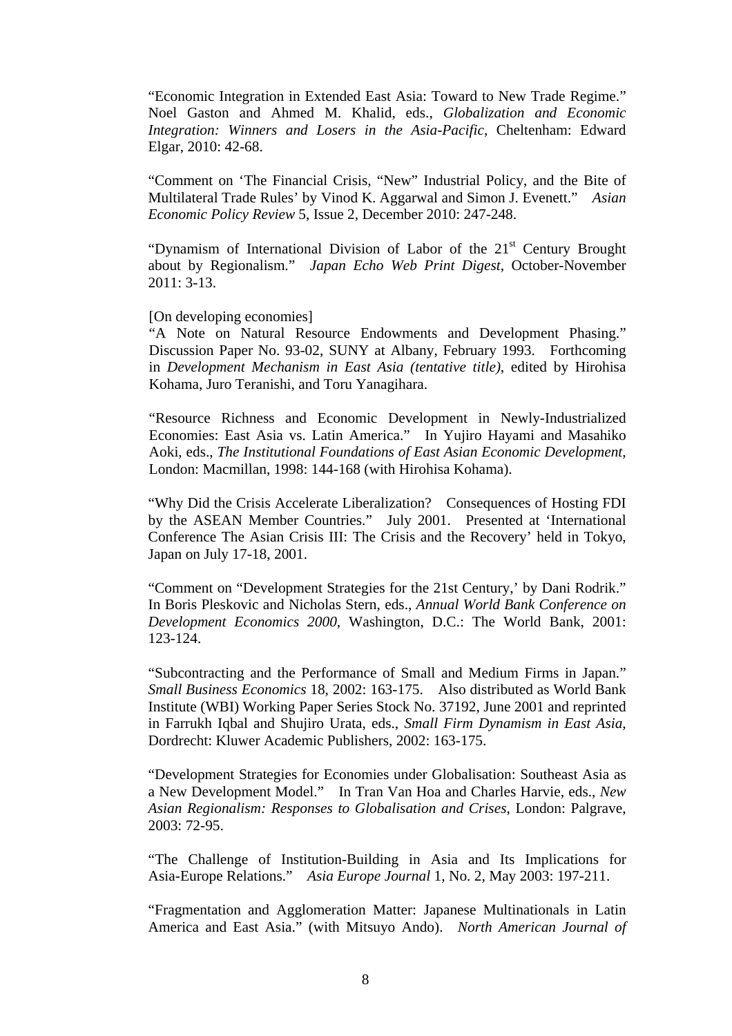"Economic Integration in Extended East Asia: Toward to New Trade Regime." Noel Gaston and Ahmed M. Khalid, eds., *Globalization and Economic Integration: Winners and Losers in the Asia-Pacific*, Cheltenham: Edward Elgar, 2010: 42-68.

"Comment on 'The Financial Crisis, "New" Industrial Policy, and the Bite of Multilateral Trade Rules' by Vinod K. Aggarwal and Simon J. Evenett." *Asian Economic Policy Review* 5, Issue 2, December 2010: 247-248.

"Dynamism of International Division of Labor of the 21st Century Brought about by Regionalism." *Japan Echo Web Print Digest*, October-November 2011: 3-13.

[On developing economies]

"A Note on Natural Resource Endowments and Development Phasing." Discussion Paper No. 93-02, SUNY at Albany, February 1993. Forthcoming in *Development Mechanism in East Asia (tentative title)*, edited by Hirohisa Kohama, Juro Teranishi, and Toru Yanagihara.

"Resource Richness and Economic Development in Newly-Industrialized Economies: East Asia vs. Latin America." In Yujiro Hayami and Masahiko Aoki, eds., *The Institutional Foundations of East Asian Economic Development*, London: Macmillan, 1998: 144-168 (with Hirohisa Kohama).

"Why Did the Crisis Accelerate Liberalization? Consequences of Hosting FDI by the ASEAN Member Countries." July 2001. Presented at 'International Conference The Asian Crisis III: The Crisis and the Recovery' held in Tokyo, Japan on July 17-18, 2001.

"Comment on "Development Strategies for the 21st Century,' by Dani Rodrik." In Boris Pleskovic and Nicholas Stern, eds., *Annual World Bank Conference on Development Economics 2000*, Washington, D.C.: The World Bank, 2001: 123-124.

"Subcontracting and the Performance of Small and Medium Firms in Japan." *Small Business Economics* 18, 2002: 163-175. Also distributed as World Bank Institute (WBI) Working Paper Series Stock No. 37192, June 2001 and reprinted in Farrukh Iqbal and Shujiro Urata, eds., *Small Firm Dynamism in East Asia*, Dordrecht: Kluwer Academic Publishers, 2002: 163-175.

"Development Strategies for Economies under Globalisation: Southeast Asia as a New Development Model." In Tran Van Hoa and Charles Harvie, eds., *New Asian Regionalism: Responses to Globalisation and Crises*, London: Palgrave, 2003: 72-95.

"The Challenge of Institution-Building in Asia and Its Implications for Asia-Europe Relations." *Asia Europe Journal* 1, No. 2, May 2003: 197-211.

"Fragmentation and Agglomeration Matter: Japanese Multinationals in Latin America and East Asia." (with Mitsuyo Ando). *North American Journal of*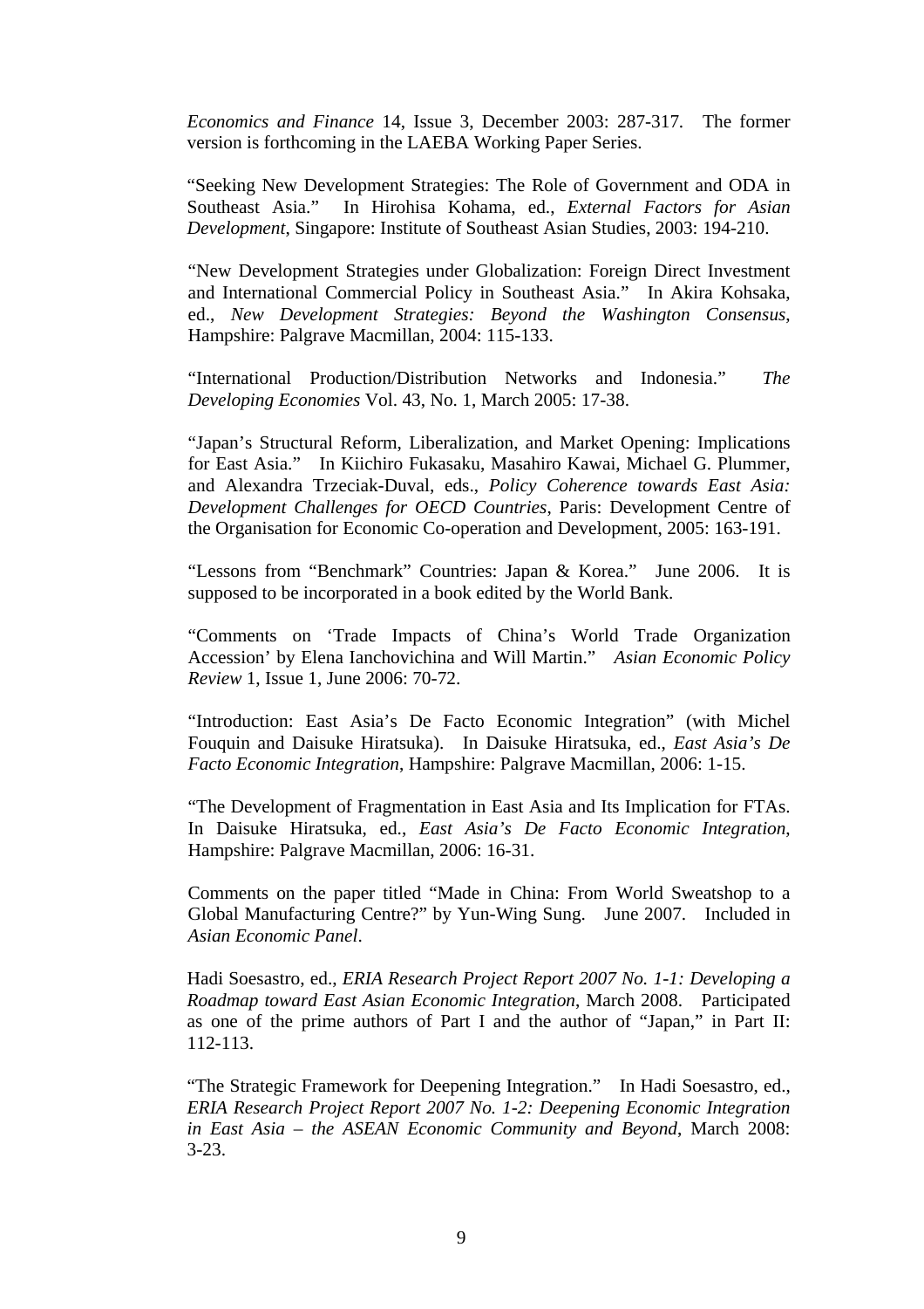*Economics and Finance* 14, Issue 3, December 2003: 287-317. The former version is forthcoming in the LAEBA Working Paper Series.

"Seeking New Development Strategies: The Role of Government and ODA in Southeast Asia." In Hirohisa Kohama, ed., *External Factors for Asian Development*, Singapore: Institute of Southeast Asian Studies, 2003: 194-210.

"New Development Strategies under Globalization: Foreign Direct Investment and International Commercial Policy in Southeast Asia." In Akira Kohsaka, ed., *New Development Strategies: Beyond the Washington Consensus*, Hampshire: Palgrave Macmillan, 2004: 115-133.

"International Production/Distribution Networks and Indonesia." *The Developing Economies* Vol. 43, No. 1, March 2005: 17-38.

"Japan's Structural Reform, Liberalization, and Market Opening: Implications for East Asia." In Kiichiro Fukasaku, Masahiro Kawai, Michael G. Plummer, and Alexandra Trzeciak-Duval, eds., *Policy Coherence towards East Asia: Development Challenges for OECD Countries*, Paris: Development Centre of the Organisation for Economic Co-operation and Development, 2005: 163-191.

"Lessons from "Benchmark" Countries: Japan & Korea." June 2006. It is supposed to be incorporated in a book edited by the World Bank.

"Comments on 'Trade Impacts of China's World Trade Organization Accession' by Elena Ianchovichina and Will Martin." *Asian Economic Policy Review* 1, Issue 1, June 2006: 70-72.

"Introduction: East Asia's De Facto Economic Integration" (with Michel Fouquin and Daisuke Hiratsuka). In Daisuke Hiratsuka, ed., *East Asia's De Facto Economic Integration*, Hampshire: Palgrave Macmillan, 2006: 1-15.

"The Development of Fragmentation in East Asia and Its Implication for FTAs. In Daisuke Hiratsuka, ed., *East Asia's De Facto Economic Integration*, Hampshire: Palgrave Macmillan, 2006: 16-31.

Comments on the paper titled "Made in China: From World Sweatshop to a Global Manufacturing Centre?" by Yun-Wing Sung. June 2007. Included in *Asian Economic Panel*.

Hadi Soesastro, ed., *ERIA Research Project Report 2007 No. 1-1: Developing a Roadmap toward East Asian Economic Integration*, March 2008. Participated as one of the prime authors of Part I and the author of "Japan," in Part II: 112-113.

"The Strategic Framework for Deepening Integration." In Hadi Soesastro, ed., *ERIA Research Project Report 2007 No. 1-2: Deepening Economic Integration in East Asia – the ASEAN Economic Community and Beyond*, March 2008: 3-23.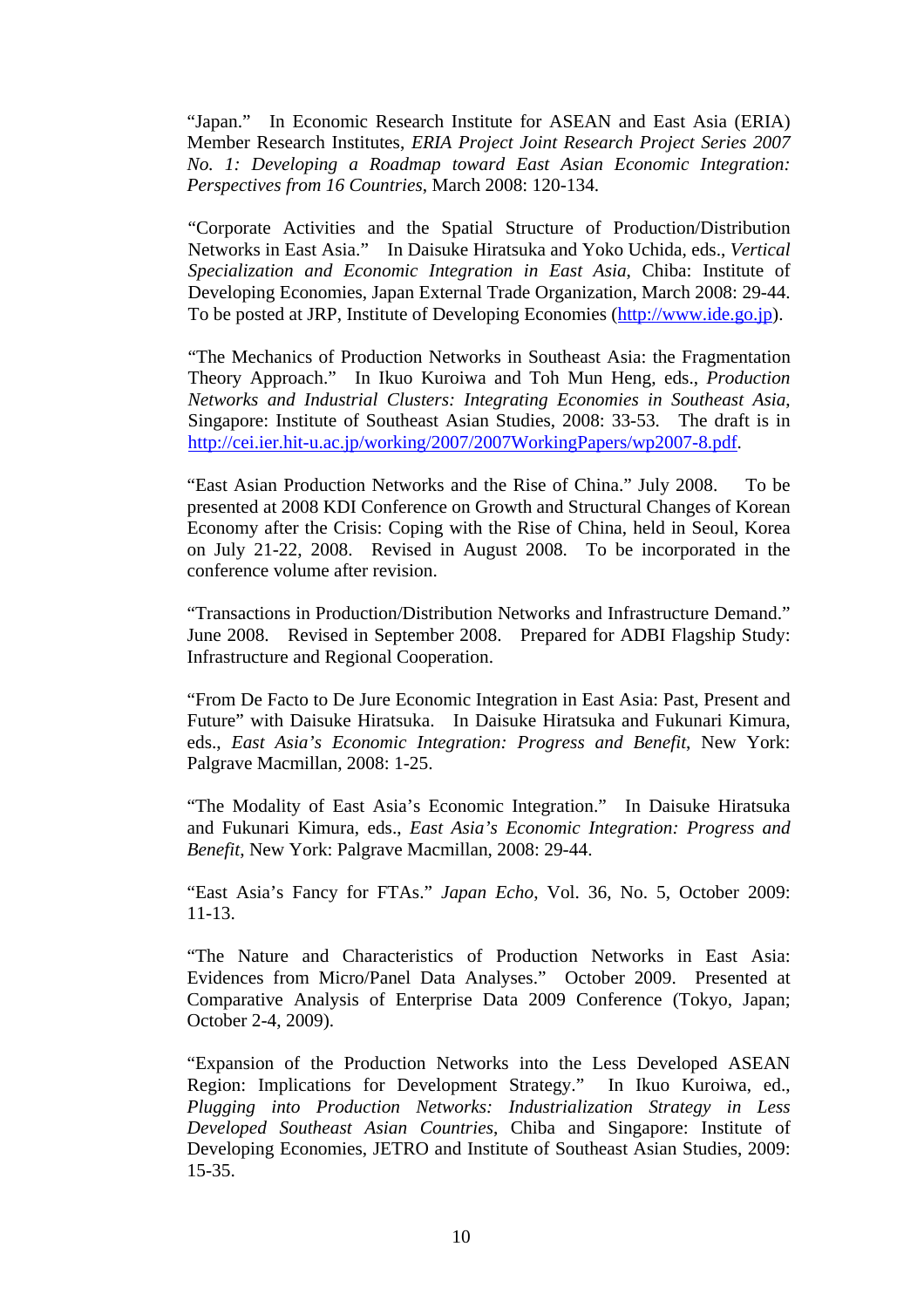"Japan." In Economic Research Institute for ASEAN and East Asia (ERIA) Member Research Institutes, *ERIA Project Joint Research Project Series 2007 No. 1: Developing a Roadmap toward East Asian Economic Integration: Perspectives from 16 Countries*, March 2008: 120-134.

"Corporate Activities and the Spatial Structure of Production/Distribution Networks in East Asia." In Daisuke Hiratsuka and Yoko Uchida, eds., *Vertical Specialization and Economic Integration in East Asia*, Chiba: Institute of Developing Economies, Japan External Trade Organization, March 2008: 29-44. To be posted at JRP, Institute of Developing Economies (http://www.ide.go.jp).

"The Mechanics of Production Networks in Southeast Asia: the Fragmentation Theory Approach." In Ikuo Kuroiwa and Toh Mun Heng, eds., *Production Networks and Industrial Clusters: Integrating Economies in Southeast Asia*, Singapore: Institute of Southeast Asian Studies, 2008: 33-53. The draft is in http://cei.ier.hit-u.ac.jp/working/2007/2007WorkingPapers/wp2007-8.pdf.

"East Asian Production Networks and the Rise of China." July 2008. To be presented at 2008 KDI Conference on Growth and Structural Changes of Korean Economy after the Crisis: Coping with the Rise of China, held in Seoul, Korea on July 21-22, 2008. Revised in August 2008. To be incorporated in the conference volume after revision.

"Transactions in Production/Distribution Networks and Infrastructure Demand." June 2008. Revised in September 2008. Prepared for ADBI Flagship Study: Infrastructure and Regional Cooperation.

"From De Facto to De Jure Economic Integration in East Asia: Past, Present and Future" with Daisuke Hiratsuka. In Daisuke Hiratsuka and Fukunari Kimura, eds., *East Asia's Economic Integration: Progress and Benefit*, New York: Palgrave Macmillan, 2008: 1-25.

"The Modality of East Asia's Economic Integration." In Daisuke Hiratsuka and Fukunari Kimura, eds., *East Asia's Economic Integration: Progress and Benefit*, New York: Palgrave Macmillan, 2008: 29-44.

"East Asia's Fancy for FTAs." *Japan Echo*, Vol. 36, No. 5, October 2009: 11-13.

"The Nature and Characteristics of Production Networks in East Asia: Evidences from Micro/Panel Data Analyses." October 2009. Presented at Comparative Analysis of Enterprise Data 2009 Conference (Tokyo, Japan; October 2-4, 2009).

"Expansion of the Production Networks into the Less Developed ASEAN Region: Implications for Development Strategy." In Ikuo Kuroiwa, ed., *Plugging into Production Networks: Industrialization Strategy in Less Developed Southeast Asian Countries*, Chiba and Singapore: Institute of Developing Economies, JETRO and Institute of Southeast Asian Studies, 2009: 15-35.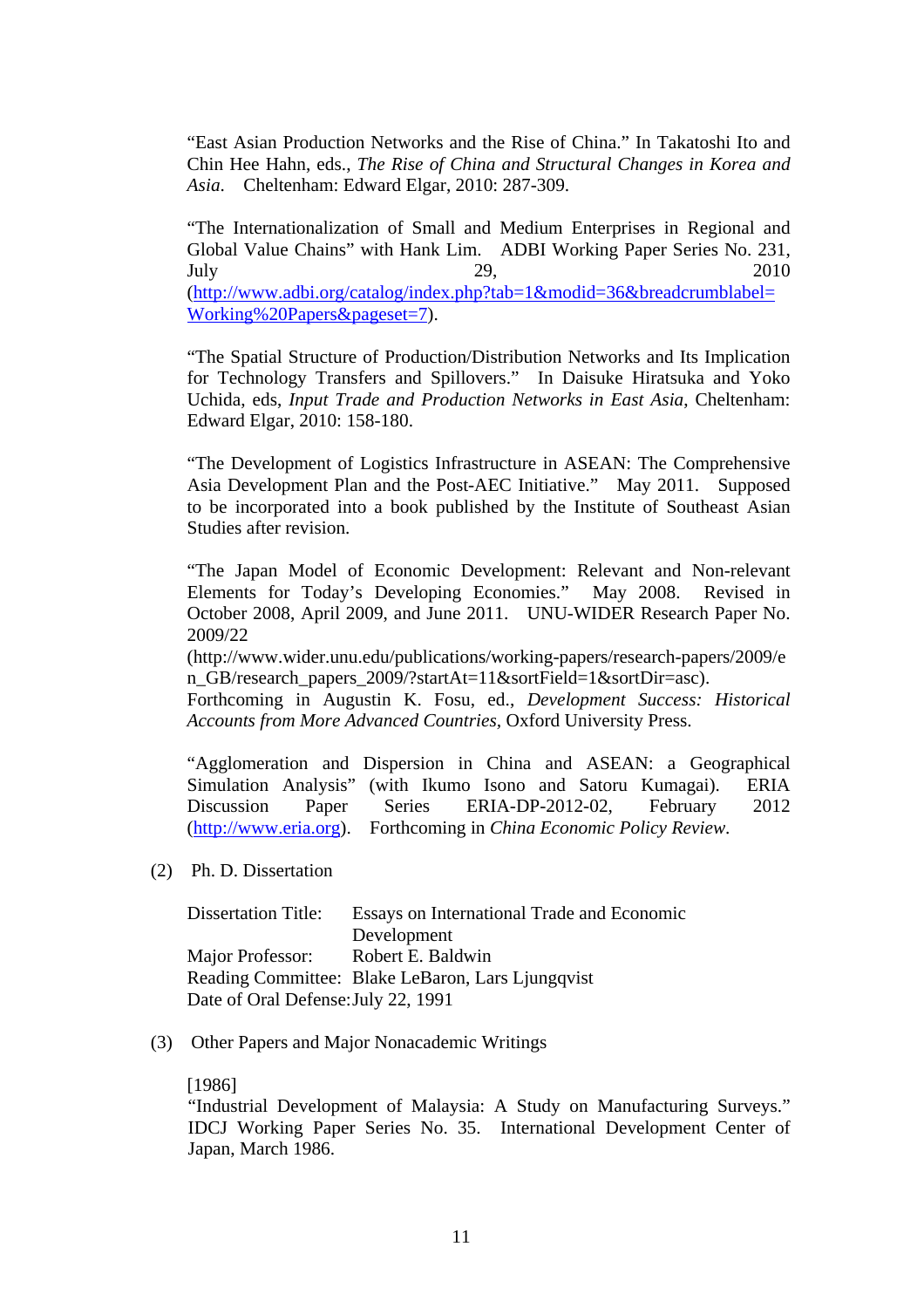"East Asian Production Networks and the Rise of China." In Takatoshi Ito and Chin Hee Hahn, eds., *The Rise of China and Structural Changes in Korea and Asia*. Cheltenham: Edward Elgar, 2010: 287-309.

"The Internationalization of Small and Medium Enterprises in Regional and Global Value Chains" with Hank Lim. ADBI Working Paper Series No. 231, July 29, 2010 (http://www.adbi.org/catalog/index.php?tab=1&modid=36&breadcrumblabel=Working%20Papers&pageset=7).

"The Spatial Structure of Production/Distribution Networks and Its Implication for Technology Transfers and Spillovers." In Daisuke Hiratsuka and Yoko Uchida, eds, *Input Trade and Production Networks in East Asia*, Cheltenham: Edward Elgar, 2010: 158-180.

"The Development of Logistics Infrastructure in ASEAN: The Comprehensive Asia Development Plan and the Post-AEC Initiative." May 2011. Supposed to be incorporated into a book published by the Institute of Southeast Asian Studies after revision.

"The Japan Model of Economic Development: Relevant and Non-relevant Elements for Today's Developing Economies." May 2008. Revised in October 2008, April 2009, and June 2011. UNU-WIDER Research Paper No. 2009/22 (http://www.wider.unu.edu/publications/working-papers/research-papers/2009/en_GB/research_papers_2009/?startAt=11&sortField=1&sortDir=asc). Forthcoming in Augustin K. Fosu, ed., *Development Success: Historical Accounts from More Advanced Countries*, Oxford University Press.

"Agglomeration and Dispersion in China and ASEAN: a Geographical Simulation Analysis" (with Ikumo Isono and Satoru Kumagai). ERIA Discussion Paper Series ERIA-DP-2012-02, February 2012 (http://www.eria.org). Forthcoming in *China Economic Policy Review*.

(2) Ph. D. Dissertation

Dissertation Title: Essays on International Trade and Economic Development
Major Professor: Robert E. Baldwin
Reading Committee: Blake LeBaron, Lars Ljungqvist
Date of Oral Defense: July 22, 1991

(3) Other Papers and Major Nonacademic Writings

[1986]
"Industrial Development of Malaysia: A Study on Manufacturing Surveys." IDCJ Working Paper Series No. 35. International Development Center of Japan, March 1986.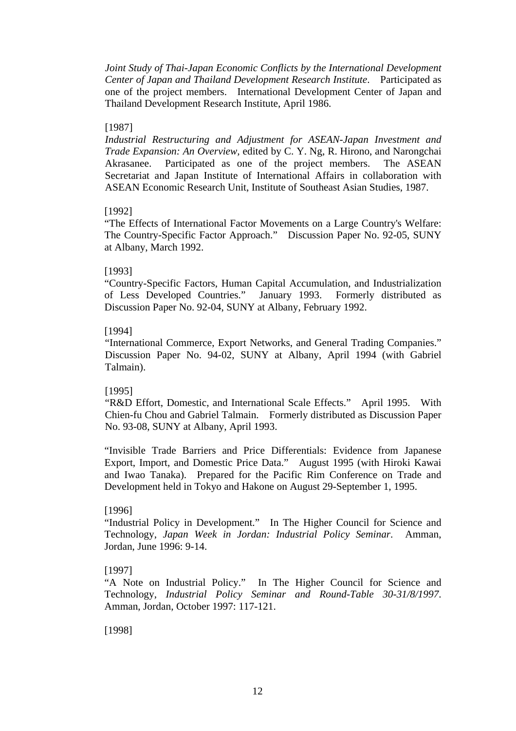*Joint Study of Thai-Japan Economic Conflicts by the International Development Center of Japan and Thailand Development Research Institute*. Participated as one of the project members. International Development Center of Japan and Thailand Development Research Institute, April 1986.

[1987]

*Industrial Restructuring and Adjustment for ASEAN-Japan Investment and Trade Expansion: An Overview*, edited by C. Y. Ng, R. Hirono, and Narongchai Akrasanee. Participated as one of the project members. The ASEAN Secretariat and Japan Institute of International Affairs in collaboration with ASEAN Economic Research Unit, Institute of Southeast Asian Studies, 1987.

[1992]

"The Effects of International Factor Movements on a Large Country's Welfare: The Country-Specific Factor Approach." Discussion Paper No. 92-05, SUNY at Albany, March 1992.

[1993]

"Country-Specific Factors, Human Capital Accumulation, and Industrialization of Less Developed Countries." January 1993. Formerly distributed as Discussion Paper No. 92-04, SUNY at Albany, February 1992.

[1994]

"International Commerce, Export Networks, and General Trading Companies." Discussion Paper No. 94-02, SUNY at Albany, April 1994 (with Gabriel Talmain).

[1995]

"R&D Effort, Domestic, and International Scale Effects." April 1995. With Chien-fu Chou and Gabriel Talmain. Formerly distributed as Discussion Paper No. 93-08, SUNY at Albany, April 1993.

"Invisible Trade Barriers and Price Differentials: Evidence from Japanese Export, Import, and Domestic Price Data." August 1995 (with Hiroki Kawai and Iwao Tanaka). Prepared for the Pacific Rim Conference on Trade and Development held in Tokyo and Hakone on August 29-September 1, 1995.

[1996]

"Industrial Policy in Development." In The Higher Council for Science and Technology, *Japan Week in Jordan: Industrial Policy Seminar*. Amman, Jordan, June 1996: 9-14.

[1997]

"A Note on Industrial Policy." In The Higher Council for Science and Technology, *Industrial Policy Seminar and Round-Table 30-31/8/1997*. Amman, Jordan, October 1997: 117-121.

[1998]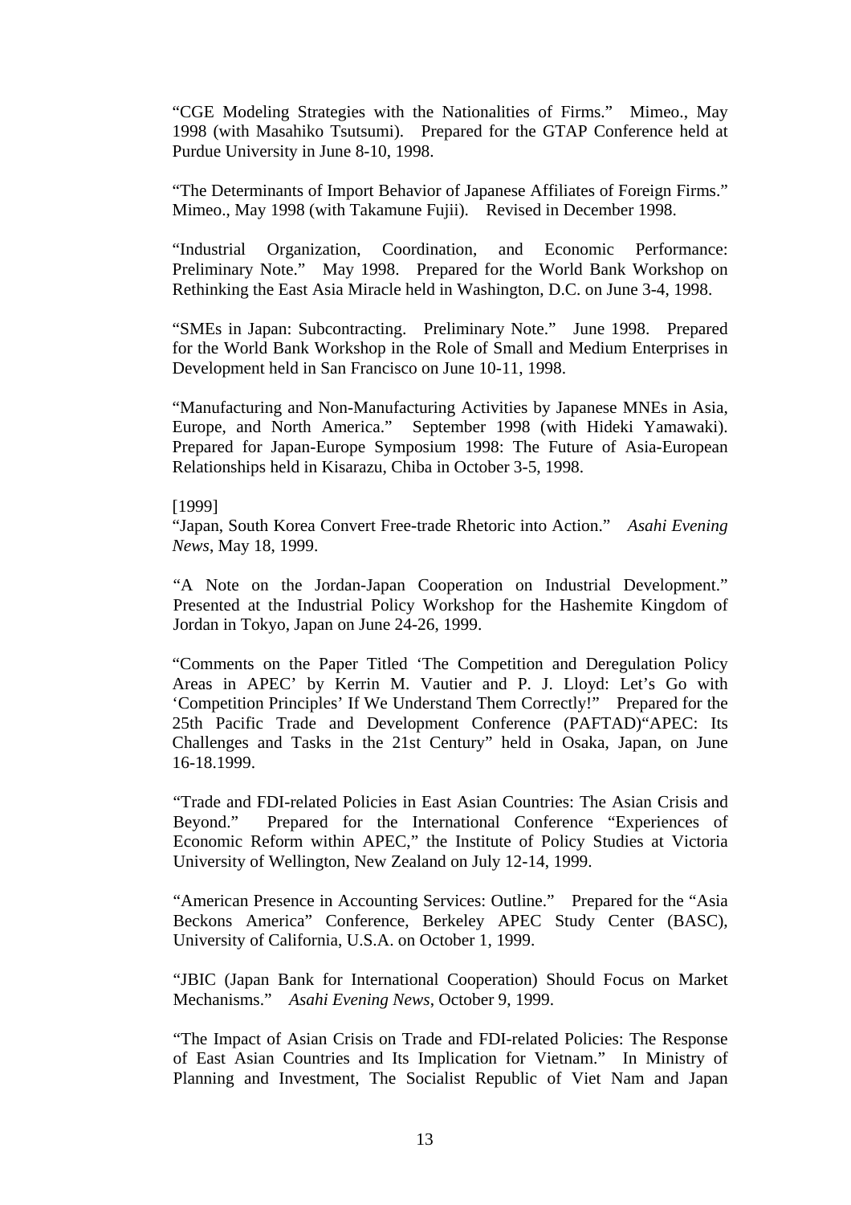"CGE Modeling Strategies with the Nationalities of Firms." Mimeo., May 1998 (with Masahiko Tsutsumi). Prepared for the GTAP Conference held at Purdue University in June 8-10, 1998.

"The Determinants of Import Behavior of Japanese Affiliates of Foreign Firms." Mimeo., May 1998 (with Takamune Fujii). Revised in December 1998.

"Industrial Organization, Coordination, and Economic Performance: Preliminary Note." May 1998. Prepared for the World Bank Workshop on Rethinking the East Asia Miracle held in Washington, D.C. on June 3-4, 1998.

"SMEs in Japan: Subcontracting. Preliminary Note." June 1998. Prepared for the World Bank Workshop in the Role of Small and Medium Enterprises in Development held in San Francisco on June 10-11, 1998.

"Manufacturing and Non-Manufacturing Activities by Japanese MNEs in Asia, Europe, and North America." September 1998 (with Hideki Yamawaki). Prepared for Japan-Europe Symposium 1998: The Future of Asia-European Relationships held in Kisarazu, Chiba in October 3-5, 1998.

[1999]
"Japan, South Korea Convert Free-trade Rhetoric into Action." *Asahi Evening News*, May 18, 1999.

"A Note on the Jordan-Japan Cooperation on Industrial Development." Presented at the Industrial Policy Workshop for the Hashemite Kingdom of Jordan in Tokyo, Japan on June 24-26, 1999.

"Comments on the Paper Titled 'The Competition and Deregulation Policy Areas in APEC' by Kerrin M. Vautier and P. J. Lloyd: Let's Go with 'Competition Principles' If We Understand Them Correctly!" Prepared for the 25th Pacific Trade and Development Conference (PAFTAD)"APEC: Its Challenges and Tasks in the 21st Century" held in Osaka, Japan, on June 16-18.1999.

"Trade and FDI-related Policies in East Asian Countries: The Asian Crisis and Beyond." Prepared for the International Conference "Experiences of Economic Reform within APEC," the Institute of Policy Studies at Victoria University of Wellington, New Zealand on July 12-14, 1999.

"American Presence in Accounting Services: Outline." Prepared for the "Asia Beckons America" Conference, Berkeley APEC Study Center (BASC), University of California, U.S.A. on October 1, 1999.

"JBIC (Japan Bank for International Cooperation) Should Focus on Market Mechanisms." *Asahi Evening News*, October 9, 1999.

"The Impact of Asian Crisis on Trade and FDI-related Policies: The Response of East Asian Countries and Its Implication for Vietnam." In Ministry of Planning and Investment, The Socialist Republic of Viet Nam and Japan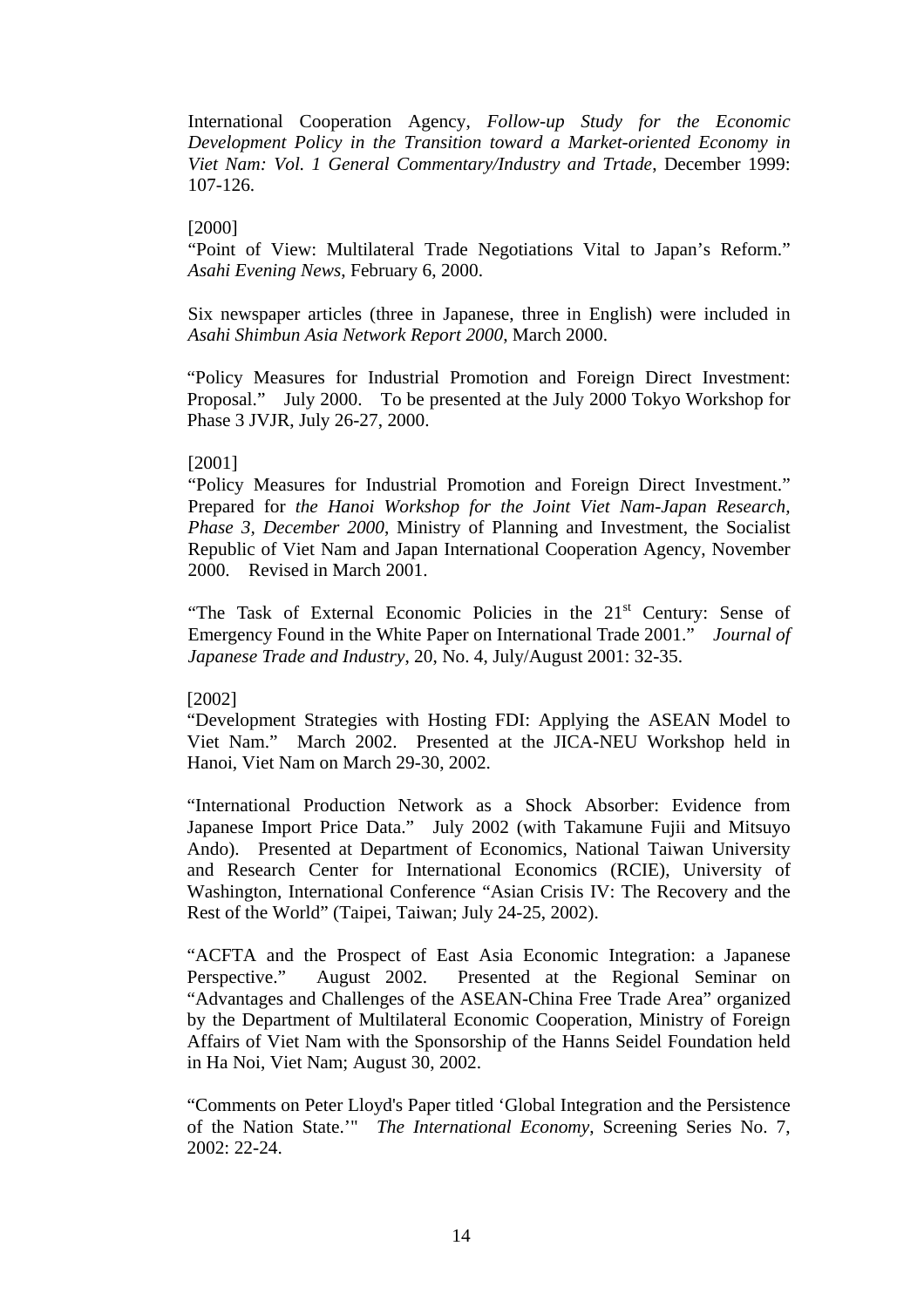International Cooperation Agency, *Follow-up Study for the Economic Development Policy in the Transition toward a Market-oriented Economy in Viet Nam: Vol. 1 General Commentary/Industry and Trtade*, December 1999: 107-126.

[2000]
"Point of View: Multilateral Trade Negotiations Vital to Japan's Reform." *Asahi Evening News*, February 6, 2000.

Six newspaper articles (three in Japanese, three in English) were included in *Asahi Shimbun Asia Network Report 2000*, March 2000.

"Policy Measures for Industrial Promotion and Foreign Direct Investment: Proposal." July 2000. To be presented at the July 2000 Tokyo Workshop for Phase 3 JVJR, July 26-27, 2000.

[2001]
"Policy Measures for Industrial Promotion and Foreign Direct Investment." Prepared for *the Hanoi Workshop for the Joint Viet Nam-Japan Research, Phase 3, December 2000*, Ministry of Planning and Investment, the Socialist Republic of Viet Nam and Japan International Cooperation Agency, November 2000. Revised in March 2001.

"The Task of External Economic Policies in the 21st Century: Sense of Emergency Found in the White Paper on International Trade 2001." *Journal of Japanese Trade and Industry*, 20, No. 4, July/August 2001: 32-35.

[2002]
"Development Strategies with Hosting FDI: Applying the ASEAN Model to Viet Nam." March 2002. Presented at the JICA-NEU Workshop held in Hanoi, Viet Nam on March 29-30, 2002.

"International Production Network as a Shock Absorber: Evidence from Japanese Import Price Data." July 2002 (with Takamune Fujii and Mitsuyo Ando). Presented at Department of Economics, National Taiwan University and Research Center for International Economics (RCIE), University of Washington, International Conference "Asian Crisis IV: The Recovery and the Rest of the World" (Taipei, Taiwan; July 24-25, 2002).

"ACFTA and the Prospect of East Asia Economic Integration: a Japanese Perspective." August 2002. Presented at the Regional Seminar on "Advantages and Challenges of the ASEAN-China Free Trade Area" organized by the Department of Multilateral Economic Cooperation, Ministry of Foreign Affairs of Viet Nam with the Sponsorship of the Hanns Seidel Foundation held in Ha Noi, Viet Nam; August 30, 2002.

"Comments on Peter Lloyd's Paper titled 'Global Integration and the Persistence of the Nation State.'" *The International Economy*, Screening Series No. 7, 2002: 22-24.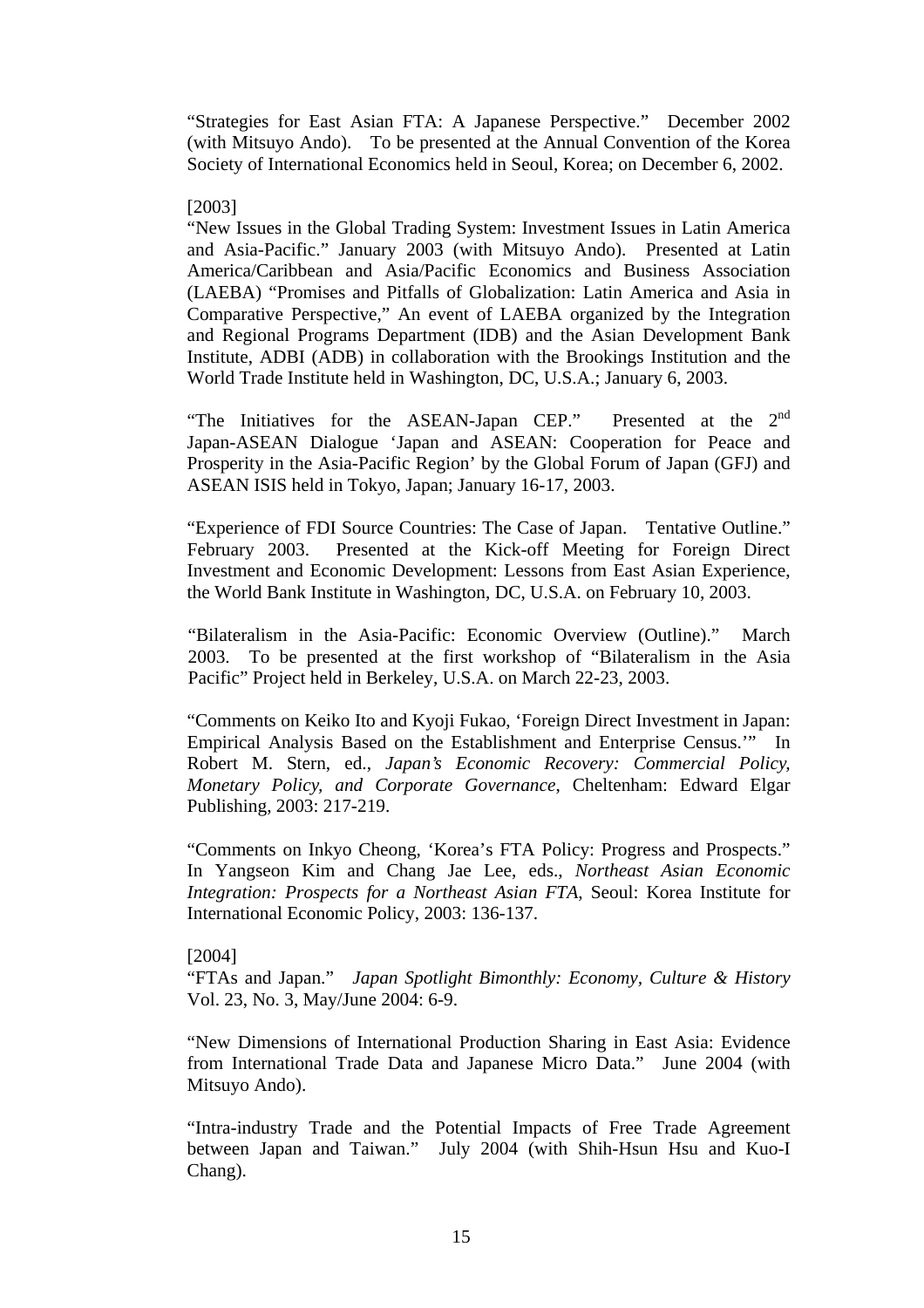"Strategies for East Asian FTA: A Japanese Perspective." December 2002 (with Mitsuyo Ando). To be presented at the Annual Convention of the Korea Society of International Economics held in Seoul, Korea; on December 6, 2002.

[2003]

"New Issues in the Global Trading System: Investment Issues in Latin America and Asia-Pacific." January 2003 (with Mitsuyo Ando). Presented at Latin America/Caribbean and Asia/Pacific Economics and Business Association (LAEBA) "Promises and Pitfalls of Globalization: Latin America and Asia in Comparative Perspective," An event of LAEBA organized by the Integration and Regional Programs Department (IDB) and the Asian Development Bank Institute, ADBI (ADB) in collaboration with the Brookings Institution and the World Trade Institute held in Washington, DC, U.S.A.; January 6, 2003.

"The Initiatives for the ASEAN-Japan CEP." Presented at the 2nd Japan-ASEAN Dialogue 'Japan and ASEAN: Cooperation for Peace and Prosperity in the Asia-Pacific Region' by the Global Forum of Japan (GFJ) and ASEAN ISIS held in Tokyo, Japan; January 16-17, 2003.

"Experience of FDI Source Countries: The Case of Japan. Tentative Outline." February 2003. Presented at the Kick-off Meeting for Foreign Direct Investment and Economic Development: Lessons from East Asian Experience, the World Bank Institute in Washington, DC, U.S.A. on February 10, 2003.

"Bilateralism in the Asia-Pacific: Economic Overview (Outline)." March 2003. To be presented at the first workshop of "Bilateralism in the Asia Pacific" Project held in Berkeley, U.S.A. on March 22-23, 2003.

"Comments on Keiko Ito and Kyoji Fukao, 'Foreign Direct Investment in Japan: Empirical Analysis Based on the Establishment and Enterprise Census.'" In Robert M. Stern, ed., *Japan's Economic Recovery: Commercial Policy, Monetary Policy, and Corporate Governance*, Cheltenham: Edward Elgar Publishing, 2003: 217-219.

"Comments on Inkyo Cheong, 'Korea's FTA Policy: Progress and Prospects." In Yangseon Kim and Chang Jae Lee, eds., *Northeast Asian Economic Integration: Prospects for a Northeast Asian FTA*, Seoul: Korea Institute for International Economic Policy, 2003: 136-137.

[2004]

"FTAs and Japan." *Japan Spotlight Bimonthly: Economy, Culture & History* Vol. 23, No. 3, May/June 2004: 6-9.

"New Dimensions of International Production Sharing in East Asia: Evidence from International Trade Data and Japanese Micro Data." June 2004 (with Mitsuyo Ando).

"Intra-industry Trade and the Potential Impacts of Free Trade Agreement between Japan and Taiwan." July 2004 (with Shih-Hsun Hsu and Kuo-I Chang).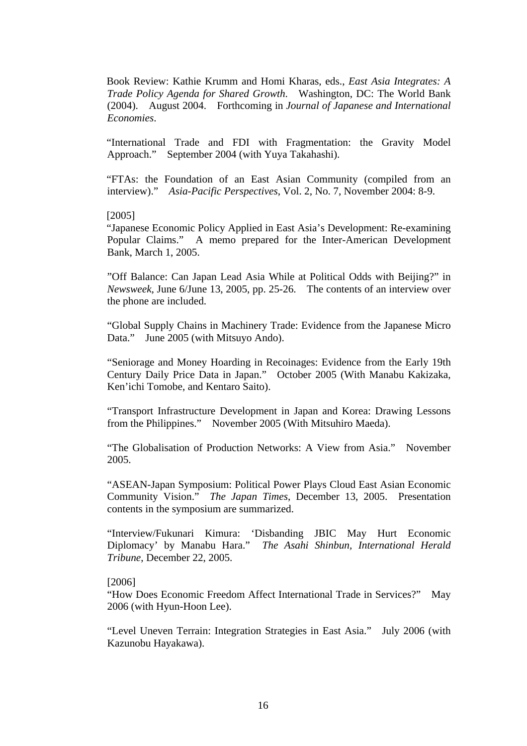Book Review: Kathie Krumm and Homi Kharas, eds., *East Asia Integrates: A Trade Policy Agenda for Shared Growth.* Washington, DC: The World Bank (2004). August 2004. Forthcoming in *Journal of Japanese and International Economies*.

"International Trade and FDI with Fragmentation: the Gravity Model Approach." September 2004 (with Yuya Takahashi).

"FTAs: the Foundation of an East Asian Community (compiled from an interview)." *Asia-Pacific Perspectives*, Vol. 2, No. 7, November 2004: 8-9.

[2005]

"Japanese Economic Policy Applied in East Asia's Development: Re-examining Popular Claims." A memo prepared for the Inter-American Development Bank, March 1, 2005.

"Off Balance: Can Japan Lead Asia While at Political Odds with Beijing?" in *Newsweek*, June 6/June 13, 2005, pp. 25-26. The contents of an interview over the phone are included.

"Global Supply Chains in Machinery Trade: Evidence from the Japanese Micro Data." June 2005 (with Mitsuyo Ando).

"Seniorage and Money Hoarding in Recoinages: Evidence from the Early 19th Century Daily Price Data in Japan." October 2005 (With Manabu Kakizaka, Ken'ichi Tomobe, and Kentaro Saito).

"Transport Infrastructure Development in Japan and Korea: Drawing Lessons from the Philippines." November 2005 (With Mitsuhiro Maeda).

"The Globalisation of Production Networks: A View from Asia." November 2005.

"ASEAN-Japan Symposium: Political Power Plays Cloud East Asian Economic Community Vision." *The Japan Times*, December 13, 2005. Presentation contents in the symposium are summarized.

"Interview/Fukunari Kimura: 'Disbanding JBIC May Hurt Economic Diplomacy' by Manabu Hara." *The Asahi Shinbun, International Herald Tribune*, December 22, 2005.

[2006]

"How Does Economic Freedom Affect International Trade in Services?" May 2006 (with Hyun-Hoon Lee).

"Level Uneven Terrain: Integration Strategies in East Asia." July 2006 (with Kazunobu Hayakawa).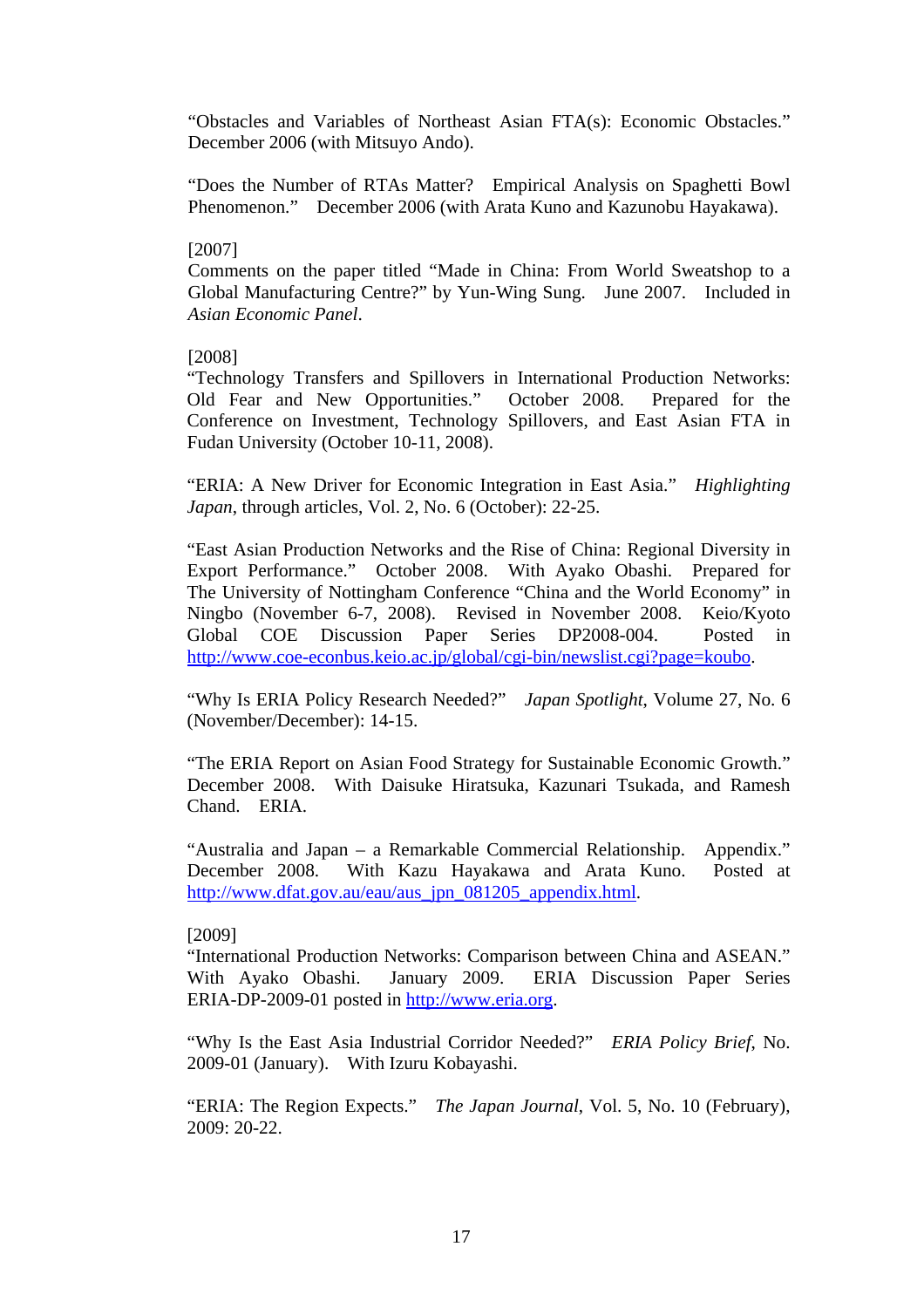"Obstacles and Variables of Northeast Asian FTA(s): Economic Obstacles." December 2006 (with Mitsuyo Ando).

"Does the Number of RTAs Matter? Empirical Analysis on Spaghetti Bowl Phenomenon." December 2006 (with Arata Kuno and Kazunobu Hayakawa).

[2007]
Comments on the paper titled "Made in China: From World Sweatshop to a Global Manufacturing Centre?" by Yun-Wing Sung. June 2007. Included in *Asian Economic Panel*.

[2008]
"Technology Transfers and Spillovers in International Production Networks: Old Fear and New Opportunities." October 2008. Prepared for the Conference on Investment, Technology Spillovers, and East Asian FTA in Fudan University (October 10-11, 2008).

"ERIA: A New Driver for Economic Integration in East Asia." *Highlighting Japan*, through articles, Vol. 2, No. 6 (October): 22-25.

"East Asian Production Networks and the Rise of China: Regional Diversity in Export Performance." October 2008. With Ayako Obashi. Prepared for The University of Nottingham Conference "China and the World Economy" in Ningbo (November 6-7, 2008). Revised in November 2008. Keio/Kyoto Global COE Discussion Paper Series DP2008-004. Posted in http://www.coe-econbus.keio.ac.jp/global/cgi-bin/newslist.cgi?page=koubo.

"Why Is ERIA Policy Research Needed?" *Japan Spotlight*, Volume 27, No. 6 (November/December): 14-15.

"The ERIA Report on Asian Food Strategy for Sustainable Economic Growth." December 2008. With Daisuke Hiratsuka, Kazunari Tsukada, and Ramesh Chand. ERIA.

"Australia and Japan – a Remarkable Commercial Relationship. Appendix." December 2008. With Kazu Hayakawa and Arata Kuno. Posted at http://www.dfat.gov.au/eau/aus_jpn_081205_appendix.html.

[2009]
"International Production Networks: Comparison between China and ASEAN." With Ayako Obashi. January 2009. ERIA Discussion Paper Series ERIA-DP-2009-01 posted in http://www.eria.org.

"Why Is the East Asia Industrial Corridor Needed?" *ERIA Policy Brief*, No. 2009-01 (January). With Izuru Kobayashi.

"ERIA: The Region Expects." *The Japan Journal*, Vol. 5, No. 10 (February), 2009: 20-22.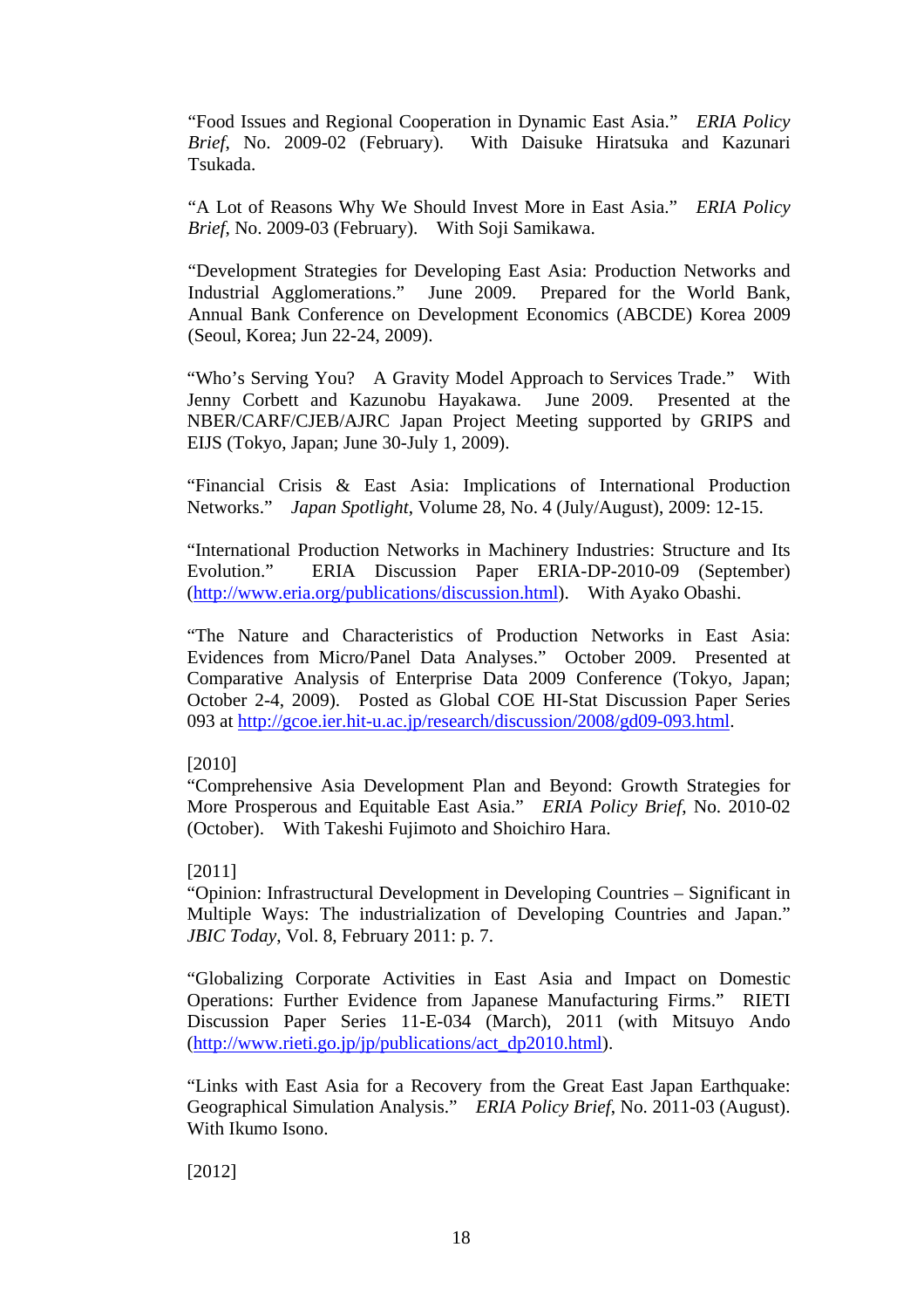"Food Issues and Regional Cooperation in Dynamic East Asia." *ERIA Policy Brief*, No. 2009-02 (February). With Daisuke Hiratsuka and Kazunari Tsukada.

"A Lot of Reasons Why We Should Invest More in East Asia." *ERIA Policy Brief*, No. 2009-03 (February). With Soji Samikawa.

"Development Strategies for Developing East Asia: Production Networks and Industrial Agglomerations." June 2009. Prepared for the World Bank, Annual Bank Conference on Development Economics (ABCDE) Korea 2009 (Seoul, Korea; Jun 22-24, 2009).

"Who's Serving You? A Gravity Model Approach to Services Trade." With Jenny Corbett and Kazunobu Hayakawa. June 2009. Presented at the NBER/CARF/CJEB/AJRC Japan Project Meeting supported by GRIPS and EIJS (Tokyo, Japan; June 30-July 1, 2009).

"Financial Crisis & East Asia: Implications of International Production Networks." *Japan Spotlight*, Volume 28, No. 4 (July/August), 2009: 12-15.

"International Production Networks in Machinery Industries: Structure and Its Evolution." ERIA Discussion Paper ERIA-DP-2010-09 (September) (http://www.eria.org/publications/discussion.html). With Ayako Obashi.

"The Nature and Characteristics of Production Networks in East Asia: Evidences from Micro/Panel Data Analyses." October 2009. Presented at Comparative Analysis of Enterprise Data 2009 Conference (Tokyo, Japan; October 2-4, 2009). Posted as Global COE HI-Stat Discussion Paper Series 093 at http://gcoe.ier.hit-u.ac.jp/research/discussion/2008/gd09-093.html.

[2010]

"Comprehensive Asia Development Plan and Beyond: Growth Strategies for More Prosperous and Equitable East Asia." *ERIA Policy Brief*, No. 2010-02 (October). With Takeshi Fujimoto and Shoichiro Hara.

[2011]

"Opinion: Infrastructural Development in Developing Countries – Significant in Multiple Ways: The industrialization of Developing Countries and Japan." *JBIC Today*, Vol. 8, February 2011: p. 7.

"Globalizing Corporate Activities in East Asia and Impact on Domestic Operations: Further Evidence from Japanese Manufacturing Firms." RIETI Discussion Paper Series 11-E-034 (March), 2011 (with Mitsuyo Ando (http://www.rieti.go.jp/jp/publications/act_dp2010.html).

"Links with East Asia for a Recovery from the Great East Japan Earthquake: Geographical Simulation Analysis." *ERIA Policy Brief*, No. 2011-03 (August). With Ikumo Isono.

[2012]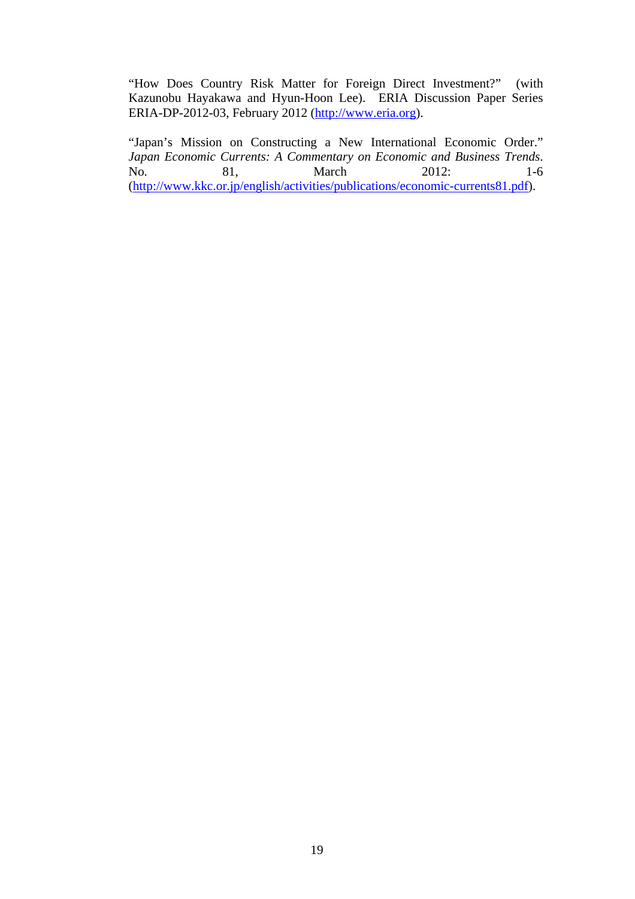"How Does Country Risk Matter for Foreign Direct Investment?" (with Kazunobu Hayakawa and Hyun-Hoon Lee). ERIA Discussion Paper Series ERIA-DP-2012-03, February 2012 (http://www.eria.org).

"Japan's Mission on Constructing a New International Economic Order." *Japan Economic Currents: A Commentary on Economic and Business Trends*. No. 81, March 2012: 1-6 (http://www.kkc.or.jp/english/activities/publications/economic-currents81.pdf).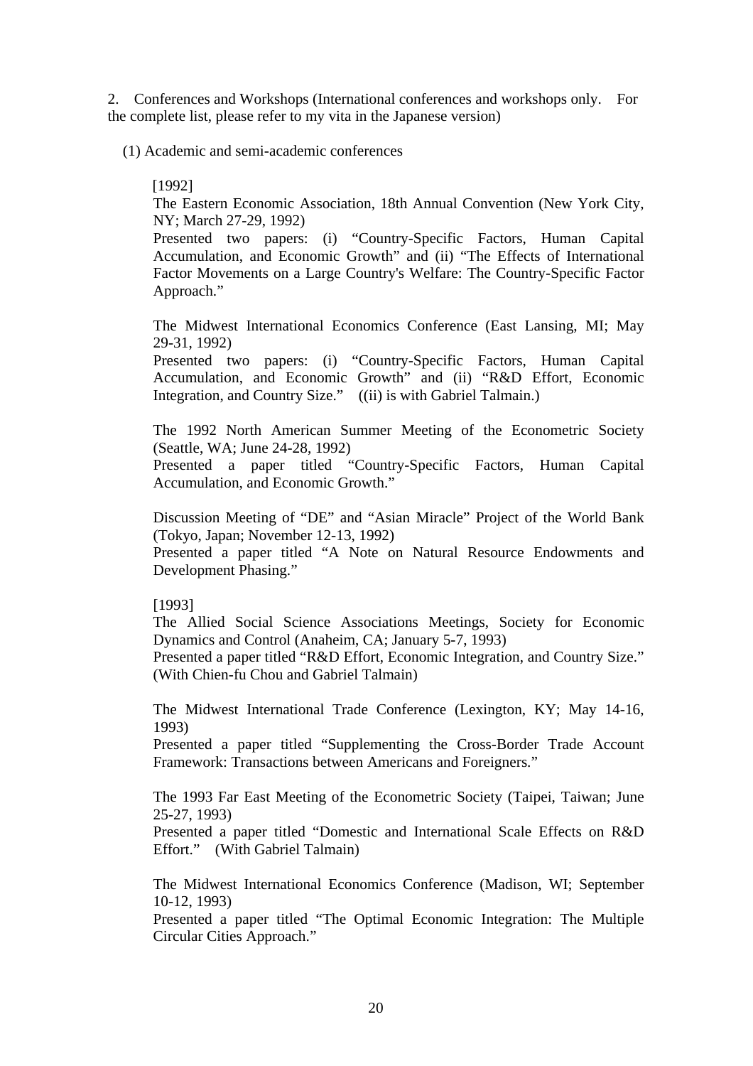2. Conferences and Workshops (International conferences and workshops only. For the complete list, please refer to my vita in the Japanese version)

(1) Academic and semi-academic conferences

[1992]

The Eastern Economic Association, 18th Annual Convention (New York City, NY; March 27-29, 1992)
Presented two papers: (i) "Country-Specific Factors, Human Capital Accumulation, and Economic Growth" and (ii) "The Effects of International Factor Movements on a Large Country's Welfare: The Country-Specific Factor Approach."

The Midwest International Economics Conference (East Lansing, MI; May 29-31, 1992)
Presented two papers: (i) "Country-Specific Factors, Human Capital Accumulation, and Economic Growth" and (ii) "R&D Effort, Economic Integration, and Country Size." ((ii) is with Gabriel Talmain.)

The 1992 North American Summer Meeting of the Econometric Society (Seattle, WA; June 24-28, 1992)
Presented a paper titled "Country-Specific Factors, Human Capital Accumulation, and Economic Growth."

Discussion Meeting of "DE" and "Asian Miracle" Project of the World Bank (Tokyo, Japan; November 12-13, 1992)
Presented a paper titled "A Note on Natural Resource Endowments and Development Phasing."

[1993]

The Allied Social Science Associations Meetings, Society for Economic Dynamics and Control (Anaheim, CA; January 5-7, 1993)
Presented a paper titled "R&D Effort, Economic Integration, and Country Size." (With Chien-fu Chou and Gabriel Talmain)

The Midwest International Trade Conference (Lexington, KY; May 14-16, 1993)
Presented a paper titled "Supplementing the Cross-Border Trade Account Framework: Transactions between Americans and Foreigners."

The 1993 Far East Meeting of the Econometric Society (Taipei, Taiwan; June 25-27, 1993)
Presented a paper titled "Domestic and International Scale Effects on R&D Effort." (With Gabriel Talmain)

The Midwest International Economics Conference (Madison, WI; September 10-12, 1993)
Presented a paper titled "The Optimal Economic Integration: The Multiple Circular Cities Approach."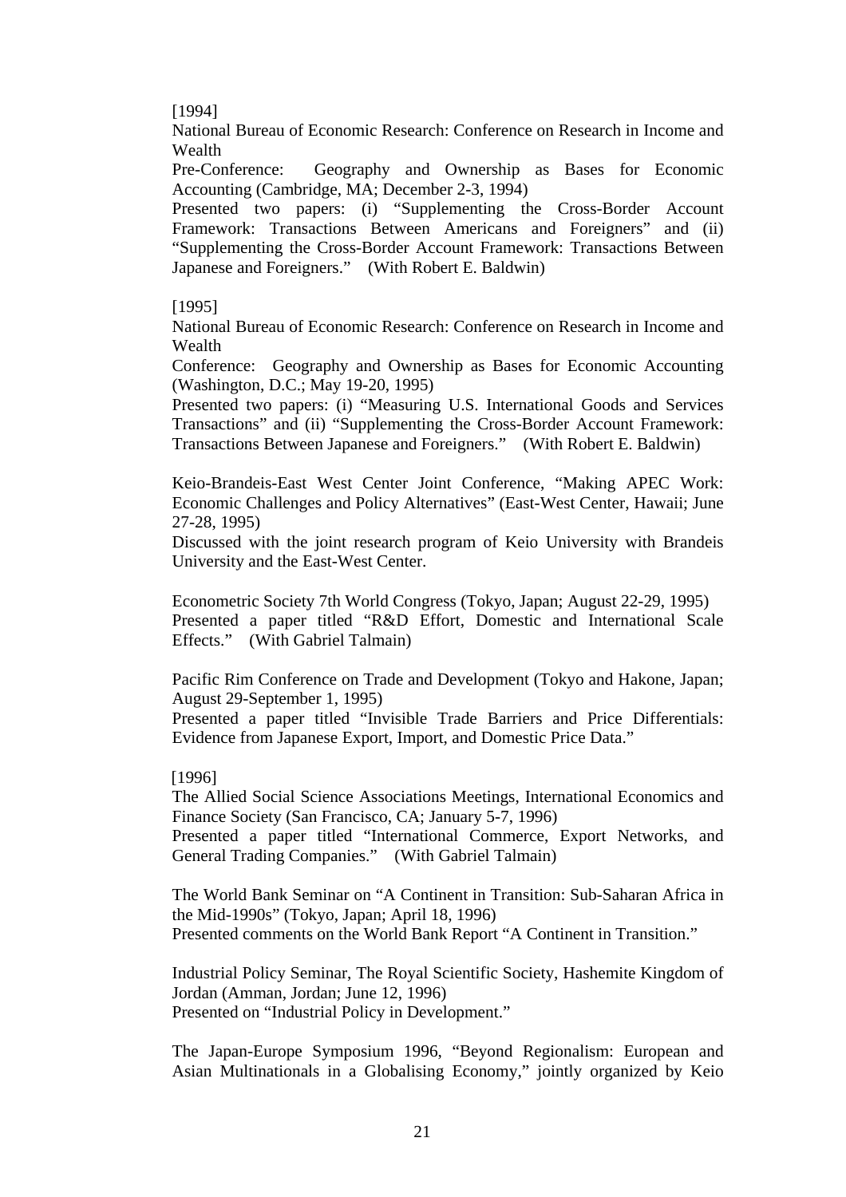[1994]

National Bureau of Economic Research: Conference on Research in Income and Wealth

Pre-Conference: Geography and Ownership as Bases for Economic Accounting (Cambridge, MA; December 2-3, 1994)

Presented two papers: (i) "Supplementing the Cross-Border Account Framework: Transactions Between Americans and Foreigners" and (ii) "Supplementing the Cross-Border Account Framework: Transactions Between Japanese and Foreigners." (With Robert E. Baldwin)

[1995]

National Bureau of Economic Research: Conference on Research in Income and Wealth

Conference: Geography and Ownership as Bases for Economic Accounting (Washington, D.C.; May 19-20, 1995)

Presented two papers: (i) "Measuring U.S. International Goods and Services Transactions" and (ii) "Supplementing the Cross-Border Account Framework: Transactions Between Japanese and Foreigners." (With Robert E. Baldwin)

Keio-Brandeis-East West Center Joint Conference, "Making APEC Work: Economic Challenges and Policy Alternatives" (East-West Center, Hawaii; June 27-28, 1995)

Discussed with the joint research program of Keio University with Brandeis University and the East-West Center.

Econometric Society 7th World Congress (Tokyo, Japan; August 22-29, 1995)

Presented a paper titled "R&D Effort, Domestic and International Scale Effects." (With Gabriel Talmain)

Pacific Rim Conference on Trade and Development (Tokyo and Hakone, Japan; August 29-September 1, 1995)

Presented a paper titled "Invisible Trade Barriers and Price Differentials: Evidence from Japanese Export, Import, and Domestic Price Data."

[1996]

The Allied Social Science Associations Meetings, International Economics and Finance Society (San Francisco, CA; January 5-7, 1996)

Presented a paper titled "International Commerce, Export Networks, and General Trading Companies." (With Gabriel Talmain)

The World Bank Seminar on "A Continent in Transition: Sub-Saharan Africa in the Mid-1990s" (Tokyo, Japan; April 18, 1996)

Presented comments on the World Bank Report "A Continent in Transition."

Industrial Policy Seminar, The Royal Scientific Society, Hashemite Kingdom of Jordan (Amman, Jordan; June 12, 1996)

Presented on "Industrial Policy in Development."

The Japan-Europe Symposium 1996, "Beyond Regionalism: European and Asian Multinationals in a Globalising Economy," jointly organized by Keio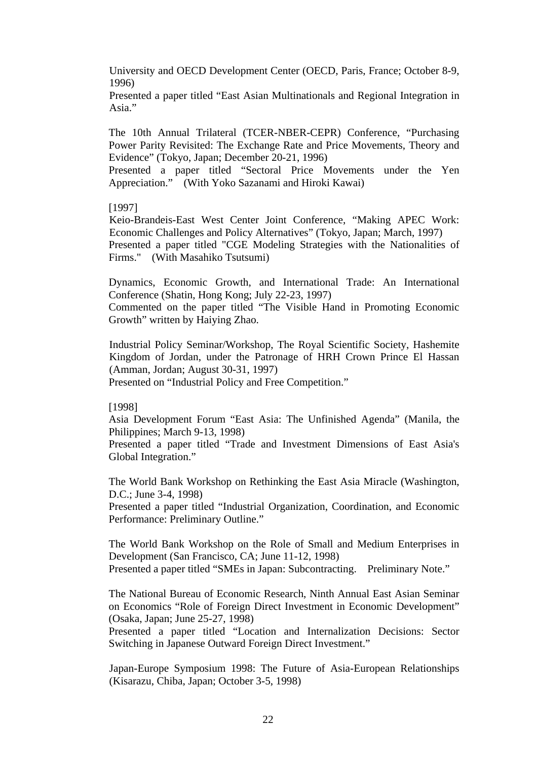University and OECD Development Center (OECD, Paris, France; October 8-9, 1996)
Presented a paper titled “East Asian Multinationals and Regional Integration in Asia.”

The 10th Annual Trilateral (TCER-NBER-CEPR) Conference, “Purchasing Power Parity Revisited: The Exchange Rate and Price Movements, Theory and Evidence” (Tokyo, Japan; December 20-21, 1996)
Presented a paper titled “Sectoral Price Movements under the Yen Appreciation.” (With Yoko Sazanami and Hiroki Kawai)

[1997]
Keio-Brandeis-East West Center Joint Conference, “Making APEC Work: Economic Challenges and Policy Alternatives” (Tokyo, Japan; March, 1997)
Presented a paper titled "CGE Modeling Strategies with the Nationalities of Firms." (With Masahiko Tsutsumi)

Dynamics, Economic Growth, and International Trade: An International Conference (Shatin, Hong Kong; July 22-23, 1997)
Commented on the paper titled “The Visible Hand in Promoting Economic Growth” written by Haiying Zhao.

Industrial Policy Seminar/Workshop, The Royal Scientific Society, Hashemite Kingdom of Jordan, under the Patronage of HRH Crown Prince El Hassan (Amman, Jordan; August 30-31, 1997)
Presented on “Industrial Policy and Free Competition.”

[1998]
Asia Development Forum “East Asia: The Unfinished Agenda” (Manila, the Philippines; March 9-13, 1998)
Presented a paper titled “Trade and Investment Dimensions of East Asia's Global Integration.”

The World Bank Workshop on Rethinking the East Asia Miracle (Washington, D.C.; June 3-4, 1998)
Presented a paper titled “Industrial Organization, Coordination, and Economic Performance: Preliminary Outline.”

The World Bank Workshop on the Role of Small and Medium Enterprises in Development (San Francisco, CA; June 11-12, 1998)
Presented a paper titled “SMEs in Japan: Subcontracting. Preliminary Note.”

The National Bureau of Economic Research, Ninth Annual East Asian Seminar on Economics “Role of Foreign Direct Investment in Economic Development” (Osaka, Japan; June 25-27, 1998)
Presented a paper titled “Location and Internalization Decisions: Sector Switching in Japanese Outward Foreign Direct Investment.”

Japan-Europe Symposium 1998: The Future of Asia-European Relationships (Kisarazu, Chiba, Japan; October 3-5, 1998)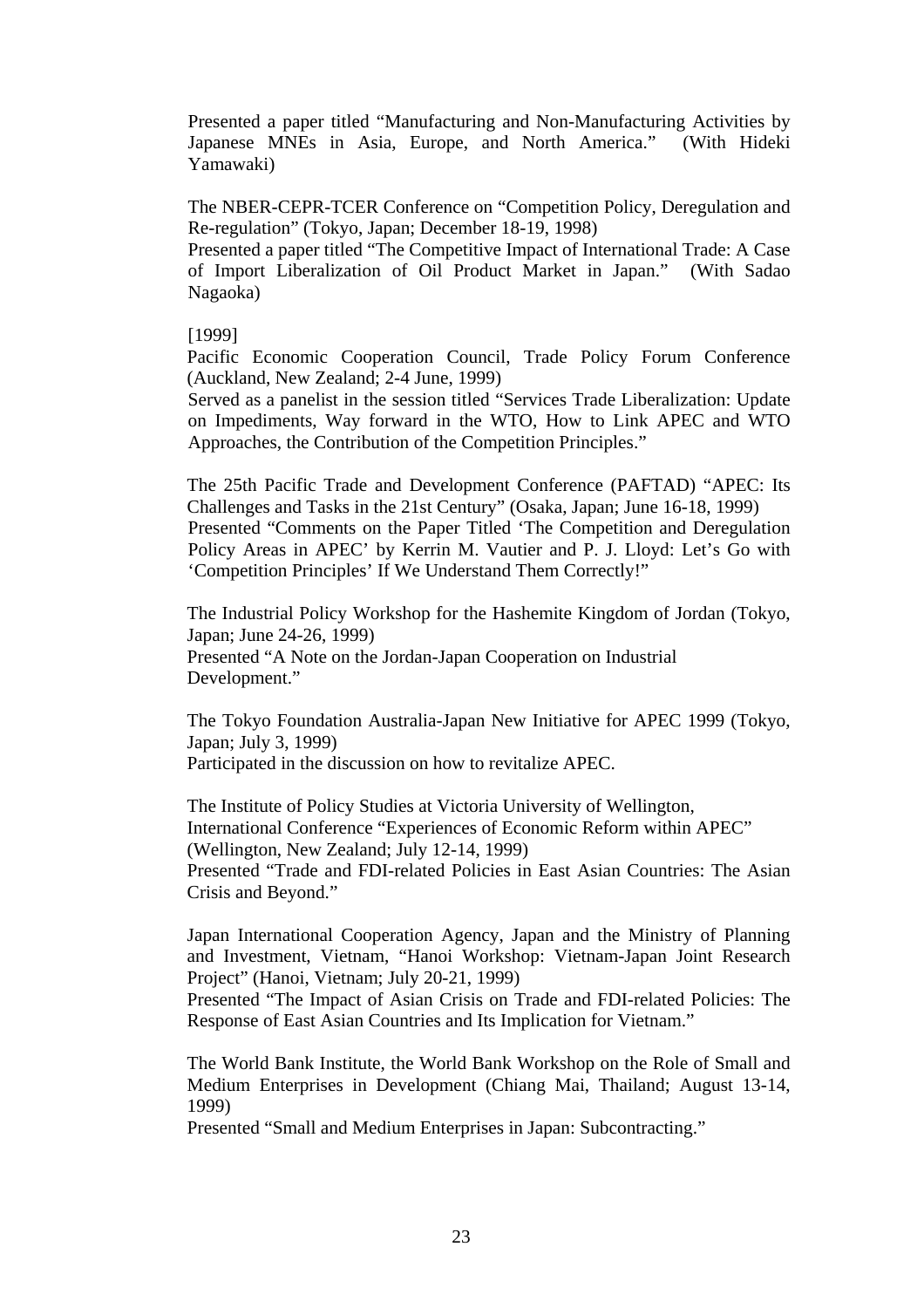Presented a paper titled "Manufacturing and Non-Manufacturing Activities by Japanese MNEs in Asia, Europe, and North America." (With Hideki Yamawaki)

The NBER-CEPR-TCER Conference on "Competition Policy, Deregulation and Re-regulation" (Tokyo, Japan; December 18-19, 1998)
Presented a paper titled "The Competitive Impact of International Trade: A Case of Import Liberalization of Oil Product Market in Japan." (With Sadao Nagaoka)

[1999]
Pacific Economic Cooperation Council, Trade Policy Forum Conference (Auckland, New Zealand; 2-4 June, 1999)
Served as a panelist in the session titled "Services Trade Liberalization: Update on Impediments, Way forward in the WTO, How to Link APEC and WTO Approaches, the Contribution of the Competition Principles."

The 25th Pacific Trade and Development Conference (PAFTAD) "APEC: Its Challenges and Tasks in the 21st Century" (Osaka, Japan; June 16-18, 1999)
Presented "Comments on the Paper Titled 'The Competition and Deregulation Policy Areas in APEC' by Kerrin M. Vautier and P. J. Lloyd: Let's Go with 'Competition Principles' If We Understand Them Correctly!"

The Industrial Policy Workshop for the Hashemite Kingdom of Jordan (Tokyo, Japan; June 24-26, 1999)
Presented "A Note on the Jordan-Japan Cooperation on Industrial Development."

The Tokyo Foundation Australia-Japan New Initiative for APEC 1999 (Tokyo, Japan; July 3, 1999)
Participated in the discussion on how to revitalize APEC.

The Institute of Policy Studies at Victoria University of Wellington, International Conference "Experiences of Economic Reform within APEC" (Wellington, New Zealand; July 12-14, 1999)
Presented "Trade and FDI-related Policies in East Asian Countries: The Asian Crisis and Beyond."

Japan International Cooperation Agency, Japan and the Ministry of Planning and Investment, Vietnam, "Hanoi Workshop: Vietnam-Japan Joint Research Project" (Hanoi, Vietnam; July 20-21, 1999)
Presented "The Impact of Asian Crisis on Trade and FDI-related Policies: The Response of East Asian Countries and Its Implication for Vietnam."

The World Bank Institute, the World Bank Workshop on the Role of Small and Medium Enterprises in Development (Chiang Mai, Thailand; August 13-14, 1999)
Presented "Small and Medium Enterprises in Japan: Subcontracting."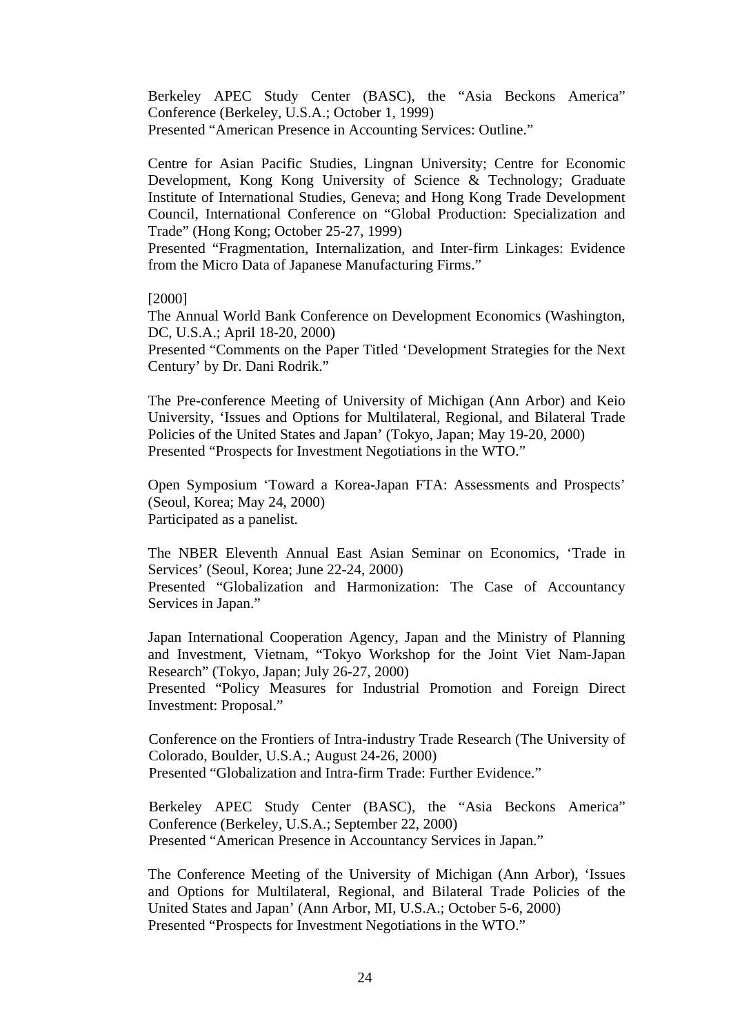Berkeley APEC Study Center (BASC), the "Asia Beckons America" Conference (Berkeley, U.S.A.; October 1, 1999)
Presented "American Presence in Accounting Services: Outline."

Centre for Asian Pacific Studies, Lingnan University; Centre for Economic Development, Kong Kong University of Science & Technology; Graduate Institute of International Studies, Geneva; and Hong Kong Trade Development Council, International Conference on "Global Production: Specialization and Trade" (Hong Kong; October 25-27, 1999)
Presented "Fragmentation, Internalization, and Inter-firm Linkages: Evidence from the Micro Data of Japanese Manufacturing Firms."

[2000]
The Annual World Bank Conference on Development Economics (Washington, DC, U.S.A.; April 18-20, 2000)
Presented "Comments on the Paper Titled 'Development Strategies for the Next Century' by Dr. Dani Rodrik."

The Pre-conference Meeting of University of Michigan (Ann Arbor) and Keio University, 'Issues and Options for Multilateral, Regional, and Bilateral Trade Policies of the United States and Japan' (Tokyo, Japan; May 19-20, 2000)
Presented "Prospects for Investment Negotiations in the WTO."

Open Symposium 'Toward a Korea-Japan FTA: Assessments and Prospects' (Seoul, Korea; May 24, 2000)
Participated as a panelist.

The NBER Eleventh Annual East Asian Seminar on Economics, 'Trade in Services' (Seoul, Korea; June 22-24, 2000)
Presented "Globalization and Harmonization: The Case of Accountancy Services in Japan."

Japan International Cooperation Agency, Japan and the Ministry of Planning and Investment, Vietnam, "Tokyo Workshop for the Joint Viet Nam-Japan Research" (Tokyo, Japan; July 26-27, 2000)
Presented "Policy Measures for Industrial Promotion and Foreign Direct Investment: Proposal."

Conference on the Frontiers of Intra-industry Trade Research (The University of Colorado, Boulder, U.S.A.; August 24-26, 2000)
Presented "Globalization and Intra-firm Trade: Further Evidence."

Berkeley APEC Study Center (BASC), the "Asia Beckons America" Conference (Berkeley, U.S.A.; September 22, 2000)
Presented "American Presence in Accountancy Services in Japan."

The Conference Meeting of the University of Michigan (Ann Arbor), 'Issues and Options for Multilateral, Regional, and Bilateral Trade Policies of the United States and Japan' (Ann Arbor, MI, U.S.A.; October 5-6, 2000)
Presented "Prospects for Investment Negotiations in the WTO."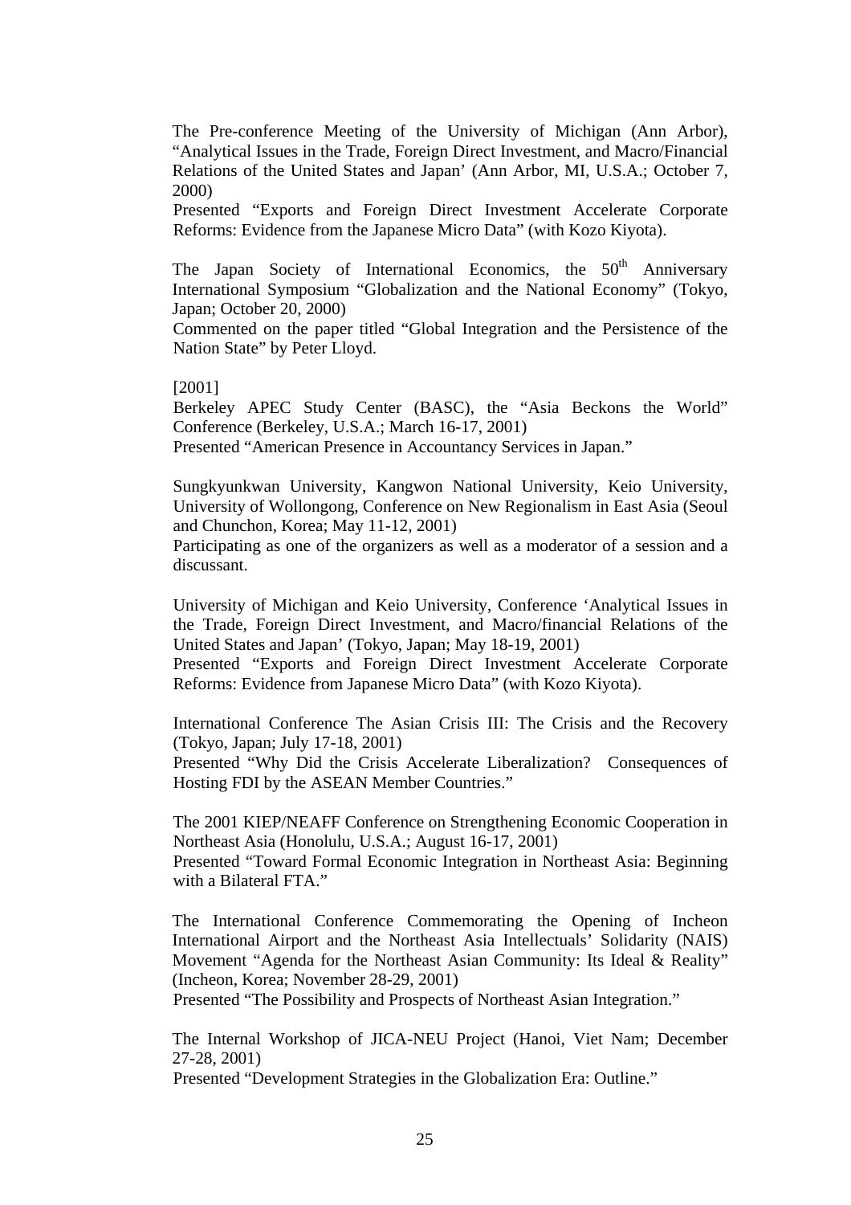The Pre-conference Meeting of the University of Michigan (Ann Arbor), “Analytical Issues in the Trade, Foreign Direct Investment, and Macro/Financial Relations of the United States and Japan’ (Ann Arbor, MI, U.S.A.; October 7, 2000)
Presented “Exports and Foreign Direct Investment Accelerate Corporate Reforms: Evidence from the Japanese Micro Data” (with Kozo Kiyota).

The Japan Society of International Economics, the 50th Anniversary International Symposium “Globalization and the National Economy” (Tokyo, Japan; October 20, 2000)
Commented on the paper titled “Global Integration and the Persistence of the Nation State” by Peter Lloyd.

[2001]
Berkeley APEC Study Center (BASC), the “Asia Beckons the World” Conference (Berkeley, U.S.A.; March 16-17, 2001)
Presented “American Presence in Accountancy Services in Japan.”

Sungkyunkwan University, Kangwon National University, Keio University, University of Wollongong, Conference on New Regionalism in East Asia (Seoul and Chunchon, Korea; May 11-12, 2001)
Participating as one of the organizers as well as a moderator of a session and a discussant.

University of Michigan and Keio University, Conference ‘Analytical Issues in the Trade, Foreign Direct Investment, and Macro/financial Relations of the United States and Japan’ (Tokyo, Japan; May 18-19, 2001)
Presented “Exports and Foreign Direct Investment Accelerate Corporate Reforms: Evidence from Japanese Micro Data” (with Kozo Kiyota).

International Conference The Asian Crisis III: The Crisis and the Recovery (Tokyo, Japan; July 17-18, 2001)
Presented “Why Did the Crisis Accelerate Liberalization? Consequences of Hosting FDI by the ASEAN Member Countries.”

The 2001 KIEP/NEAFF Conference on Strengthening Economic Cooperation in Northeast Asia (Honolulu, U.S.A.; August 16-17, 2001)
Presented “Toward Formal Economic Integration in Northeast Asia: Beginning with a Bilateral FTA.”

The International Conference Commemorating the Opening of Incheon International Airport and the Northeast Asia Intellectuals’ Solidarity (NAIS) Movement “Agenda for the Northeast Asian Community: Its Ideal & Reality” (Incheon, Korea; November 28-29, 2001)
Presented “The Possibility and Prospects of Northeast Asian Integration.”

The Internal Workshop of JICA-NEU Project (Hanoi, Viet Nam; December 27-28, 2001)
Presented “Development Strategies in the Globalization Era: Outline.”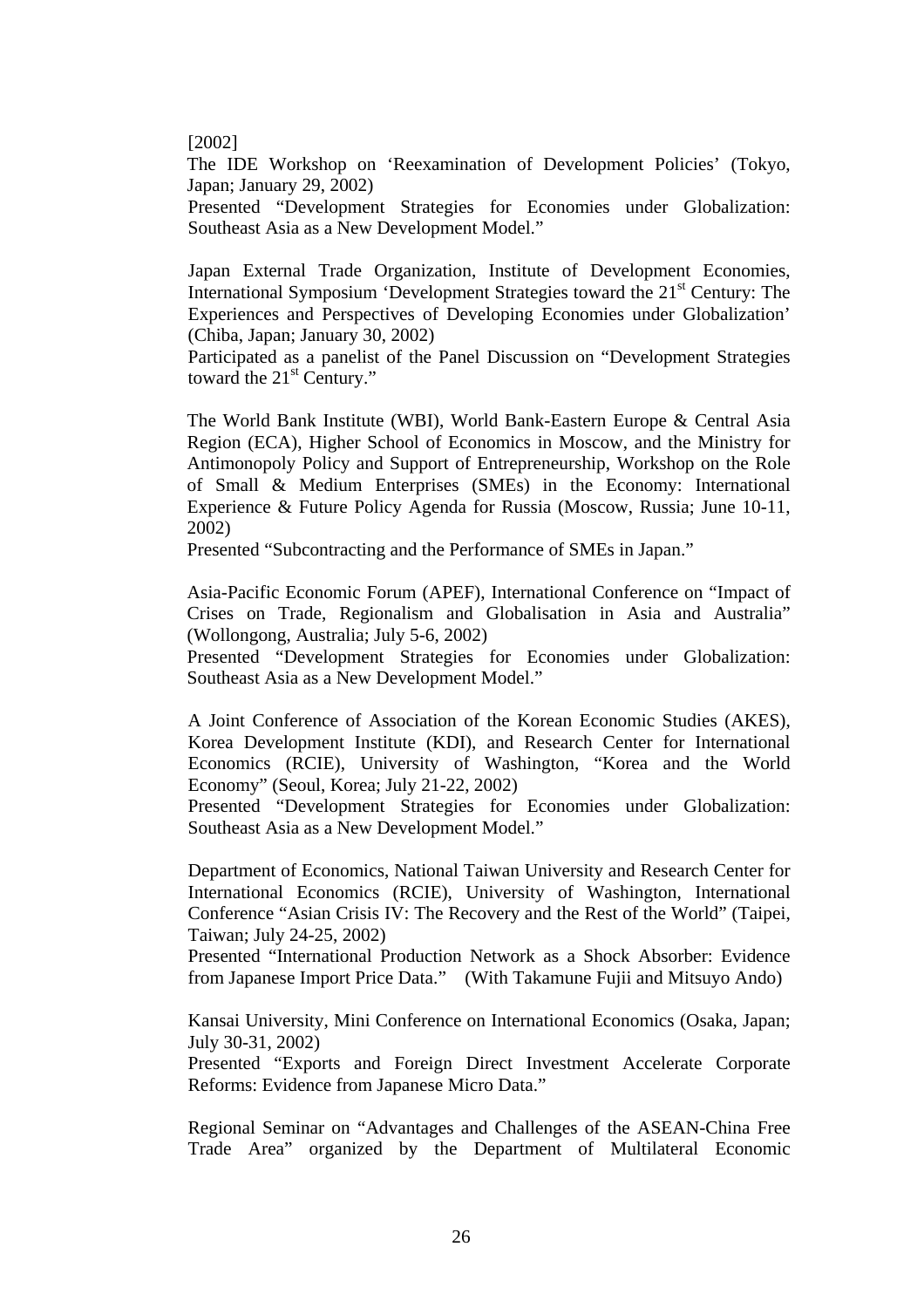[2002]

The IDE Workshop on 'Reexamination of Development Policies' (Tokyo, Japan; January 29, 2002)
Presented "Development Strategies for Economies under Globalization: Southeast Asia as a New Development Model."

Japan External Trade Organization, Institute of Development Economies, International Symposium 'Development Strategies toward the 21st Century: The Experiences and Perspectives of Developing Economies under Globalization' (Chiba, Japan; January 30, 2002)
Participated as a panelist of the Panel Discussion on "Development Strategies toward the 21st Century."

The World Bank Institute (WBI), World Bank-Eastern Europe & Central Asia Region (ECA), Higher School of Economics in Moscow, and the Ministry for Antimonopoly Policy and Support of Entrepreneurship, Workshop on the Role of Small & Medium Enterprises (SMEs) in the Economy: International Experience & Future Policy Agenda for Russia (Moscow, Russia; June 10-11, 2002)
Presented "Subcontracting and the Performance of SMEs in Japan."

Asia-Pacific Economic Forum (APEF), International Conference on "Impact of Crises on Trade, Regionalism and Globalisation in Asia and Australia" (Wollongong, Australia; July 5-6, 2002)
Presented "Development Strategies for Economies under Globalization: Southeast Asia as a New Development Model."

A Joint Conference of Association of the Korean Economic Studies (AKES), Korea Development Institute (KDI), and Research Center for International Economics (RCIE), University of Washington, "Korea and the World Economy" (Seoul, Korea; July 21-22, 2002)
Presented "Development Strategies for Economies under Globalization: Southeast Asia as a New Development Model."

Department of Economics, National Taiwan University and Research Center for International Economics (RCIE), University of Washington, International Conference "Asian Crisis IV: The Recovery and the Rest of the World" (Taipei, Taiwan; July 24-25, 2002)
Presented "International Production Network as a Shock Absorber: Evidence from Japanese Import Price Data." (With Takamune Fujii and Mitsuyo Ando)

Kansai University, Mini Conference on International Economics (Osaka, Japan; July 30-31, 2002)
Presented "Exports and Foreign Direct Investment Accelerate Corporate Reforms: Evidence from Japanese Micro Data."

Regional Seminar on "Advantages and Challenges of the ASEAN-China Free Trade Area" organized by the Department of Multilateral Economic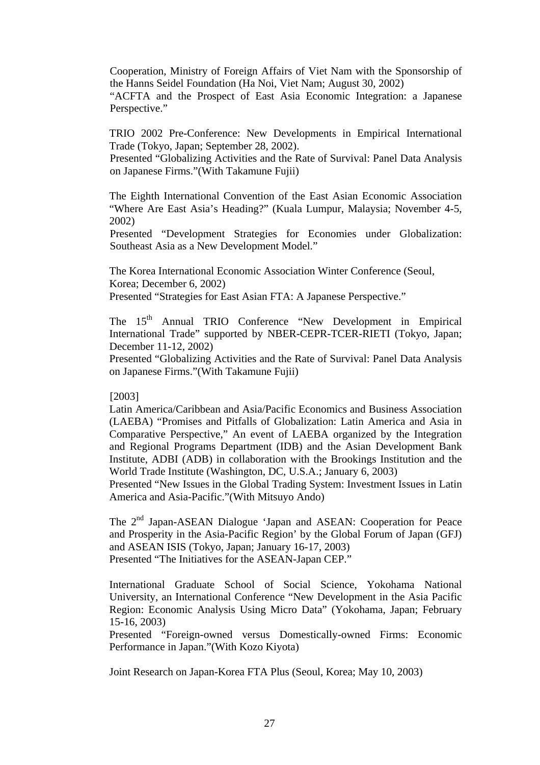Cooperation, Ministry of Foreign Affairs of Viet Nam with the Sponsorship of the Hanns Seidel Foundation (Ha Noi, Viet Nam; August 30, 2002)
"ACFTA and the Prospect of East Asia Economic Integration: a Japanese Perspective."

TRIO 2002 Pre-Conference: New Developments in Empirical International Trade (Tokyo, Japan; September 28, 2002).
Presented "Globalizing Activities and the Rate of Survival: Panel Data Analysis on Japanese Firms."(With Takamune Fujii)

The Eighth International Convention of the East Asian Economic Association "Where Are East Asia's Heading?" (Kuala Lumpur, Malaysia; November 4-5, 2002)
Presented "Development Strategies for Economies under Globalization: Southeast Asia as a New Development Model."

The Korea International Economic Association Winter Conference (Seoul, Korea; December 6, 2002)
Presented "Strategies for East Asian FTA: A Japanese Perspective."

The 15th Annual TRIO Conference "New Development in Empirical International Trade" supported by NBER-CEPR-TCER-RIETI (Tokyo, Japan; December 11-12, 2002)
Presented "Globalizing Activities and the Rate of Survival: Panel Data Analysis on Japanese Firms."(With Takamune Fujii)

[2003]
Latin America/Caribbean and Asia/Pacific Economics and Business Association (LAEBA) "Promises and Pitfalls of Globalization: Latin America and Asia in Comparative Perspective," An event of LAEBA organized by the Integration and Regional Programs Department (IDB) and the Asian Development Bank Institute, ADBI (ADB) in collaboration with the Brookings Institution and the World Trade Institute (Washington, DC, U.S.A.; January 6, 2003)
Presented "New Issues in the Global Trading System: Investment Issues in Latin America and Asia-Pacific."(With Mitsuyo Ando)

The 2nd Japan-ASEAN Dialogue 'Japan and ASEAN: Cooperation for Peace and Prosperity in the Asia-Pacific Region' by the Global Forum of Japan (GFJ) and ASEAN ISIS (Tokyo, Japan; January 16-17, 2003)
Presented "The Initiatives for the ASEAN-Japan CEP."

International Graduate School of Social Science, Yokohama National University, an International Conference "New Development in the Asia Pacific Region: Economic Analysis Using Micro Data" (Yokohama, Japan; February 15-16, 2003)
Presented "Foreign-owned versus Domestically-owned Firms: Economic Performance in Japan."(With Kozo Kiyota)

Joint Research on Japan-Korea FTA Plus (Seoul, Korea; May 10, 2003)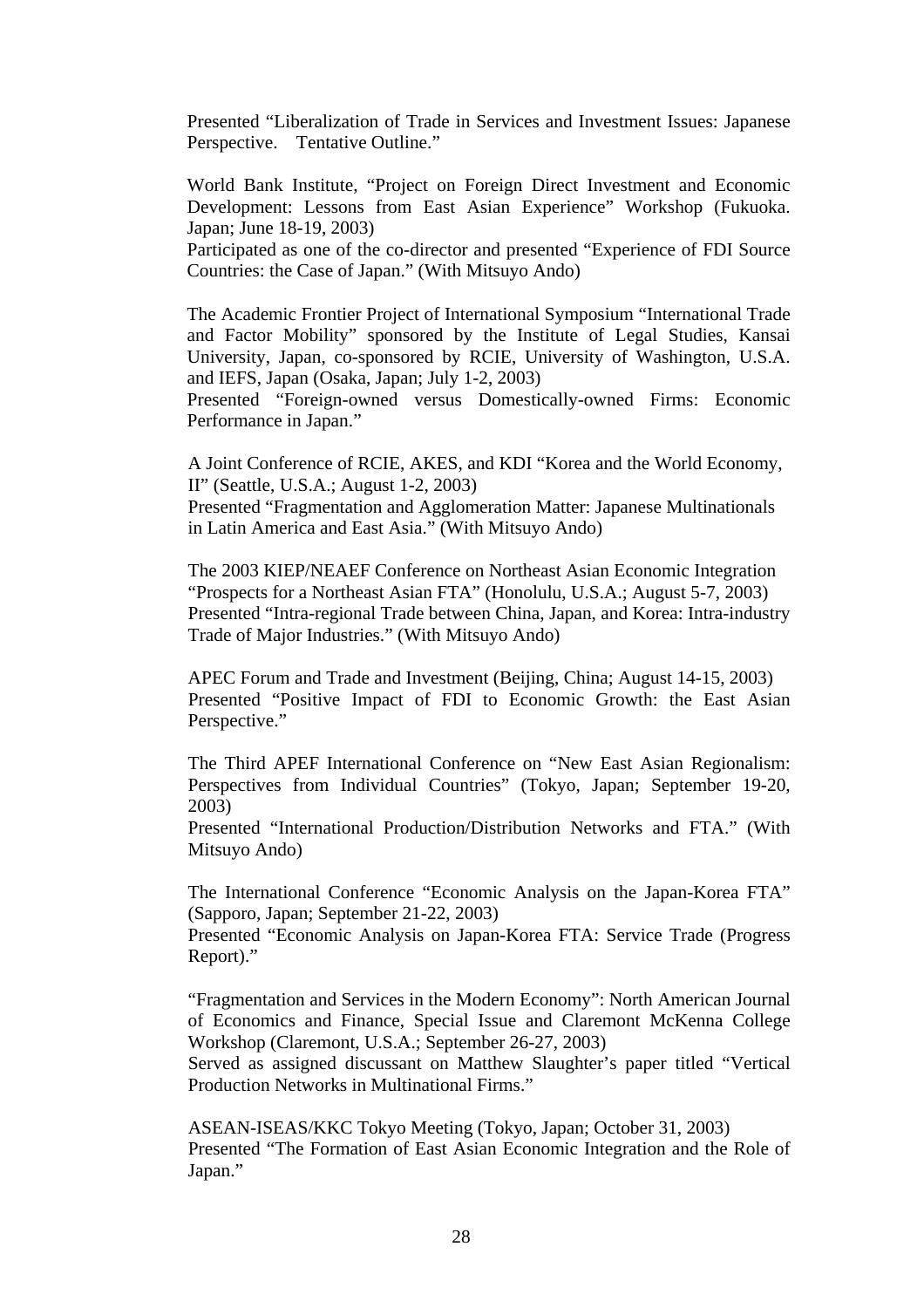Presented "Liberalization of Trade in Services and Investment Issues: Japanese Perspective.　Tentative Outline."

World Bank Institute, "Project on Foreign Direct Investment and Economic Development: Lessons from East Asian Experience" Workshop (Fukuoka. Japan; June 18-19, 2003)
Participated as one of the co-director and presented "Experience of FDI Source Countries: the Case of Japan." (With Mitsuyo Ando)

The Academic Frontier Project of International Symposium "International Trade and Factor Mobility" sponsored by the Institute of Legal Studies, Kansai University, Japan, co-sponsored by RCIE, University of Washington, U.S.A. and IEFS, Japan (Osaka, Japan; July 1-2, 2003)
Presented "Foreign-owned versus Domestically-owned Firms: Economic Performance in Japan."

A Joint Conference of RCIE, AKES, and KDI "Korea and the World Economy, II" (Seattle, U.S.A.; August 1-2, 2003)
Presented "Fragmentation and Agglomeration Matter: Japanese Multinationals in Latin America and East Asia." (With Mitsuyo Ando)

The 2003 KIEP/NEAEF Conference on Northeast Asian Economic Integration "Prospects for a Northeast Asian FTA" (Honolulu, U.S.A.; August 5-7, 2003)
Presented "Intra-regional Trade between China, Japan, and Korea: Intra-industry Trade of Major Industries." (With Mitsuyo Ando)

APEC Forum and Trade and Investment (Beijing, China; August 14-15, 2003)
Presented "Positive Impact of FDI to Economic Growth: the East Asian Perspective."

The Third APEF International Conference on "New East Asian Regionalism: Perspectives from Individual Countries" (Tokyo, Japan; September 19-20, 2003)
Presented "International Production/Distribution Networks and FTA." (With Mitsuyo Ando)

The International Conference "Economic Analysis on the Japan-Korea FTA" (Sapporo, Japan; September 21-22, 2003)
Presented "Economic Analysis on Japan-Korea FTA: Service Trade (Progress Report)."

"Fragmentation and Services in the Modern Economy": North American Journal of Economics and Finance, Special Issue and Claremont McKenna College Workshop (Claremont, U.S.A.; September 26-27, 2003)
Served as assigned discussant on Matthew Slaughter's paper titled "Vertical Production Networks in Multinational Firms."

ASEAN-ISEAS/KKC Tokyo Meeting (Tokyo, Japan; October 31, 2003)
Presented "The Formation of East Asian Economic Integration and the Role of Japan."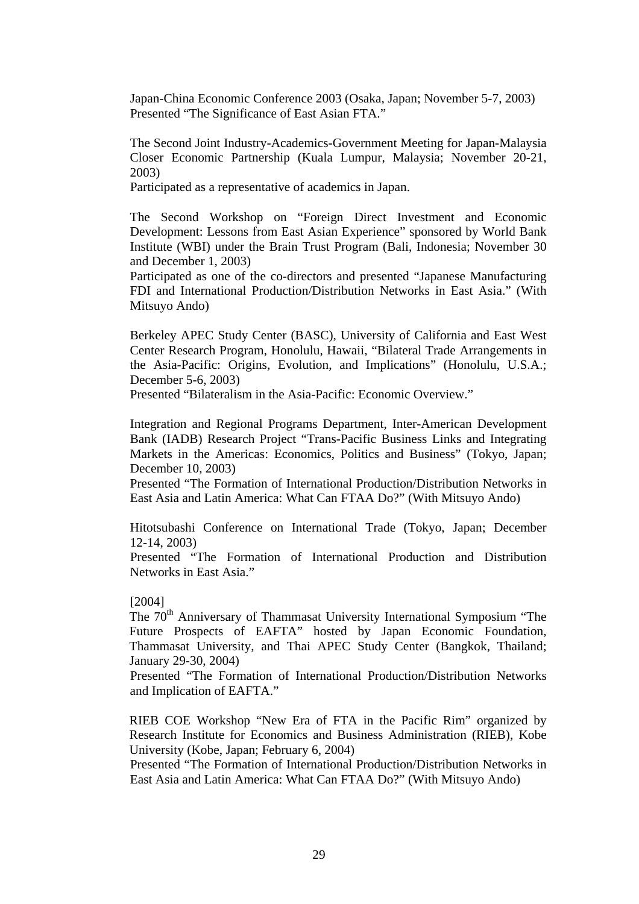Japan-China Economic Conference 2003 (Osaka, Japan; November 5-7, 2003)
Presented "The Significance of East Asian FTA."

The Second Joint Industry-Academics-Government Meeting for Japan-Malaysia Closer Economic Partnership (Kuala Lumpur, Malaysia; November 20-21, 2003)
Participated as a representative of academics in Japan.

The Second Workshop on "Foreign Direct Investment and Economic Development: Lessons from East Asian Experience" sponsored by World Bank Institute (WBI) under the Brain Trust Program (Bali, Indonesia; November 30 and December 1, 2003)
Participated as one of the co-directors and presented "Japanese Manufacturing FDI and International Production/Distribution Networks in East Asia." (With Mitsuyo Ando)

Berkeley APEC Study Center (BASC), University of California and East West Center Research Program, Honolulu, Hawaii, "Bilateral Trade Arrangements in the Asia-Pacific: Origins, Evolution, and Implications" (Honolulu, U.S.A.; December 5-6, 2003)
Presented "Bilateralism in the Asia-Pacific: Economic Overview."

Integration and Regional Programs Department, Inter-American Development Bank (IADB) Research Project "Trans-Pacific Business Links and Integrating Markets in the Americas: Economics, Politics and Business" (Tokyo, Japan; December 10, 2003)
Presented "The Formation of International Production/Distribution Networks in East Asia and Latin America: What Can FTAA Do?" (With Mitsuyo Ando)

Hitotsubashi Conference on International Trade (Tokyo, Japan; December 12-14, 2003)
Presented "The Formation of International Production and Distribution Networks in East Asia."

[2004]
The 70th Anniversary of Thammasat University International Symposium "The Future Prospects of EAFTA" hosted by Japan Economic Foundation, Thammasat University, and Thai APEC Study Center (Bangkok, Thailand; January 29-30, 2004)
Presented "The Formation of International Production/Distribution Networks and Implication of EAFTA."

RIEB COE Workshop "New Era of FTA in the Pacific Rim" organized by Research Institute for Economics and Business Administration (RIEB), Kobe University (Kobe, Japan; February 6, 2004)
Presented "The Formation of International Production/Distribution Networks in East Asia and Latin America: What Can FTAA Do?" (With Mitsuyo Ando)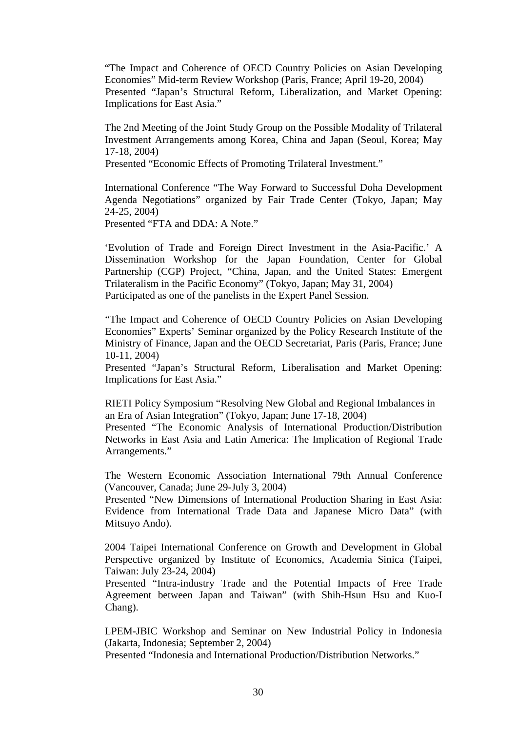"The Impact and Coherence of OECD Country Policies on Asian Developing Economies" Mid-term Review Workshop (Paris, France; April 19-20, 2004)
Presented "Japan's Structural Reform, Liberalization, and Market Opening: Implications for East Asia."

The 2nd Meeting of the Joint Study Group on the Possible Modality of Trilateral Investment Arrangements among Korea, China and Japan (Seoul, Korea; May 17-18, 2004)
Presented "Economic Effects of Promoting Trilateral Investment."

International Conference "The Way Forward to Successful Doha Development Agenda Negotiations" organized by Fair Trade Center (Tokyo, Japan; May 24-25, 2004)
Presented "FTA and DDA: A Note."

'Evolution of Trade and Foreign Direct Investment in the Asia-Pacific.' A Dissemination Workshop for the Japan Foundation, Center for Global Partnership (CGP) Project, "China, Japan, and the United States: Emergent Trilateralism in the Pacific Economy" (Tokyo, Japan; May 31, 2004)
Participated as one of the panelists in the Expert Panel Session.

"The Impact and Coherence of OECD Country Policies on Asian Developing Economies" Experts' Seminar organized by the Policy Research Institute of the Ministry of Finance, Japan and the OECD Secretariat, Paris (Paris, France; June 10-11, 2004)
Presented "Japan's Structural Reform, Liberalisation and Market Opening: Implications for East Asia."

RIETI Policy Symposium "Resolving New Global and Regional Imbalances in an Era of Asian Integration" (Tokyo, Japan; June 17-18, 2004)
Presented "The Economic Analysis of International Production/Distribution Networks in East Asia and Latin America: The Implication of Regional Trade Arrangements."

The Western Economic Association International 79th Annual Conference (Vancouver, Canada; June 29-July 3, 2004)
Presented "New Dimensions of International Production Sharing in East Asia: Evidence from International Trade Data and Japanese Micro Data" (with Mitsuyo Ando).

2004 Taipei International Conference on Growth and Development in Global Perspective organized by Institute of Economics, Academia Sinica (Taipei, Taiwan: July 23-24, 2004)
Presented "Intra-industry Trade and the Potential Impacts of Free Trade Agreement between Japan and Taiwan" (with Shih-Hsun Hsu and Kuo-I Chang).

LPEM-JBIC Workshop and Seminar on New Industrial Policy in Indonesia (Jakarta, Indonesia; September 2, 2004)
Presented "Indonesia and International Production/Distribution Networks."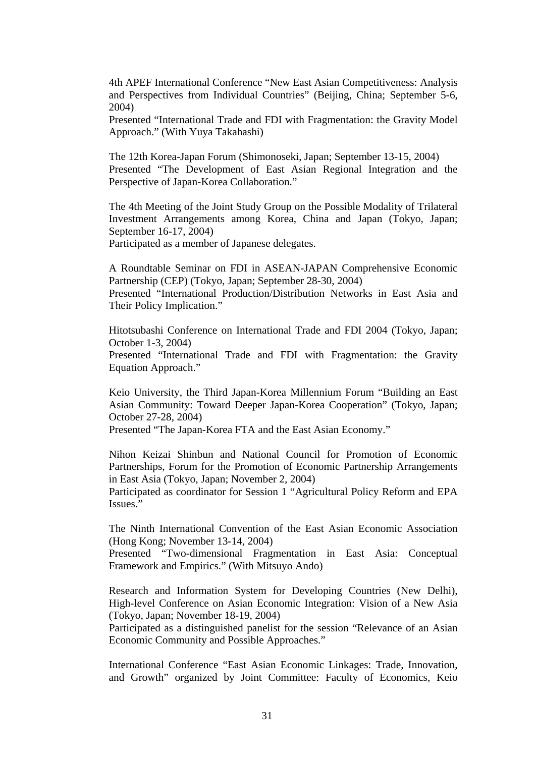4th APEF International Conference "New East Asian Competitiveness: Analysis and Perspectives from Individual Countries" (Beijing, China; September 5-6, 2004)
Presented "International Trade and FDI with Fragmentation: the Gravity Model Approach." (With Yuya Takahashi)

The 12th Korea-Japan Forum (Shimonoseki, Japan; September 13-15, 2004)
Presented "The Development of East Asian Regional Integration and the Perspective of Japan-Korea Collaboration."

The 4th Meeting of the Joint Study Group on the Possible Modality of Trilateral Investment Arrangements among Korea, China and Japan (Tokyo, Japan; September 16-17, 2004)
Participated as a member of Japanese delegates.

A Roundtable Seminar on FDI in ASEAN-JAPAN Comprehensive Economic Partnership (CEP) (Tokyo, Japan; September 28-30, 2004)
Presented "International Production/Distribution Networks in East Asia and Their Policy Implication."

Hitotsubashi Conference on International Trade and FDI 2004 (Tokyo, Japan; October 1-3, 2004)
Presented "International Trade and FDI with Fragmentation: the Gravity Equation Approach."

Keio University, the Third Japan-Korea Millennium Forum "Building an East Asian Community: Toward Deeper Japan-Korea Cooperation" (Tokyo, Japan; October 27-28, 2004)
Presented "The Japan-Korea FTA and the East Asian Economy."

Nihon Keizai Shinbun and National Council for Promotion of Economic Partnerships, Forum for the Promotion of Economic Partnership Arrangements in East Asia (Tokyo, Japan; November 2, 2004)
Participated as coordinator for Session 1 "Agricultural Policy Reform and EPA Issues."

The Ninth International Convention of the East Asian Economic Association (Hong Kong; November 13-14, 2004)
Presented "Two-dimensional Fragmentation in East Asia: Conceptual Framework and Empirics." (With Mitsuyo Ando)

Research and Information System for Developing Countries (New Delhi), High-level Conference on Asian Economic Integration: Vision of a New Asia (Tokyo, Japan; November 18-19, 2004)
Participated as a distinguished panelist for the session "Relevance of an Asian Economic Community and Possible Approaches."

International Conference "East Asian Economic Linkages: Trade, Innovation, and Growth" organized by Joint Committee: Faculty of Economics, Keio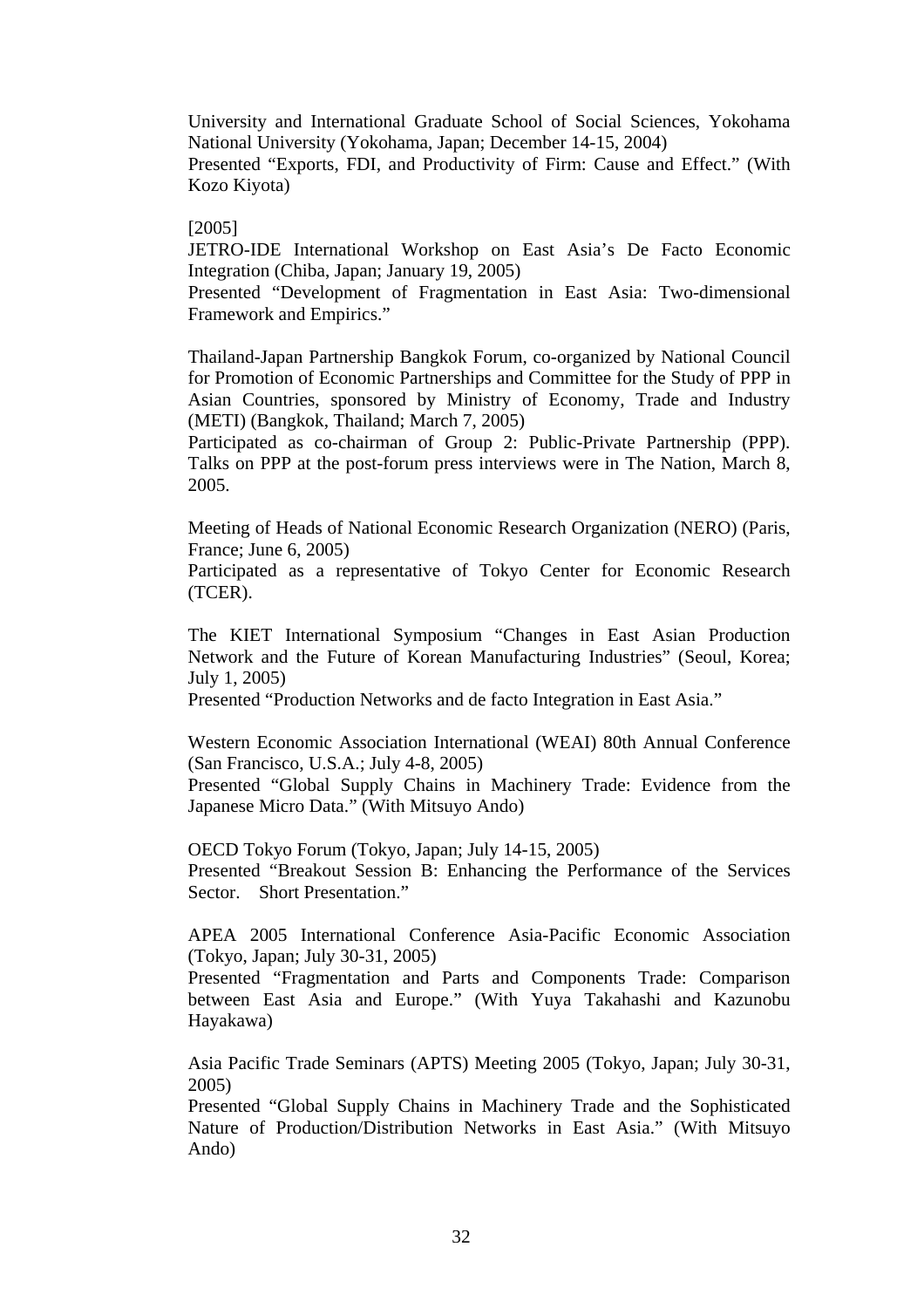University and International Graduate School of Social Sciences, Yokohama National University (Yokohama, Japan; December 14-15, 2004)
Presented "Exports, FDI, and Productivity of Firm: Cause and Effect." (With Kozo Kiyota)

[2005]
JETRO-IDE International Workshop on East Asia's De Facto Economic Integration (Chiba, Japan; January 19, 2005)
Presented "Development of Fragmentation in East Asia: Two-dimensional Framework and Empirics."

Thailand-Japan Partnership Bangkok Forum, co-organized by National Council for Promotion of Economic Partnerships and Committee for the Study of PPP in Asian Countries, sponsored by Ministry of Economy, Trade and Industry (METI) (Bangkok, Thailand; March 7, 2005)
Participated as co-chairman of Group 2: Public-Private Partnership (PPP). Talks on PPP at the post-forum press interviews were in The Nation, March 8, 2005.

Meeting of Heads of National Economic Research Organization (NERO) (Paris, France; June 6, 2005)
Participated as a representative of Tokyo Center for Economic Research (TCER).

The KIET International Symposium "Changes in East Asian Production Network and the Future of Korean Manufacturing Industries" (Seoul, Korea; July 1, 2005)
Presented "Production Networks and de facto Integration in East Asia."

Western Economic Association International (WEAI) 80th Annual Conference (San Francisco, U.S.A.; July 4-8, 2005)
Presented "Global Supply Chains in Machinery Trade: Evidence from the Japanese Micro Data." (With Mitsuyo Ando)

OECD Tokyo Forum (Tokyo, Japan; July 14-15, 2005)
Presented "Breakout Session B: Enhancing the Performance of the Services Sector. Short Presentation."

APEA 2005 International Conference Asia-Pacific Economic Association (Tokyo, Japan; July 30-31, 2005)
Presented "Fragmentation and Parts and Components Trade: Comparison between East Asia and Europe." (With Yuya Takahashi and Kazunobu Hayakawa)

Asia Pacific Trade Seminars (APTS) Meeting 2005 (Tokyo, Japan; July 30-31, 2005)
Presented "Global Supply Chains in Machinery Trade and the Sophisticated Nature of Production/Distribution Networks in East Asia." (With Mitsuyo Ando)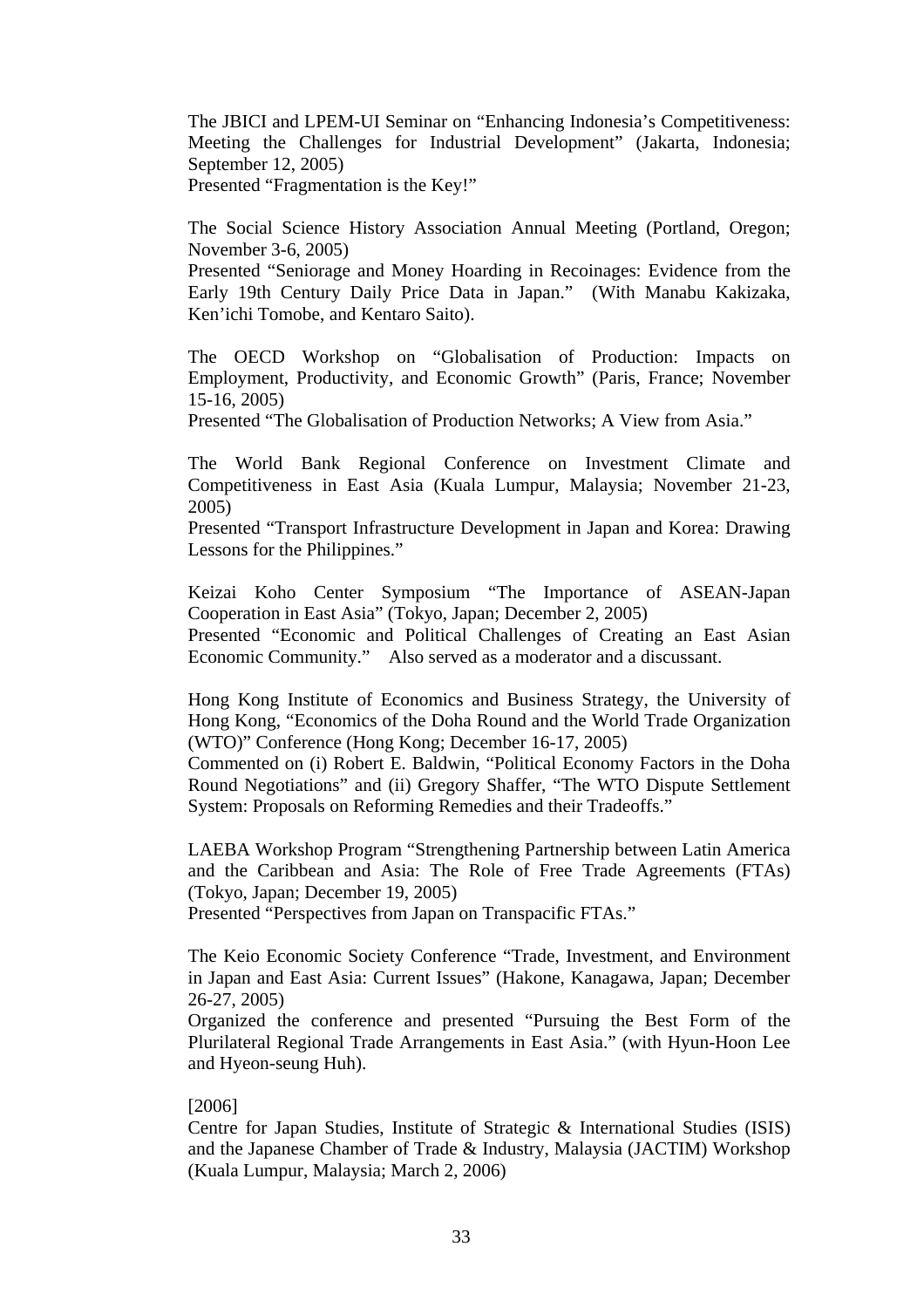The JBICI and LPEM-UI Seminar on "Enhancing Indonesia's Competitiveness: Meeting the Challenges for Industrial Development" (Jakarta, Indonesia; September 12, 2005)
Presented "Fragmentation is the Key!"

The Social Science History Association Annual Meeting (Portland, Oregon; November 3-6, 2005)
Presented "Seniorage and Money Hoarding in Recoinages: Evidence from the Early 19th Century Daily Price Data in Japan." (With Manabu Kakizaka, Ken'ichi Tomobe, and Kentaro Saito).

The OECD Workshop on "Globalisation of Production: Impacts on Employment, Productivity, and Economic Growth" (Paris, France; November 15-16, 2005)
Presented "The Globalisation of Production Networks; A View from Asia."

The World Bank Regional Conference on Investment Climate and Competitiveness in East Asia (Kuala Lumpur, Malaysia; November 21-23, 2005)
Presented "Transport Infrastructure Development in Japan and Korea: Drawing Lessons for the Philippines."

Keizai Koho Center Symposium "The Importance of ASEAN-Japan Cooperation in East Asia" (Tokyo, Japan; December 2, 2005)
Presented "Economic and Political Challenges of Creating an East Asian Economic Community." Also served as a moderator and a discussant.

Hong Kong Institute of Economics and Business Strategy, the University of Hong Kong, "Economics of the Doha Round and the World Trade Organization (WTO)" Conference (Hong Kong; December 16-17, 2005)
Commented on (i) Robert E. Baldwin, "Political Economy Factors in the Doha Round Negotiations" and (ii) Gregory Shaffer, "The WTO Dispute Settlement System: Proposals on Reforming Remedies and their Tradeoffs."

LAEBA Workshop Program "Strengthening Partnership between Latin America and the Caribbean and Asia: The Role of Free Trade Agreements (FTAs) (Tokyo, Japan; December 19, 2005)
Presented "Perspectives from Japan on Transpacific FTAs."

The Keio Economic Society Conference "Trade, Investment, and Environment in Japan and East Asia: Current Issues" (Hakone, Kanagawa, Japan; December 26-27, 2005)
Organized the conference and presented "Pursuing the Best Form of the Plurilateral Regional Trade Arrangements in East Asia." (with Hyun-Hoon Lee and Hyeon-seung Huh).

[2006]
Centre for Japan Studies, Institute of Strategic & International Studies (ISIS) and the Japanese Chamber of Trade & Industry, Malaysia (JACTIM) Workshop (Kuala Lumpur, Malaysia; March 2, 2006)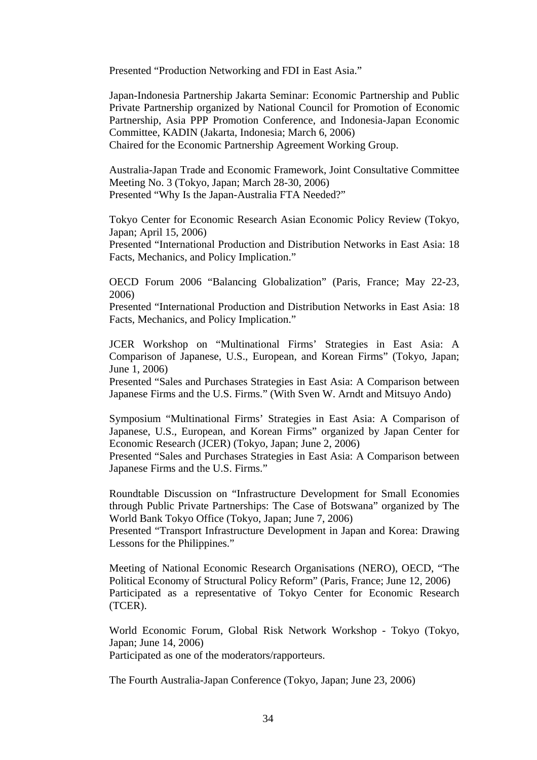Presented “Production Networking and FDI in East Asia.”

Japan-Indonesia Partnership Jakarta Seminar: Economic Partnership and Public Private Partnership organized by National Council for Promotion of Economic Partnership, Asia PPP Promotion Conference, and Indonesia-Japan Economic Committee, KADIN (Jakarta, Indonesia; March 6, 2006)
Chaired for the Economic Partnership Agreement Working Group.

Australia-Japan Trade and Economic Framework, Joint Consultative Committee Meeting No. 3 (Tokyo, Japan; March 28-30, 2006)
Presented “Why Is the Japan-Australia FTA Needed?”

Tokyo Center for Economic Research Asian Economic Policy Review (Tokyo, Japan; April 15, 2006)
Presented “International Production and Distribution Networks in East Asia: 18 Facts, Mechanics, and Policy Implication.”

OECD Forum 2006 “Balancing Globalization” (Paris, France; May 22-23, 2006)
Presented “International Production and Distribution Networks in East Asia: 18 Facts, Mechanics, and Policy Implication.”

JCER Workshop on “Multinational Firms’ Strategies in East Asia: A Comparison of Japanese, U.S., European, and Korean Firms” (Tokyo, Japan; June 1, 2006)
Presented “Sales and Purchases Strategies in East Asia: A Comparison between Japanese Firms and the U.S. Firms.” (With Sven W. Arndt and Mitsuyo Ando)

Symposium “Multinational Firms’ Strategies in East Asia: A Comparison of Japanese, U.S., European, and Korean Firms” organized by Japan Center for Economic Research (JCER) (Tokyo, Japan; June 2, 2006)
Presented “Sales and Purchases Strategies in East Asia: A Comparison between Japanese Firms and the U.S. Firms.”

Roundtable Discussion on “Infrastructure Development for Small Economies through Public Private Partnerships: The Case of Botswana” organized by The World Bank Tokyo Office (Tokyo, Japan; June 7, 2006)
Presented “Transport Infrastructure Development in Japan and Korea: Drawing Lessons for the Philippines.”

Meeting of National Economic Research Organisations (NERO), OECD, “The Political Economy of Structural Policy Reform” (Paris, France; June 12, 2006)
Participated as a representative of Tokyo Center for Economic Research (TCER).

World Economic Forum, Global Risk Network Workshop - Tokyo (Tokyo, Japan; June 14, 2006)
Participated as one of the moderators/rapporteurs.

The Fourth Australia-Japan Conference (Tokyo, Japan; June 23, 2006)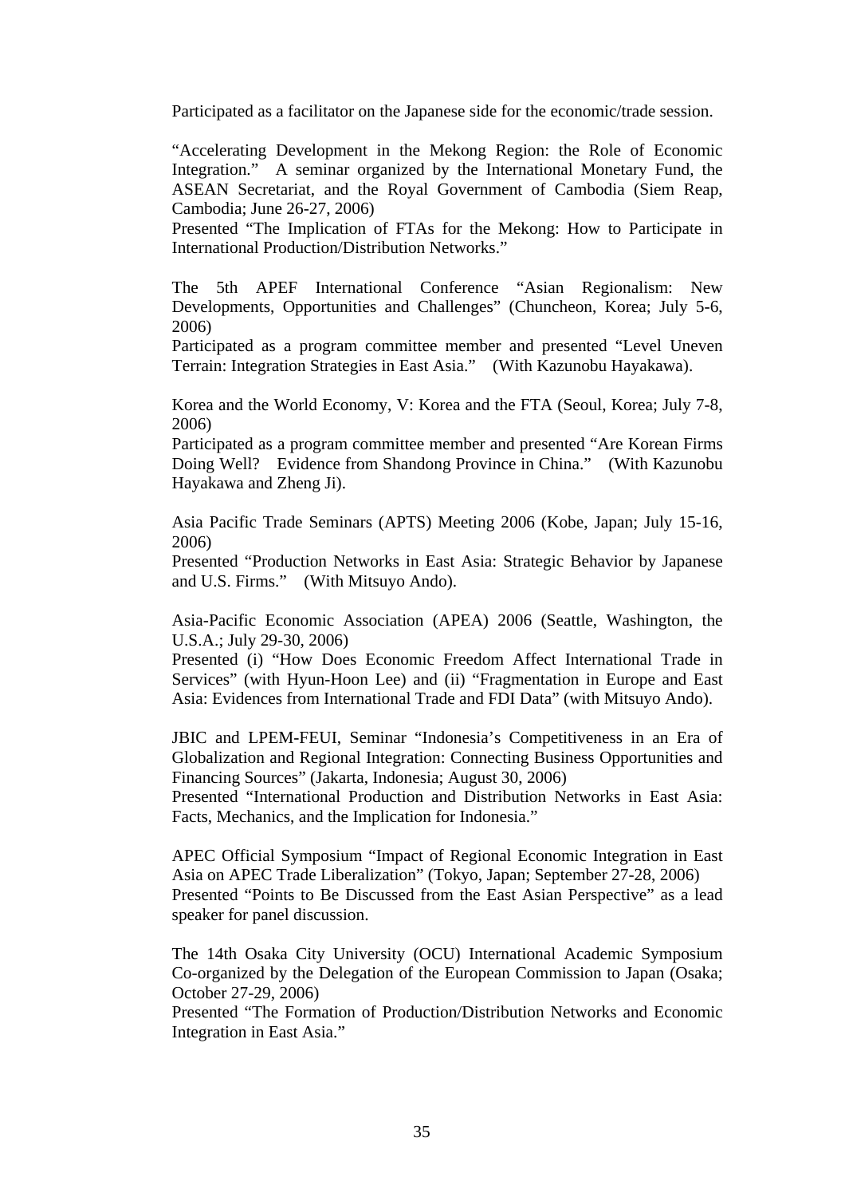Participated as a facilitator on the Japanese side for the economic/trade session.

"Accelerating Development in the Mekong Region: the Role of Economic Integration." A seminar organized by the International Monetary Fund, the ASEAN Secretariat, and the Royal Government of Cambodia (Siem Reap, Cambodia; June 26-27, 2006)
Presented "The Implication of FTAs for the Mekong: How to Participate in International Production/Distribution Networks."

The 5th APEF International Conference "Asian Regionalism: New Developments, Opportunities and Challenges" (Chuncheon, Korea; July 5-6, 2006)
Participated as a program committee member and presented "Level Uneven Terrain: Integration Strategies in East Asia." (With Kazunobu Hayakawa).

Korea and the World Economy, V: Korea and the FTA (Seoul, Korea; July 7-8, 2006)
Participated as a program committee member and presented "Are Korean Firms Doing Well? Evidence from Shandong Province in China." (With Kazunobu Hayakawa and Zheng Ji).

Asia Pacific Trade Seminars (APTS) Meeting 2006 (Kobe, Japan; July 15-16, 2006)
Presented "Production Networks in East Asia: Strategic Behavior by Japanese and U.S. Firms." (With Mitsuyo Ando).

Asia-Pacific Economic Association (APEA) 2006 (Seattle, Washington, the U.S.A.; July 29-30, 2006)
Presented (i) "How Does Economic Freedom Affect International Trade in Services" (with Hyun-Hoon Lee) and (ii) "Fragmentation in Europe and East Asia: Evidences from International Trade and FDI Data" (with Mitsuyo Ando).

JBIC and LPEM-FEUI, Seminar "Indonesia's Competitiveness in an Era of Globalization and Regional Integration: Connecting Business Opportunities and Financing Sources" (Jakarta, Indonesia; August 30, 2006)
Presented "International Production and Distribution Networks in East Asia: Facts, Mechanics, and the Implication for Indonesia."

APEC Official Symposium "Impact of Regional Economic Integration in East Asia on APEC Trade Liberalization" (Tokyo, Japan; September 27-28, 2006)
Presented "Points to Be Discussed from the East Asian Perspective" as a lead speaker for panel discussion.

The 14th Osaka City University (OCU) International Academic Symposium Co-organized by the Delegation of the European Commission to Japan (Osaka; October 27-29, 2006)
Presented "The Formation of Production/Distribution Networks and Economic Integration in East Asia."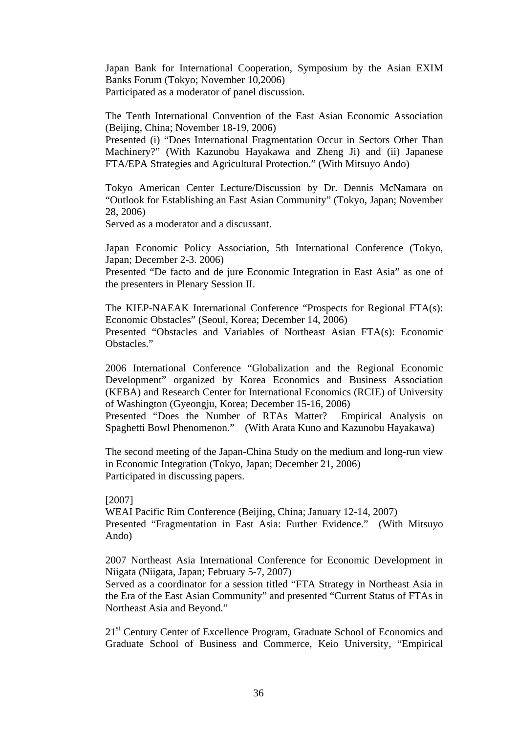Japan Bank for International Cooperation, Symposium by the Asian EXIM Banks Forum (Tokyo; November 10,2006)
Participated as a moderator of panel discussion.

The Tenth International Convention of the East Asian Economic Association (Beijing, China; November 18-19, 2006)
Presented (i) "Does International Fragmentation Occur in Sectors Other Than Machinery?" (With Kazunobu Hayakawa and Zheng Ji) and (ii) Japanese FTA/EPA Strategies and Agricultural Protection." (With Mitsuyo Ando)

Tokyo American Center Lecture/Discussion by Dr. Dennis McNamara on "Outlook for Establishing an East Asian Community" (Tokyo, Japan; November 28, 2006)
Served as a moderator and a discussant.

Japan Economic Policy Association, 5th International Conference (Tokyo, Japan; December 2-3. 2006)
Presented "De facto and de jure Economic Integration in East Asia" as one of the presenters in Plenary Session II.

The KIEP-NAEAK International Conference "Prospects for Regional FTA(s): Economic Obstacles" (Seoul, Korea; December 14, 2006)
Presented "Obstacles and Variables of Northeast Asian FTA(s): Economic Obstacles."

2006 International Conference "Globalization and the Regional Economic Development" organized by Korea Economics and Business Association (KEBA) and Research Center for International Economics (RCIE) of University of Washington (Gyeongju, Korea; December 15-16, 2006)
Presented "Does the Number of RTAs Matter? Empirical Analysis on Spaghetti Bowl Phenomenon." (With Arata Kuno and Kazunobu Hayakawa)

The second meeting of the Japan-China Study on the medium and long-run view in Economic Integration (Tokyo, Japan; December 21, 2006)
Participated in discussing papers.

[2007]
WEAI Pacific Rim Conference (Beijing, China; January 12-14, 2007)
Presented "Fragmentation in East Asia: Further Evidence." (With Mitsuyo Ando)

2007 Northeast Asia International Conference for Economic Development in Niigata (Niigata, Japan; February 5-7, 2007)
Served as a coordinator for a session titled "FTA Strategy in Northeast Asia in the Era of the East Asian Community" and presented "Current Status of FTAs in Northeast Asia and Beyond."

21st Century Center of Excellence Program, Graduate School of Economics and Graduate School of Business and Commerce, Keio University, "Empirical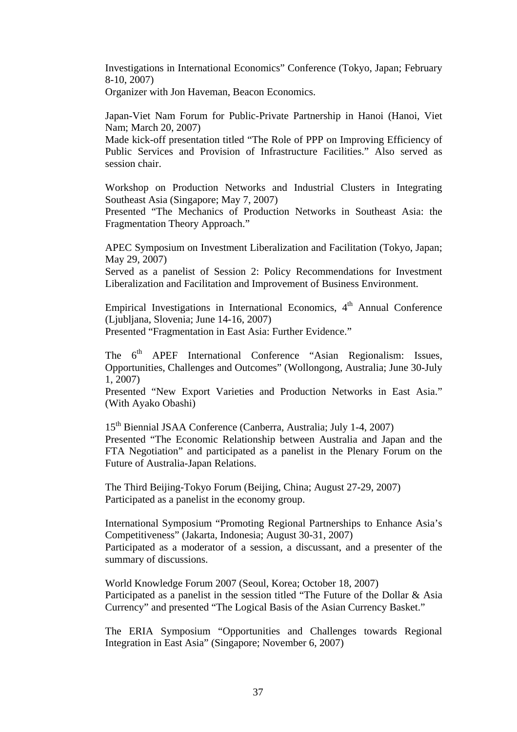Investigations in International Economics" Conference (Tokyo, Japan; February 8-10, 2007)
Organizer with Jon Haveman, Beacon Economics.

Japan-Viet Nam Forum for Public-Private Partnership in Hanoi (Hanoi, Viet Nam; March 20, 2007)
Made kick-off presentation titled "The Role of PPP on Improving Efficiency of Public Services and Provision of Infrastructure Facilities." Also served as session chair.

Workshop on Production Networks and Industrial Clusters in Integrating Southeast Asia (Singapore; May 7, 2007)
Presented "The Mechanics of Production Networks in Southeast Asia: the Fragmentation Theory Approach."

APEC Symposium on Investment Liberalization and Facilitation (Tokyo, Japan; May 29, 2007)
Served as a panelist of Session 2: Policy Recommendations for Investment Liberalization and Facilitation and Improvement of Business Environment.

Empirical Investigations in International Economics, 4th Annual Conference (Ljubljana, Slovenia; June 14-16, 2007)
Presented "Fragmentation in East Asia: Further Evidence."

The 6th APEF International Conference "Asian Regionalism: Issues, Opportunities, Challenges and Outcomes" (Wollongong, Australia; June 30-July 1, 2007)
Presented "New Export Varieties and Production Networks in East Asia." (With Ayako Obashi)

15th Biennial JSAA Conference (Canberra, Australia; July 1-4, 2007)
Presented "The Economic Relationship between Australia and Japan and the FTA Negotiation" and participated as a panelist in the Plenary Forum on the Future of Australia-Japan Relations.

The Third Beijing-Tokyo Forum (Beijing, China; August 27-29, 2007)
Participated as a panelist in the economy group.

International Symposium "Promoting Regional Partnerships to Enhance Asia's Competitiveness" (Jakarta, Indonesia; August 30-31, 2007)
Participated as a moderator of a session, a discussant, and a presenter of the summary of discussions.

World Knowledge Forum 2007 (Seoul, Korea; October 18, 2007)
Participated as a panelist in the session titled "The Future of the Dollar & Asia Currency" and presented "The Logical Basis of the Asian Currency Basket."

The ERIA Symposium "Opportunities and Challenges towards Regional Integration in East Asia" (Singapore; November 6, 2007)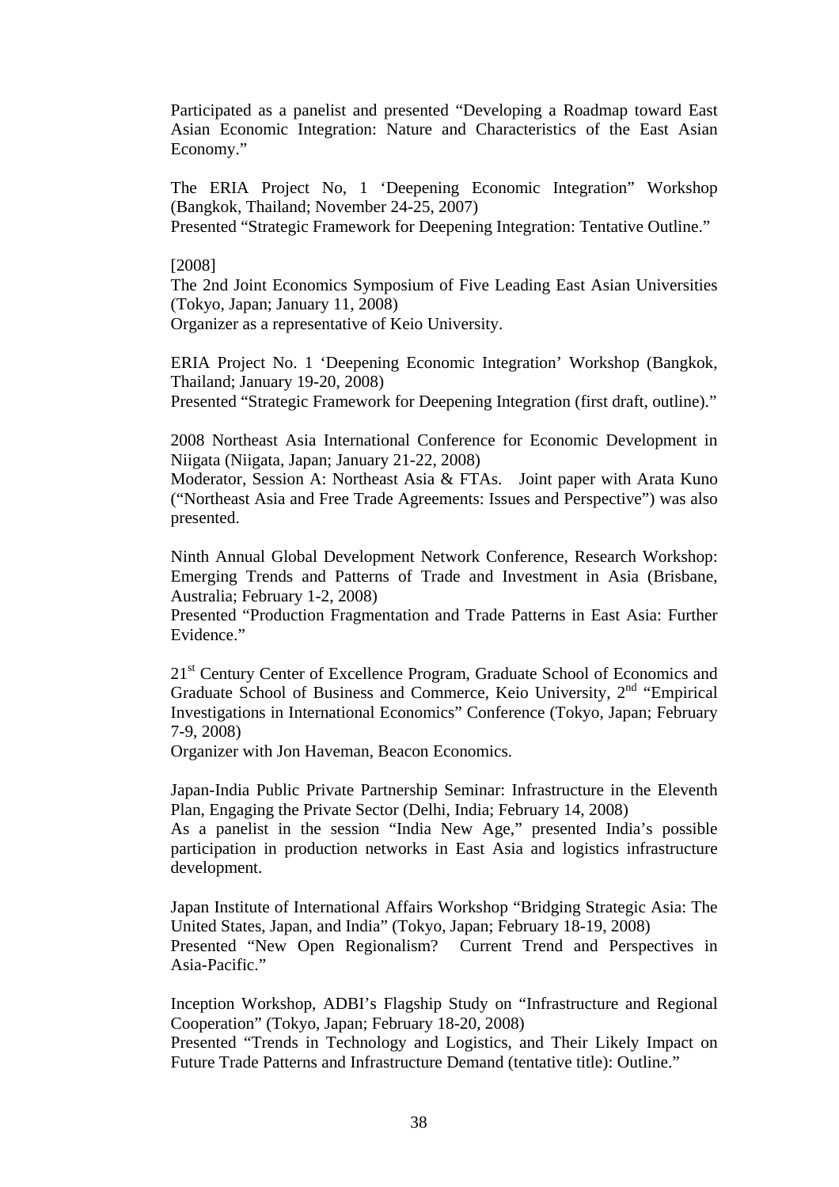Participated as a panelist and presented "Developing a Roadmap toward East Asian Economic Integration: Nature and Characteristics of the East Asian Economy."

The ERIA Project No, 1 'Deepening Economic Integration" Workshop (Bangkok, Thailand; November 24-25, 2007)
Presented "Strategic Framework for Deepening Integration: Tentative Outline."

[2008]
The 2nd Joint Economics Symposium of Five Leading East Asian Universities (Tokyo, Japan; January 11, 2008)
Organizer as a representative of Keio University.

ERIA Project No. 1 'Deepening Economic Integration' Workshop (Bangkok, Thailand; January 19-20, 2008)
Presented "Strategic Framework for Deepening Integration (first draft, outline)."

2008 Northeast Asia International Conference for Economic Development in Niigata (Niigata, Japan; January 21-22, 2008)
Moderator, Session A: Northeast Asia & FTAs. Joint paper with Arata Kuno ("Northeast Asia and Free Trade Agreements: Issues and Perspective") was also presented.

Ninth Annual Global Development Network Conference, Research Workshop: Emerging Trends and Patterns of Trade and Investment in Asia (Brisbane, Australia; February 1-2, 2008)
Presented "Production Fragmentation and Trade Patterns in East Asia: Further Evidence."

21st Century Center of Excellence Program, Graduate School of Economics and Graduate School of Business and Commerce, Keio University, 2nd "Empirical Investigations in International Economics" Conference (Tokyo, Japan; February 7-9, 2008)
Organizer with Jon Haveman, Beacon Economics.

Japan-India Public Private Partnership Seminar: Infrastructure in the Eleventh Plan, Engaging the Private Sector (Delhi, India; February 14, 2008)
As a panelist in the session "India New Age," presented India's possible participation in production networks in East Asia and logistics infrastructure development.

Japan Institute of International Affairs Workshop "Bridging Strategic Asia: The United States, Japan, and India" (Tokyo, Japan; February 18-19, 2008)
Presented "New Open Regionalism? Current Trend and Perspectives in Asia-Pacific."

Inception Workshop, ADBI's Flagship Study on "Infrastructure and Regional Cooperation" (Tokyo, Japan; February 18-20, 2008)
Presented "Trends in Technology and Logistics, and Their Likely Impact on Future Trade Patterns and Infrastructure Demand (tentative title): Outline."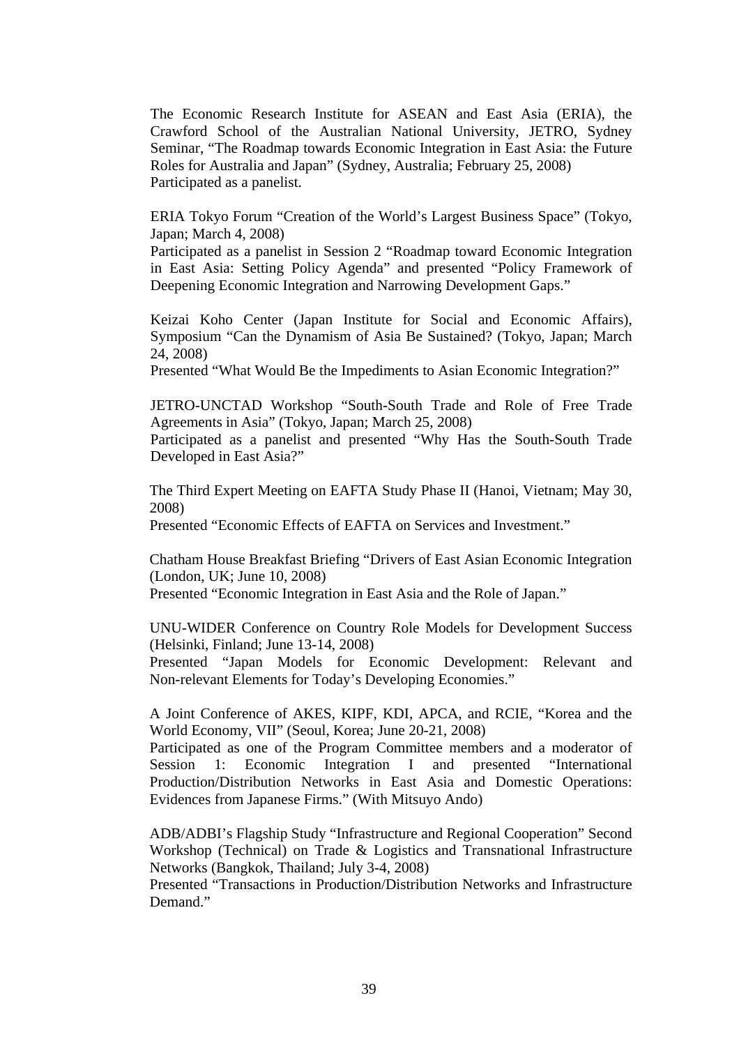The Economic Research Institute for ASEAN and East Asia (ERIA), the Crawford School of the Australian National University, JETRO, Sydney Seminar, "The Roadmap towards Economic Integration in East Asia: the Future Roles for Australia and Japan" (Sydney, Australia; February 25, 2008)
Participated as a panelist.

ERIA Tokyo Forum "Creation of the World's Largest Business Space" (Tokyo, Japan; March 4, 2008)
Participated as a panelist in Session 2 "Roadmap toward Economic Integration in East Asia: Setting Policy Agenda" and presented "Policy Framework of Deepening Economic Integration and Narrowing Development Gaps."

Keizai Koho Center (Japan Institute for Social and Economic Affairs), Symposium "Can the Dynamism of Asia Be Sustained? (Tokyo, Japan; March 24, 2008)
Presented "What Would Be the Impediments to Asian Economic Integration?"

JETRO-UNCTAD Workshop "South-South Trade and Role of Free Trade Agreements in Asia" (Tokyo, Japan; March 25, 2008)
Participated as a panelist and presented "Why Has the South-South Trade Developed in East Asia?"

The Third Expert Meeting on EAFTA Study Phase II (Hanoi, Vietnam; May 30, 2008)
Presented "Economic Effects of EAFTA on Services and Investment."

Chatham House Breakfast Briefing "Drivers of East Asian Economic Integration (London, UK; June 10, 2008)
Presented "Economic Integration in East Asia and the Role of Japan."

UNU-WIDER Conference on Country Role Models for Development Success (Helsinki, Finland; June 13-14, 2008)
Presented "Japan Models for Economic Development: Relevant and Non-relevant Elements for Today's Developing Economies."

A Joint Conference of AKES, KIPF, KDI, APCA, and RCIE, "Korea and the World Economy, VII" (Seoul, Korea; June 20-21, 2008)
Participated as one of the Program Committee members and a moderator of Session 1: Economic Integration I and presented "International Production/Distribution Networks in East Asia and Domestic Operations: Evidences from Japanese Firms." (With Mitsuyo Ando)

ADB/ADBI's Flagship Study "Infrastructure and Regional Cooperation" Second Workshop (Technical) on Trade & Logistics and Transnational Infrastructure Networks (Bangkok, Thailand; July 3-4, 2008)
Presented "Transactions in Production/Distribution Networks and Infrastructure Demand."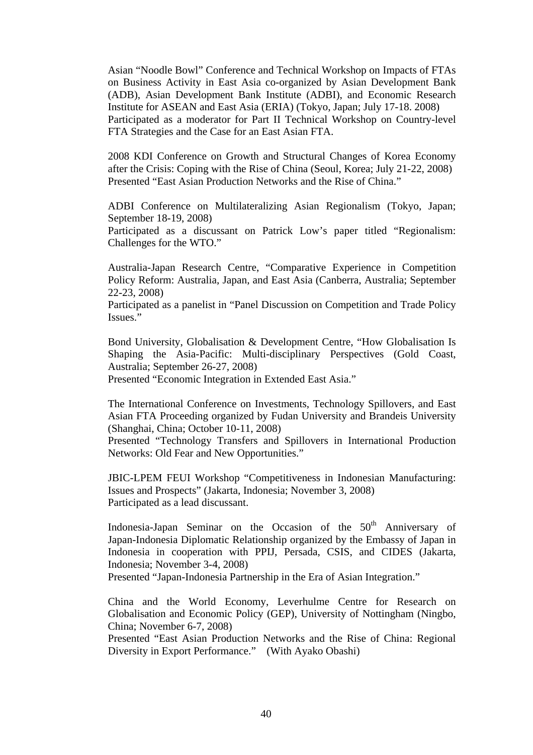Asian “Noodle Bowl” Conference and Technical Workshop on Impacts of FTAs on Business Activity in East Asia co-organized by Asian Development Bank (ADB), Asian Development Bank Institute (ADBI), and Economic Research Institute for ASEAN and East Asia (ERIA) (Tokyo, Japan; July 17-18. 2008)
Participated as a moderator for Part II Technical Workshop on Country-level FTA Strategies and the Case for an East Asian FTA.

2008 KDI Conference on Growth and Structural Changes of Korea Economy after the Crisis: Coping with the Rise of China (Seoul, Korea; July 21-22, 2008)
Presented “East Asian Production Networks and the Rise of China.”

ADBI Conference on Multilateralizing Asian Regionalism (Tokyo, Japan; September 18-19, 2008)
Participated as a discussant on Patrick Low’s paper titled “Regionalism: Challenges for the WTO.”

Australia-Japan Research Centre, “Comparative Experience in Competition Policy Reform: Australia, Japan, and East Asia (Canberra, Australia; September 22-23, 2008)
Participated as a panelist in “Panel Discussion on Competition and Trade Policy Issues.”

Bond University, Globalisation & Development Centre, “How Globalisation Is Shaping the Asia-Pacific: Multi-disciplinary Perspectives (Gold Coast, Australia; September 26-27, 2008)
Presented “Economic Integration in Extended East Asia.”

The International Conference on Investments, Technology Spillovers, and East Asian FTA Proceeding organized by Fudan University and Brandeis University (Shanghai, China; October 10-11, 2008)
Presented “Technology Transfers and Spillovers in International Production Networks: Old Fear and New Opportunities.”

JBIC-LPEM FEUI Workshop “Competitiveness in Indonesian Manufacturing: Issues and Prospects” (Jakarta, Indonesia; November 3, 2008)
Participated as a lead discussant.

Indonesia-Japan Seminar on the Occasion of the 50th Anniversary of Japan-Indonesia Diplomatic Relationship organized by the Embassy of Japan in Indonesia in cooperation with PPIJ, Persada, CSIS, and CIDES (Jakarta, Indonesia; November 3-4, 2008)
Presented “Japan-Indonesia Partnership in the Era of Asian Integration.”

China and the World Economy, Leverhulme Centre for Research on Globalisation and Economic Policy (GEP), University of Nottingham (Ningbo, China; November 6-7, 2008)
Presented “East Asian Production Networks and the Rise of China: Regional Diversity in Export Performance.” (With Ayako Obashi)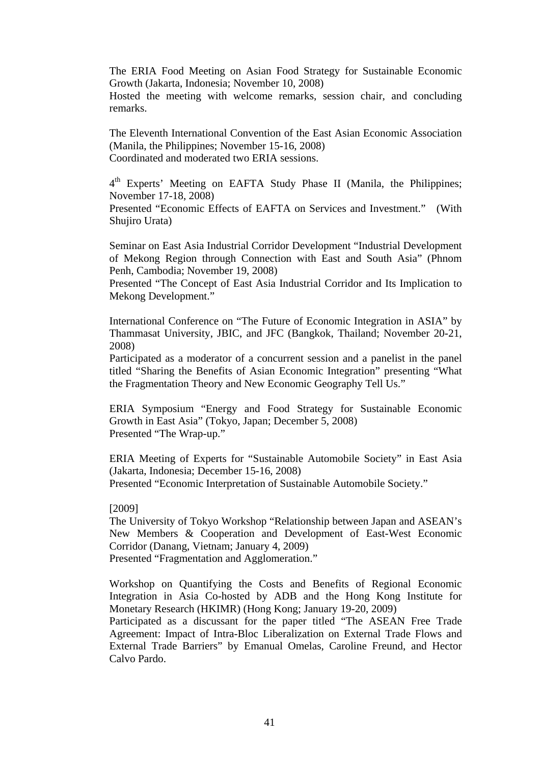The ERIA Food Meeting on Asian Food Strategy for Sustainable Economic Growth (Jakarta, Indonesia; November 10, 2008)
Hosted the meeting with welcome remarks, session chair, and concluding remarks.

The Eleventh International Convention of the East Asian Economic Association (Manila, the Philippines; November 15-16, 2008)
Coordinated and moderated two ERIA sessions.

4th Experts' Meeting on EAFTA Study Phase II (Manila, the Philippines; November 17-18, 2008)
Presented "Economic Effects of EAFTA on Services and Investment." (With Shujiro Urata)

Seminar on East Asia Industrial Corridor Development "Industrial Development of Mekong Region through Connection with East and South Asia" (Phnom Penh, Cambodia; November 19, 2008)
Presented "The Concept of East Asia Industrial Corridor and Its Implication to Mekong Development."

International Conference on "The Future of Economic Integration in ASIA" by Thammasat University, JBIC, and JFC (Bangkok, Thailand; November 20-21, 2008)
Participated as a moderator of a concurrent session and a panelist in the panel titled "Sharing the Benefits of Asian Economic Integration" presenting "What the Fragmentation Theory and New Economic Geography Tell Us."

ERIA Symposium "Energy and Food Strategy for Sustainable Economic Growth in East Asia" (Tokyo, Japan; December 5, 2008)
Presented "The Wrap-up."

ERIA Meeting of Experts for "Sustainable Automobile Society" in East Asia (Jakarta, Indonesia; December 15-16, 2008)
Presented "Economic Interpretation of Sustainable Automobile Society."

[2009]
The University of Tokyo Workshop "Relationship between Japan and ASEAN's New Members & Cooperation and Development of East-West Economic Corridor (Danang, Vietnam; January 4, 2009)
Presented "Fragmentation and Agglomeration."

Workshop on Quantifying the Costs and Benefits of Regional Economic Integration in Asia Co-hosted by ADB and the Hong Kong Institute for Monetary Research (HKIMR) (Hong Kong; January 19-20, 2009)
Participated as a discussant for the paper titled "The ASEAN Free Trade Agreement: Impact of Intra-Bloc Liberalization on External Trade Flows and External Trade Barriers" by Emanual Omelas, Caroline Freund, and Hector Calvo Pardo.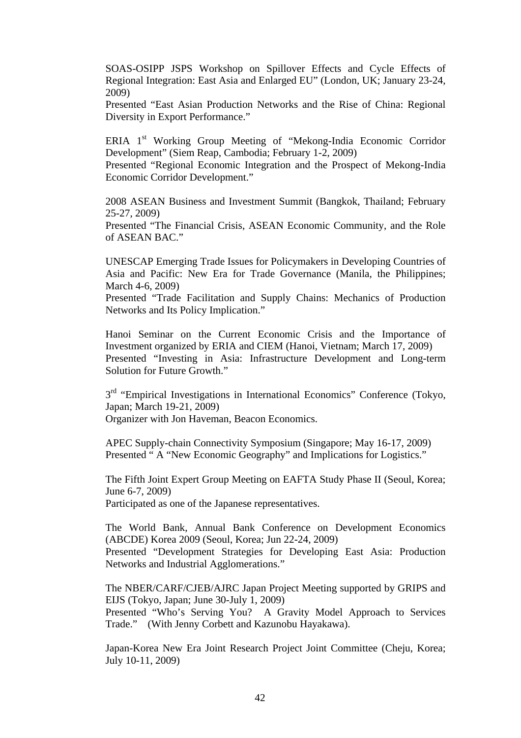SOAS-OSIPP JSPS Workshop on Spillover Effects and Cycle Effects of Regional Integration: East Asia and Enlarged EU" (London, UK; January 23-24, 2009)
Presented "East Asian Production Networks and the Rise of China: Regional Diversity in Export Performance."

ERIA 1st Working Group Meeting of "Mekong-India Economic Corridor Development" (Siem Reap, Cambodia; February 1-2, 2009)
Presented "Regional Economic Integration and the Prospect of Mekong-India Economic Corridor Development."

2008 ASEAN Business and Investment Summit (Bangkok, Thailand; February 25-27, 2009)
Presented "The Financial Crisis, ASEAN Economic Community, and the Role of ASEAN BAC."

UNESCAP Emerging Trade Issues for Policymakers in Developing Countries of Asia and Pacific: New Era for Trade Governance (Manila, the Philippines; March 4-6, 2009)
Presented "Trade Facilitation and Supply Chains: Mechanics of Production Networks and Its Policy Implication."

Hanoi Seminar on the Current Economic Crisis and the Importance of Investment organized by ERIA and CIEM (Hanoi, Vietnam; March 17, 2009)
Presented "Investing in Asia: Infrastructure Development and Long-term Solution for Future Growth."

3rd "Empirical Investigations in International Economics" Conference (Tokyo, Japan; March 19-21, 2009)
Organizer with Jon Haveman, Beacon Economics.

APEC Supply-chain Connectivity Symposium (Singapore; May 16-17, 2009)
Presented " A "New Economic Geography" and Implications for Logistics."

The Fifth Joint Expert Group Meeting on EAFTA Study Phase II (Seoul, Korea; June 6-7, 2009)
Participated as one of the Japanese representatives.

The World Bank, Annual Bank Conference on Development Economics (ABCDE) Korea 2009 (Seoul, Korea; Jun 22-24, 2009)
Presented "Development Strategies for Developing East Asia: Production Networks and Industrial Agglomerations."

The NBER/CARF/CJEB/AJRC Japan Project Meeting supported by GRIPS and EIJS (Tokyo, Japan; June 30-July 1, 2009)
Presented "Who's Serving You? A Gravity Model Approach to Services Trade." (With Jenny Corbett and Kazunobu Hayakawa).

Japan-Korea New Era Joint Research Project Joint Committee (Cheju, Korea; July 10-11, 2009)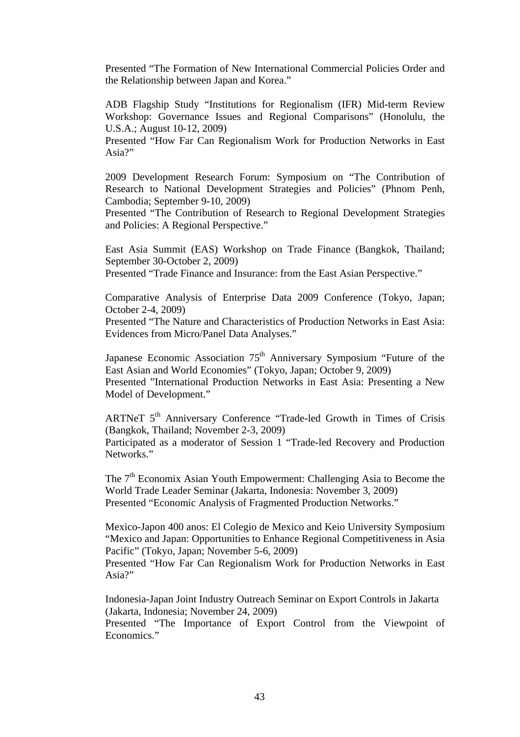Presented “The Formation of New International Commercial Policies Order and the Relationship between Japan and Korea.”

ADB Flagship Study “Institutions for Regionalism (IFR) Mid-term Review Workshop: Governance Issues and Regional Comparisons” (Honolulu, the U.S.A.; August 10-12, 2009)
Presented “How Far Can Regionalism Work for Production Networks in East Asia?”

2009 Development Research Forum: Symposium on “The Contribution of Research to National Development Strategies and Policies” (Phnom Penh, Cambodia; September 9-10, 2009)
Presented “The Contribution of Research to Regional Development Strategies and Policies: A Regional Perspective.”

East Asia Summit (EAS) Workshop on Trade Finance (Bangkok, Thailand; September 30-October 2, 2009)
Presented “Trade Finance and Insurance: from the East Asian Perspective.”

Comparative Analysis of Enterprise Data 2009 Conference (Tokyo, Japan; October 2-4, 2009)
Presented “The Nature and Characteristics of Production Networks in East Asia: Evidences from Micro/Panel Data Analyses.”

Japanese Economic Association 75th Anniversary Symposium “Future of the East Asian and World Economies” (Tokyo, Japan; October 9, 2009)
Presented ”International Production Networks in East Asia: Presenting a New Model of Development.”

ARTNeT 5th Anniversary Conference “Trade-led Growth in Times of Crisis (Bangkok, Thailand; November 2-3, 2009)
Participated as a moderator of Session 1 “Trade-led Recovery and Production Networks.”

The 7th Economix Asian Youth Empowerment: Challenging Asia to Become the World Trade Leader Seminar (Jakarta, Indonesia: November 3, 2009)
Presented “Economic Analysis of Fragmented Production Networks.”

Mexico-Japon 400 anos: El Colegio de Mexico and Keio University Symposium “Mexico and Japan: Opportunities to Enhance Regional Competitiveness in Asia Pacific” (Tokyo, Japan; November 5-6, 2009)
Presented “How Far Can Regionalism Work for Production Networks in East Asia?”

Indonesia-Japan Joint Industry Outreach Seminar on Export Controls in Jakarta (Jakarta, Indonesia; November 24, 2009)
Presented “The Importance of Export Control from the Viewpoint of Economics.”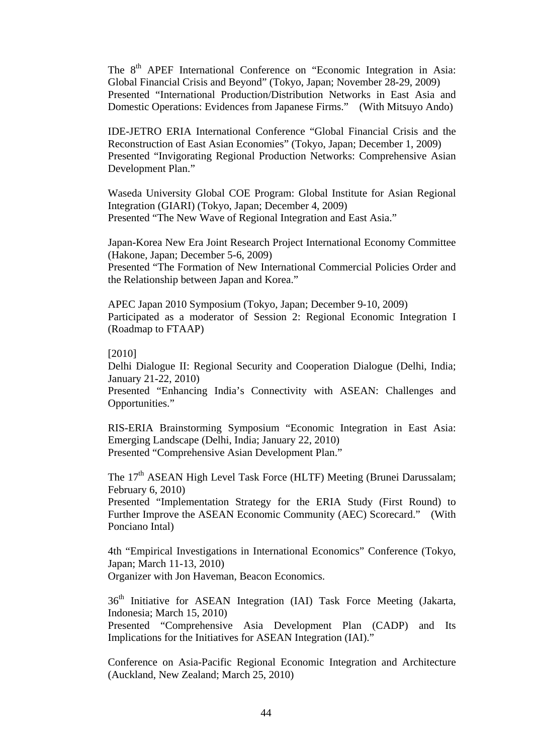The 8th APEF International Conference on "Economic Integration in Asia: Global Financial Crisis and Beyond" (Tokyo, Japan; November 28-29, 2009)
Presented "International Production/Distribution Networks in East Asia and Domestic Operations: Evidences from Japanese Firms." (With Mitsuyo Ando)

IDE-JETRO ERIA International Conference "Global Financial Crisis and the Reconstruction of East Asian Economies" (Tokyo, Japan; December 1, 2009)
Presented "Invigorating Regional Production Networks: Comprehensive Asian Development Plan."

Waseda University Global COE Program: Global Institute for Asian Regional Integration (GIARI) (Tokyo, Japan; December 4, 2009)
Presented "The New Wave of Regional Integration and East Asia."

Japan-Korea New Era Joint Research Project International Economy Committee (Hakone, Japan; December 5-6, 2009)
Presented "The Formation of New International Commercial Policies Order and the Relationship between Japan and Korea."

APEC Japan 2010 Symposium (Tokyo, Japan; December 9-10, 2009)
Participated as a moderator of Session 2: Regional Economic Integration I (Roadmap to FTAAP)

[2010]
Delhi Dialogue II: Regional Security and Cooperation Dialogue (Delhi, India; January 21-22, 2010)
Presented "Enhancing India's Connectivity with ASEAN: Challenges and Opportunities."

RIS-ERIA Brainstorming Symposium "Economic Integration in East Asia: Emerging Landscape (Delhi, India; January 22, 2010)
Presented "Comprehensive Asian Development Plan."

The 17th ASEAN High Level Task Force (HLTF) Meeting (Brunei Darussalam; February 6, 2010)
Presented "Implementation Strategy for the ERIA Study (First Round) to Further Improve the ASEAN Economic Community (AEC) Scorecard." (With Ponciano Intal)

4th "Empirical Investigations in International Economics" Conference (Tokyo, Japan; March 11-13, 2010)
Organizer with Jon Haveman, Beacon Economics.

36th Initiative for ASEAN Integration (IAI) Task Force Meeting (Jakarta, Indonesia; March 15, 2010)
Presented "Comprehensive Asia Development Plan (CADP) and Its Implications for the Initiatives for ASEAN Integration (IAI)."

Conference on Asia-Pacific Regional Economic Integration and Architecture (Auckland, New Zealand; March 25, 2010)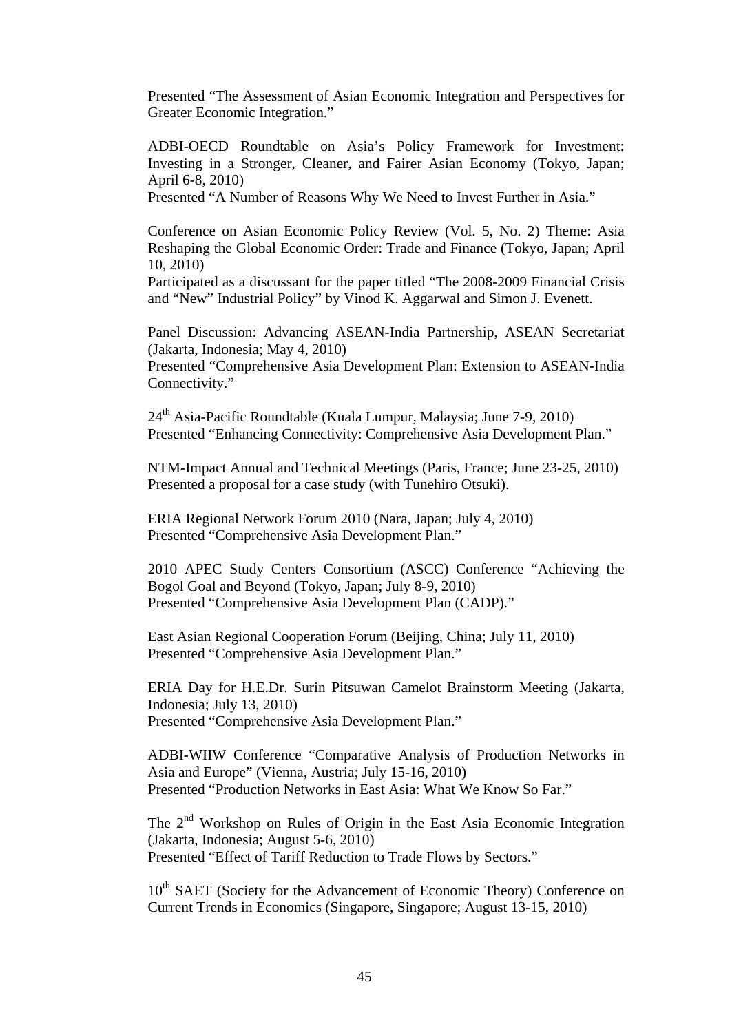Presented “The Assessment of Asian Economic Integration and Perspectives for Greater Economic Integration.”

ADBI-OECD Roundtable on Asia’s Policy Framework for Investment: Investing in a Stronger, Cleaner, and Fairer Asian Economy (Tokyo, Japan; April 6-8, 2010)
Presented “A Number of Reasons Why We Need to Invest Further in Asia.”

Conference on Asian Economic Policy Review (Vol. 5, No. 2) Theme: Asia Reshaping the Global Economic Order: Trade and Finance (Tokyo, Japan; April 10, 2010)
Participated as a discussant for the paper titled “The 2008-2009 Financial Crisis and “New” Industrial Policy” by Vinod K. Aggarwal and Simon J. Evenett.

Panel Discussion: Advancing ASEAN-India Partnership, ASEAN Secretariat (Jakarta, Indonesia; May 4, 2010)
Presented “Comprehensive Asia Development Plan: Extension to ASEAN-India Connectivity.”

24th Asia-Pacific Roundtable (Kuala Lumpur, Malaysia; June 7-9, 2010)
Presented “Enhancing Connectivity: Comprehensive Asia Development Plan.”

NTM-Impact Annual and Technical Meetings (Paris, France; June 23-25, 2010)
Presented a proposal for a case study (with Tunehiro Otsuki).

ERIA Regional Network Forum 2010 (Nara, Japan; July 4, 2010)
Presented “Comprehensive Asia Development Plan.”

2010 APEC Study Centers Consortium (ASCC) Conference “Achieving the Bogol Goal and Beyond (Tokyo, Japan; July 8-9, 2010)
Presented “Comprehensive Asia Development Plan (CADP).”

East Asian Regional Cooperation Forum (Beijing, China; July 11, 2010)
Presented “Comprehensive Asia Development Plan.”

ERIA Day for H.E.Dr. Surin Pitsuwan Camelot Brainstorm Meeting (Jakarta, Indonesia; July 13, 2010)
Presented “Comprehensive Asia Development Plan.”

ADBI-WIIW Conference “Comparative Analysis of Production Networks in Asia and Europe” (Vienna, Austria; July 15-16, 2010)
Presented “Production Networks in East Asia: What We Know So Far.”

The 2nd Workshop on Rules of Origin in the East Asia Economic Integration (Jakarta, Indonesia; August 5-6, 2010)
Presented “Effect of Tariff Reduction to Trade Flows by Sectors.”

10th SAET (Society for the Advancement of Economic Theory) Conference on Current Trends in Economics (Singapore, Singapore; August 13-15, 2010)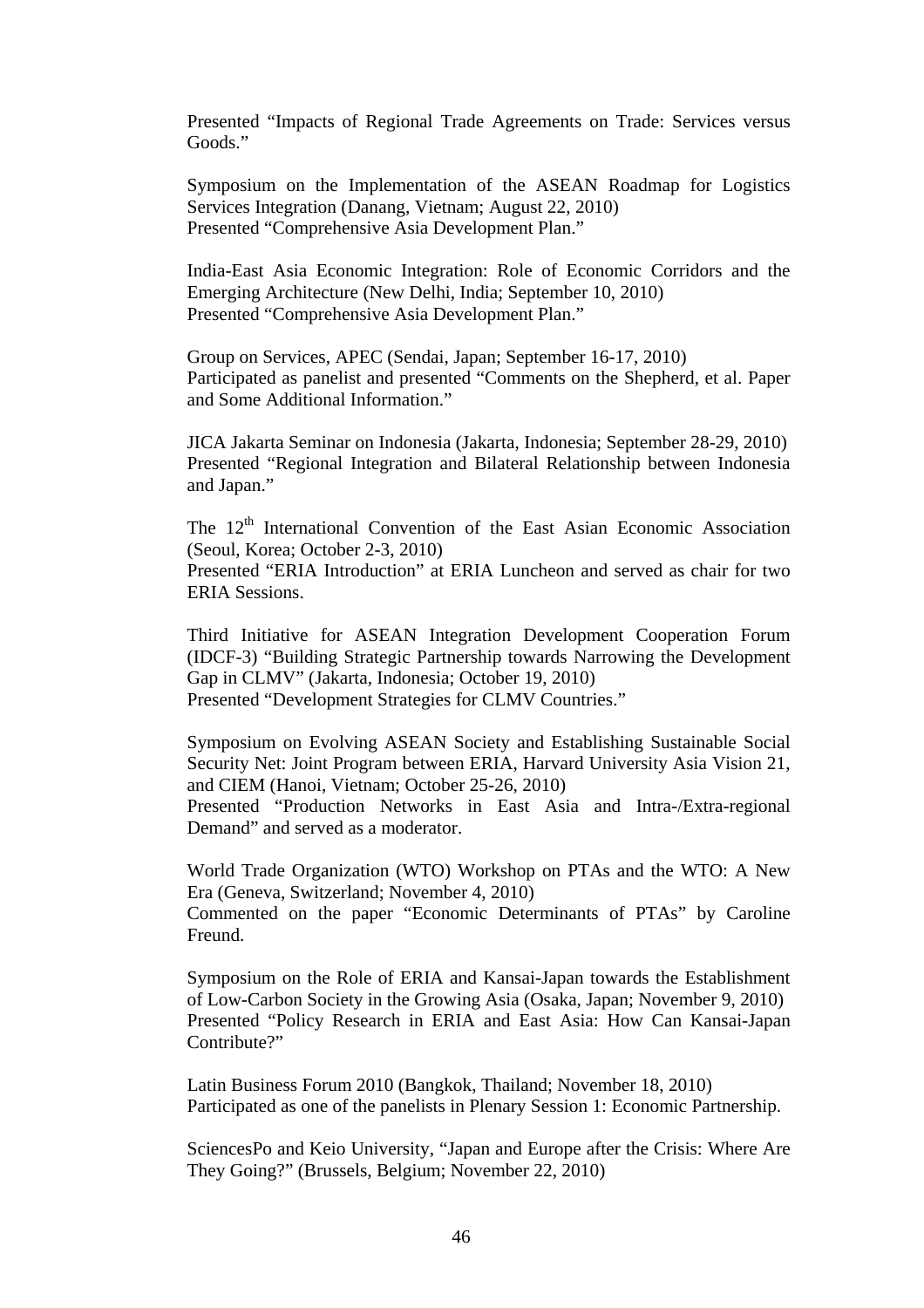Presented "Impacts of Regional Trade Agreements on Trade: Services versus Goods."

Symposium on the Implementation of the ASEAN Roadmap for Logistics Services Integration (Danang, Vietnam; August 22, 2010)
Presented "Comprehensive Asia Development Plan."

India-East Asia Economic Integration: Role of Economic Corridors and the Emerging Architecture (New Delhi, India; September 10, 2010)
Presented "Comprehensive Asia Development Plan."

Group on Services, APEC (Sendai, Japan; September 16-17, 2010)
Participated as panelist and presented "Comments on the Shepherd, et al. Paper and Some Additional Information."

JICA Jakarta Seminar on Indonesia (Jakarta, Indonesia; September 28-29, 2010)
Presented "Regional Integration and Bilateral Relationship between Indonesia and Japan."

The 12th International Convention of the East Asian Economic Association (Seoul, Korea; October 2-3, 2010)
Presented "ERIA Introduction" at ERIA Luncheon and served as chair for two ERIA Sessions.

Third Initiative for ASEAN Integration Development Cooperation Forum (IDCF-3) "Building Strategic Partnership towards Narrowing the Development Gap in CLMV" (Jakarta, Indonesia; October 19, 2010)
Presented "Development Strategies for CLMV Countries."

Symposium on Evolving ASEAN Society and Establishing Sustainable Social Security Net: Joint Program between ERIA, Harvard University Asia Vision 21, and CIEM (Hanoi, Vietnam; October 25-26, 2010)
Presented "Production Networks in East Asia and Intra-/Extra-regional Demand" and served as a moderator.

World Trade Organization (WTO) Workshop on PTAs and the WTO: A New Era (Geneva, Switzerland; November 4, 2010)
Commented on the paper "Economic Determinants of PTAs" by Caroline Freund.

Symposium on the Role of ERIA and Kansai-Japan towards the Establishment of Low-Carbon Society in the Growing Asia (Osaka, Japan; November 9, 2010)
Presented "Policy Research in ERIA and East Asia: How Can Kansai-Japan Contribute?"

Latin Business Forum 2010 (Bangkok, Thailand; November 18, 2010)
Participated as one of the panelists in Plenary Session 1: Economic Partnership.

SciencesPo and Keio University, "Japan and Europe after the Crisis: Where Are They Going?" (Brussels, Belgium; November 22, 2010)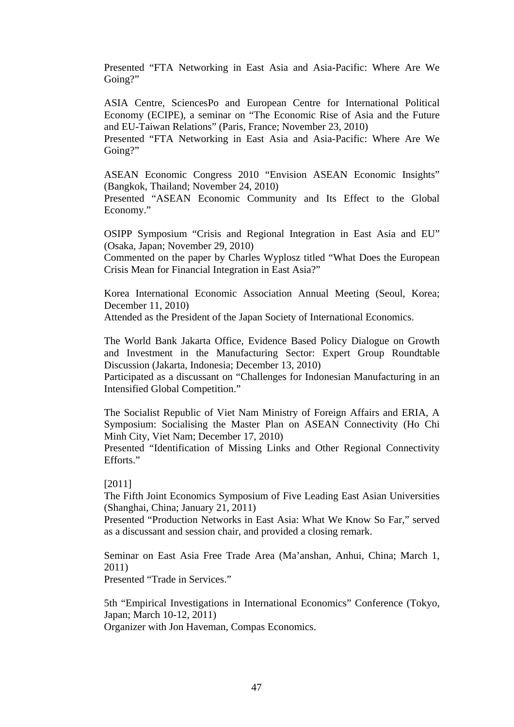Presented "FTA Networking in East Asia and Asia-Pacific: Where Are We Going?"

ASIA Centre, SciencesPo and European Centre for International Political Economy (ECIPE), a seminar on "The Economic Rise of Asia and the Future and EU-Taiwan Relations" (Paris, France; November 23, 2010)
Presented "FTA Networking in East Asia and Asia-Pacific: Where Are We Going?"

ASEAN Economic Congress 2010 "Envision ASEAN Economic Insights" (Bangkok, Thailand; November 24, 2010)
Presented "ASEAN Economic Community and Its Effect to the Global Economy."

OSIPP Symposium "Crisis and Regional Integration in East Asia and EU" (Osaka, Japan; November 29, 2010)
Commented on the paper by Charles Wyplosz titled "What Does the European Crisis Mean for Financial Integration in East Asia?"

Korea International Economic Association Annual Meeting (Seoul, Korea; December 11, 2010)
Attended as the President of the Japan Society of International Economics.

The World Bank Jakarta Office, Evidence Based Policy Dialogue on Growth and Investment in the Manufacturing Sector: Expert Group Roundtable Discussion (Jakarta, Indonesia; December 13, 2010)
Participated as a discussant on "Challenges for Indonesian Manufacturing in an Intensified Global Competition."

The Socialist Republic of Viet Nam Ministry of Foreign Affairs and ERIA, A Symposium: Socialising the Master Plan on ASEAN Connectivity (Ho Chi Minh City, Viet Nam; December 17, 2010)
Presented "Identification of Missing Links and Other Regional Connectivity Efforts."

[2011]
The Fifth Joint Economics Symposium of Five Leading East Asian Universities (Shanghai, China; January 21, 2011)
Presented "Production Networks in East Asia: What We Know So Far," served as a discussant and session chair, and provided a closing remark.

Seminar on East Asia Free Trade Area (Ma'anshan, Anhui, China; March 1, 2011)
Presented "Trade in Services."

5th "Empirical Investigations in International Economics" Conference (Tokyo, Japan; March 10-12, 2011)
Organizer with Jon Haveman, Compas Economics.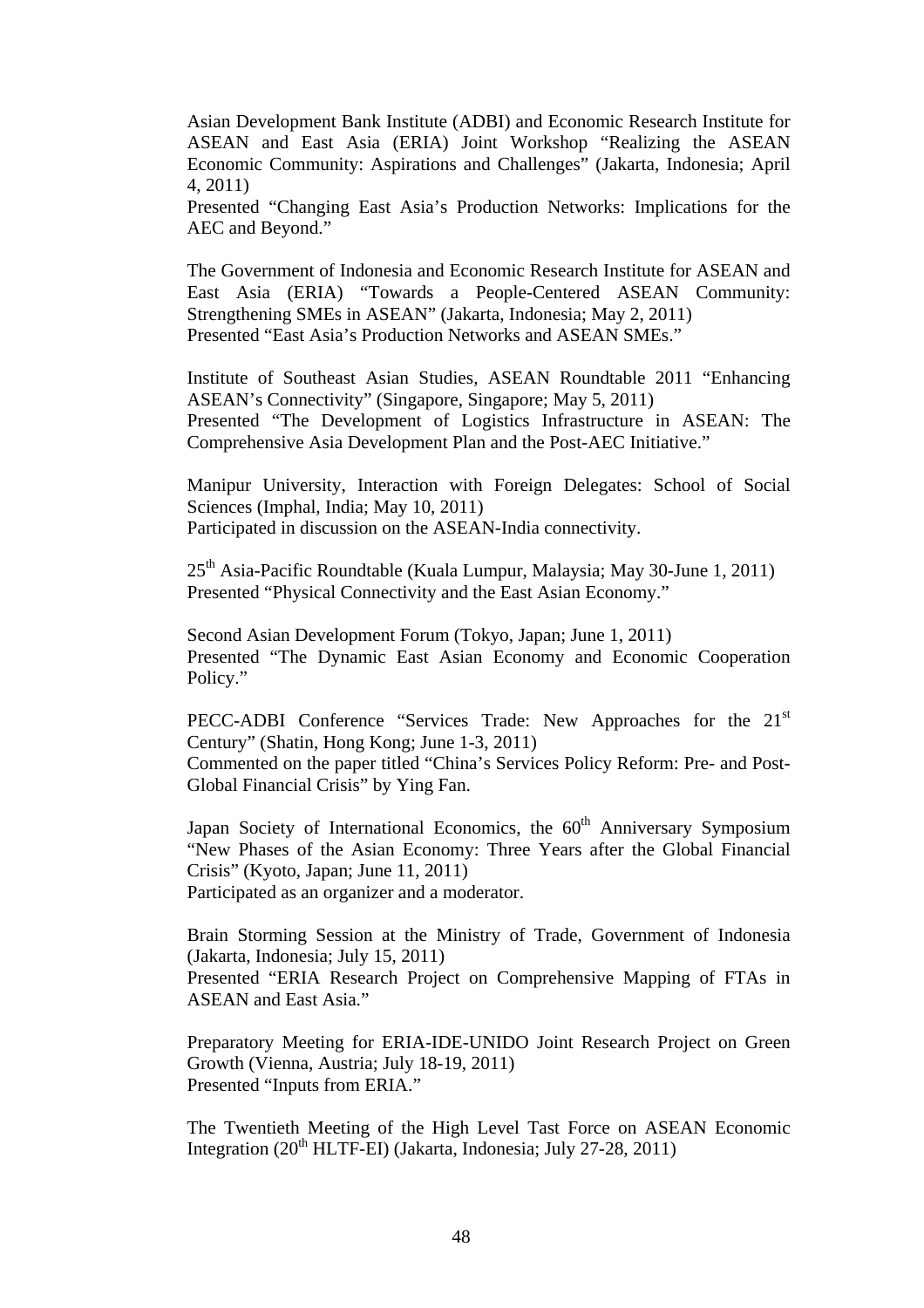Asian Development Bank Institute (ADBI) and Economic Research Institute for ASEAN and East Asia (ERIA) Joint Workshop "Realizing the ASEAN Economic Community: Aspirations and Challenges" (Jakarta, Indonesia; April 4, 2011)
Presented "Changing East Asia's Production Networks: Implications for the AEC and Beyond."

The Government of Indonesia and Economic Research Institute for ASEAN and East Asia (ERIA) "Towards a People-Centered ASEAN Community: Strengthening SMEs in ASEAN" (Jakarta, Indonesia; May 2, 2011)
Presented "East Asia's Production Networks and ASEAN SMEs."

Institute of Southeast Asian Studies, ASEAN Roundtable 2011 "Enhancing ASEAN's Connectivity" (Singapore, Singapore; May 5, 2011)
Presented "The Development of Logistics Infrastructure in ASEAN: The Comprehensive Asia Development Plan and the Post-AEC Initiative."

Manipur University, Interaction with Foreign Delegates: School of Social Sciences (Imphal, India; May 10, 2011)
Participated in discussion on the ASEAN-India connectivity.

25th Asia-Pacific Roundtable (Kuala Lumpur, Malaysia; May 30-June 1, 2011)
Presented "Physical Connectivity and the East Asian Economy."

Second Asian Development Forum (Tokyo, Japan; June 1, 2011)
Presented "The Dynamic East Asian Economy and Economic Cooperation Policy."

PECC-ADBI Conference "Services Trade: New Approaches for the 21st Century" (Shatin, Hong Kong; June 1-3, 2011)
Commented on the paper titled "China's Services Policy Reform: Pre- and Post-Global Financial Crisis" by Ying Fan.

Japan Society of International Economics, the 60th Anniversary Symposium "New Phases of the Asian Economy: Three Years after the Global Financial Crisis" (Kyoto, Japan; June 11, 2011)
Participated as an organizer and a moderator.

Brain Storming Session at the Ministry of Trade, Government of Indonesia (Jakarta, Indonesia; July 15, 2011)
Presented "ERIA Research Project on Comprehensive Mapping of FTAs in ASEAN and East Asia."

Preparatory Meeting for ERIA-IDE-UNIDO Joint Research Project on Green Growth (Vienna, Austria; July 18-19, 2011)
Presented "Inputs from ERIA."

The Twentieth Meeting of the High Level Tast Force on ASEAN Economic Integration (20th HLTF-EI) (Jakarta, Indonesia; July 27-28, 2011)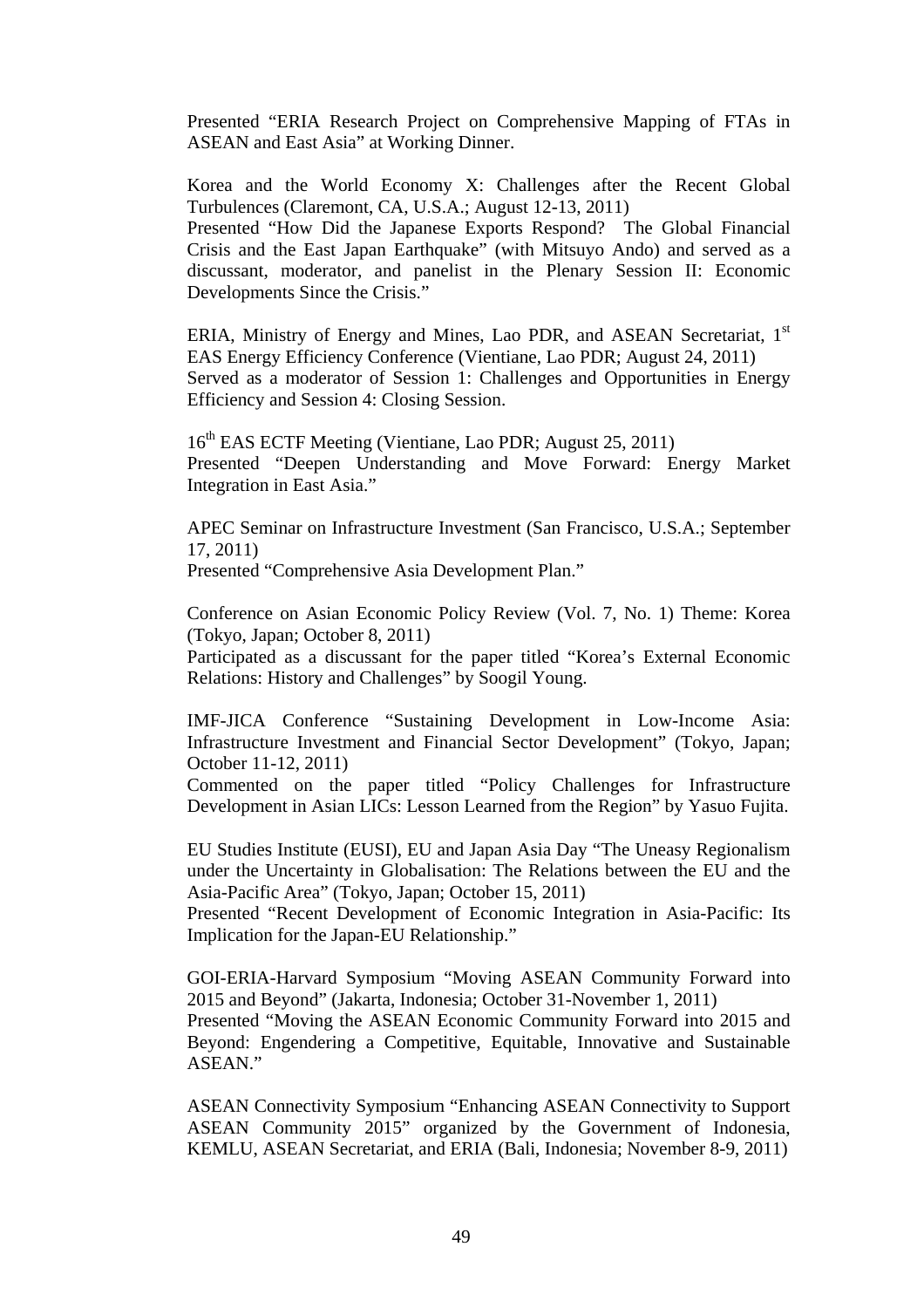Presented "ERIA Research Project on Comprehensive Mapping of FTAs in ASEAN and East Asia" at Working Dinner.

Korea and the World Economy X: Challenges after the Recent Global Turbulences (Claremont, CA, U.S.A.; August 12-13, 2011)
Presented "How Did the Japanese Exports Respond? The Global Financial Crisis and the East Japan Earthquake" (with Mitsuyo Ando) and served as a discussant, moderator, and panelist in the Plenary Session II: Economic Developments Since the Crisis."

ERIA, Ministry of Energy and Mines, Lao PDR, and ASEAN Secretariat, 1st EAS Energy Efficiency Conference (Vientiane, Lao PDR; August 24, 2011)
Served as a moderator of Session 1: Challenges and Opportunities in Energy Efficiency and Session 4: Closing Session.

16th EAS ECTF Meeting (Vientiane, Lao PDR; August 25, 2011)
Presented "Deepen Understanding and Move Forward: Energy Market Integration in East Asia."

APEC Seminar on Infrastructure Investment (San Francisco, U.S.A.; September 17, 2011)
Presented "Comprehensive Asia Development Plan."

Conference on Asian Economic Policy Review (Vol. 7, No. 1) Theme: Korea (Tokyo, Japan; October 8, 2011)
Participated as a discussant for the paper titled "Korea's External Economic Relations: History and Challenges" by Soogil Young.

IMF-JICA Conference "Sustaining Development in Low-Income Asia: Infrastructure Investment and Financial Sector Development" (Tokyo, Japan; October 11-12, 2011)
Commented on the paper titled "Policy Challenges for Infrastructure Development in Asian LICs: Lesson Learned from the Region" by Yasuo Fujita.

EU Studies Institute (EUSI), EU and Japan Asia Day "The Uneasy Regionalism under the Uncertainty in Globalisation: The Relations between the EU and the Asia-Pacific Area" (Tokyo, Japan; October 15, 2011)
Presented "Recent Development of Economic Integration in Asia-Pacific: Its Implication for the Japan-EU Relationship."

GOI-ERIA-Harvard Symposium "Moving ASEAN Community Forward into 2015 and Beyond" (Jakarta, Indonesia; October 31-November 1, 2011)
Presented "Moving the ASEAN Economic Community Forward into 2015 and Beyond: Engendering a Competitive, Equitable, Innovative and Sustainable ASEAN."

ASEAN Connectivity Symposium "Enhancing ASEAN Connectivity to Support ASEAN Community 2015" organized by the Government of Indonesia, KEMLU, ASEAN Secretariat, and ERIA (Bali, Indonesia; November 8-9, 2011)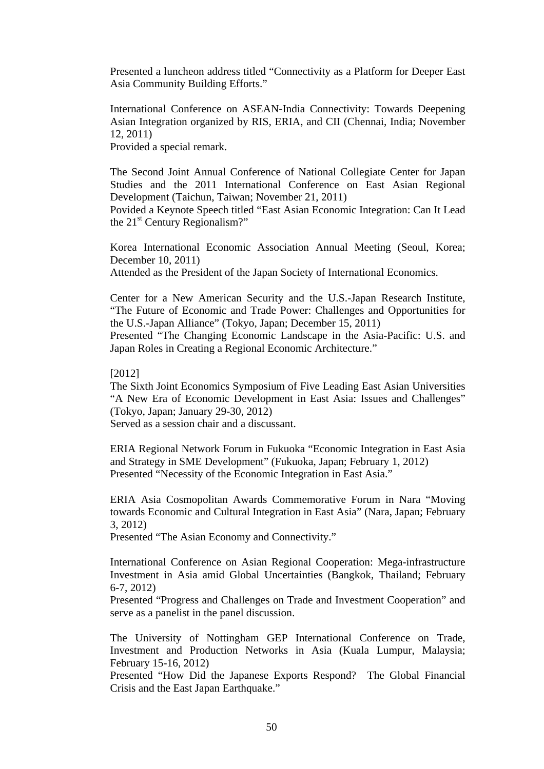Presented a luncheon address titled "Connectivity as a Platform for Deeper East Asia Community Building Efforts."

International Conference on ASEAN-India Connectivity: Towards Deepening Asian Integration organized by RIS, ERIA, and CII (Chennai, India; November 12, 2011)
Provided a special remark.

The Second Joint Annual Conference of National Collegiate Center for Japan Studies and the 2011 International Conference on East Asian Regional Development (Taichun, Taiwan; November 21, 2011)
Povided a Keynote Speech titled "East Asian Economic Integration: Can It Lead the 21st Century Regionalism?"

Korea International Economic Association Annual Meeting (Seoul, Korea; December 10, 2011)
Attended as the President of the Japan Society of International Economics.

Center for a New American Security and the U.S.-Japan Research Institute, "The Future of Economic and Trade Power: Challenges and Opportunities for the U.S.-Japan Alliance" (Tokyo, Japan; December 15, 2011)
Presented "The Changing Economic Landscape in the Asia-Pacific: U.S. and Japan Roles in Creating a Regional Economic Architecture."

[2012]
The Sixth Joint Economics Symposium of Five Leading East Asian Universities "A New Era of Economic Development in East Asia: Issues and Challenges" (Tokyo, Japan; January 29-30, 2012)
Served as a session chair and a discussant.

ERIA Regional Network Forum in Fukuoka "Economic Integration in East Asia and Strategy in SME Development" (Fukuoka, Japan; February 1, 2012)
Presented "Necessity of the Economic Integration in East Asia."

ERIA Asia Cosmopolitan Awards Commemorative Forum in Nara "Moving towards Economic and Cultural Integration in East Asia" (Nara, Japan; February 3, 2012)
Presented "The Asian Economy and Connectivity."

International Conference on Asian Regional Cooperation: Mega-infrastructure Investment in Asia amid Global Uncertainties (Bangkok, Thailand; February 6-7, 2012)
Presented "Progress and Challenges on Trade and Investment Cooperation" and serve as a panelist in the panel discussion.

The University of Nottingham GEP International Conference on Trade, Investment and Production Networks in Asia (Kuala Lumpur, Malaysia; February 15-16, 2012)
Presented "How Did the Japanese Exports Respond? The Global Financial Crisis and the East Japan Earthquake."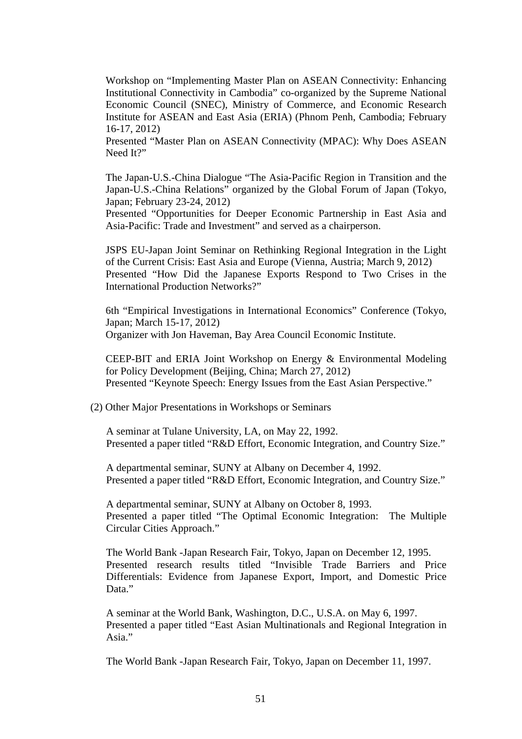Workshop on “Implementing Master Plan on ASEAN Connectivity: Enhancing Institutional Connectivity in Cambodia” co-organized by the Supreme National Economic Council (SNEC), Ministry of Commerce, and Economic Research Institute for ASEAN and East Asia (ERIA) (Phnom Penh, Cambodia; February 16-17, 2012)
Presented “Master Plan on ASEAN Connectivity (MPAC): Why Does ASEAN Need It?”

The Japan-U.S.-China Dialogue “The Asia-Pacific Region in Transition and the Japan-U.S.-China Relations” organized by the Global Forum of Japan (Tokyo, Japan; February 23-24, 2012)
Presented “Opportunities for Deeper Economic Partnership in East Asia and Asia-Pacific: Trade and Investment” and served as a chairperson.

JSPS EU-Japan Joint Seminar on Rethinking Regional Integration in the Light of the Current Crisis: East Asia and Europe (Vienna, Austria; March 9, 2012)
Presented “How Did the Japanese Exports Respond to Two Crises in the International Production Networks?”

6th “Empirical Investigations in International Economics” Conference (Tokyo, Japan; March 15-17, 2012)
Organizer with Jon Haveman, Bay Area Council Economic Institute.

CEEP-BIT and ERIA Joint Workshop on Energy & Environmental Modeling for Policy Development (Beijing, China; March 27, 2012)
Presented “Keynote Speech: Energy Issues from the East Asian Perspective.”

(2) Other Major Presentations in Workshops or Seminars

A seminar at Tulane University, LA, on May 22, 1992.
Presented a paper titled “R&D Effort, Economic Integration, and Country Size.”

A departmental seminar, SUNY at Albany on December 4, 1992.
Presented a paper titled “R&D Effort, Economic Integration, and Country Size.”

A departmental seminar, SUNY at Albany on October 8, 1993.
Presented a paper titled “The Optimal Economic Integration: The Multiple Circular Cities Approach.”

The World Bank -Japan Research Fair, Tokyo, Japan on December 12, 1995.
Presented research results titled “Invisible Trade Barriers and Price Differentials: Evidence from Japanese Export, Import, and Domestic Price Data.”

A seminar at the World Bank, Washington, D.C., U.S.A. on May 6, 1997.
Presented a paper titled “East Asian Multinationals and Regional Integration in Asia.”

The World Bank -Japan Research Fair, Tokyo, Japan on December 11, 1997.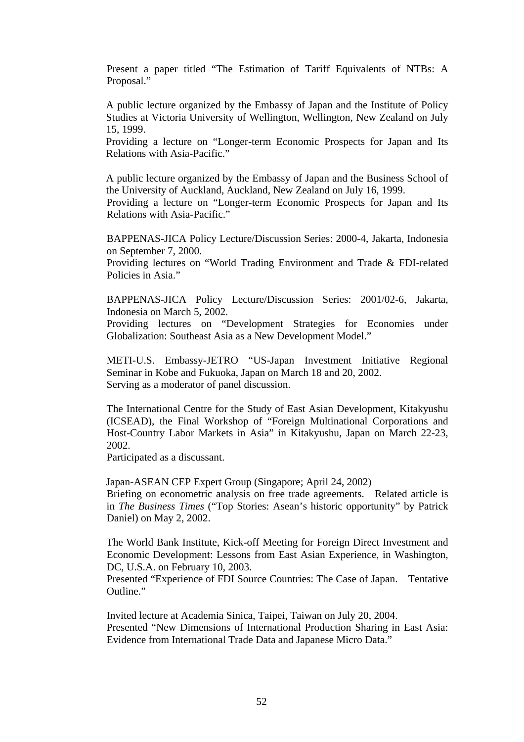Present a paper titled "The Estimation of Tariff Equivalents of NTBs: A Proposal."

A public lecture organized by the Embassy of Japan and the Institute of Policy Studies at Victoria University of Wellington, Wellington, New Zealand on July 15, 1999.
Providing a lecture on "Longer-term Economic Prospects for Japan and Its Relations with Asia-Pacific."

A public lecture organized by the Embassy of Japan and the Business School of the University of Auckland, Auckland, New Zealand on July 16, 1999.
Providing a lecture on "Longer-term Economic Prospects for Japan and Its Relations with Asia-Pacific."

BAPPENAS-JICA Policy Lecture/Discussion Series: 2000-4, Jakarta, Indonesia on September 7, 2000.
Providing lectures on "World Trading Environment and Trade & FDI-related Policies in Asia."

BAPPENAS-JICA Policy Lecture/Discussion Series: 2001/02-6, Jakarta, Indonesia on March 5, 2002.
Providing lectures on "Development Strategies for Economies under Globalization: Southeast Asia as a New Development Model."

METI-U.S. Embassy-JETRO "US-Japan Investment Initiative Regional Seminar in Kobe and Fukuoka, Japan on March 18 and 20, 2002.
Serving as a moderator of panel discussion.

The International Centre for the Study of East Asian Development, Kitakyushu (ICSEAD), the Final Workshop of "Foreign Multinational Corporations and Host-Country Labor Markets in Asia" in Kitakyushu, Japan on March 22-23, 2002.
Participated as a discussant.

Japan-ASEAN CEP Expert Group (Singapore; April 24, 2002)
Briefing on econometric analysis on free trade agreements. Related article is in *The Business Times* ("Top Stories: Asean's historic opportunity" by Patrick Daniel) on May 2, 2002.

The World Bank Institute, Kick-off Meeting for Foreign Direct Investment and Economic Development: Lessons from East Asian Experience, in Washington, DC, U.S.A. on February 10, 2003.
Presented "Experience of FDI Source Countries: The Case of Japan. Tentative Outline."

Invited lecture at Academia Sinica, Taipei, Taiwan on July 20, 2004.
Presented "New Dimensions of International Production Sharing in East Asia: Evidence from International Trade Data and Japanese Micro Data."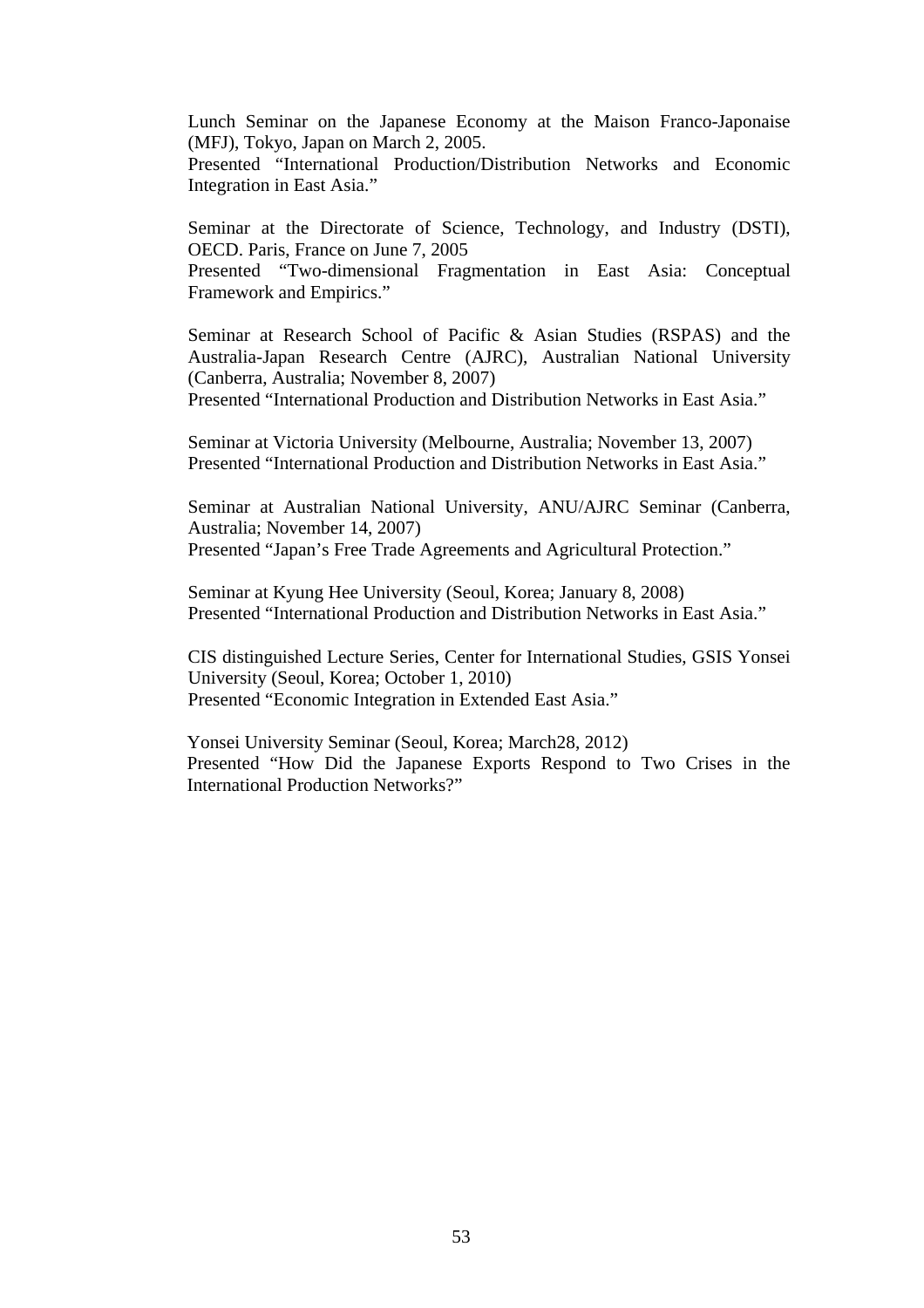Lunch Seminar on the Japanese Economy at the Maison Franco-Japonaise (MFJ), Tokyo, Japan on March 2, 2005.
Presented "International Production/Distribution Networks and Economic Integration in East Asia."

Seminar at the Directorate of Science, Technology, and Industry (DSTI), OECD. Paris, France on June 7, 2005
Presented "Two-dimensional Fragmentation in East Asia: Conceptual Framework and Empirics."

Seminar at Research School of Pacific & Asian Studies (RSPAS) and the Australia-Japan Research Centre (AJRC), Australian National University (Canberra, Australia; November 8, 2007)
Presented "International Production and Distribution Networks in East Asia."

Seminar at Victoria University (Melbourne, Australia; November 13, 2007)
Presented "International Production and Distribution Networks in East Asia."

Seminar at Australian National University, ANU/AJRC Seminar (Canberra, Australia; November 14, 2007)
Presented "Japan's Free Trade Agreements and Agricultural Protection."

Seminar at Kyung Hee University (Seoul, Korea; January 8, 2008)
Presented "International Production and Distribution Networks in East Asia."

CIS distinguished Lecture Series, Center for International Studies, GSIS Yonsei University (Seoul, Korea; October 1, 2010)
Presented "Economic Integration in Extended East Asia."

Yonsei University Seminar (Seoul, Korea; March28, 2012)
Presented "How Did the Japanese Exports Respond to Two Crises in the International Production Networks?"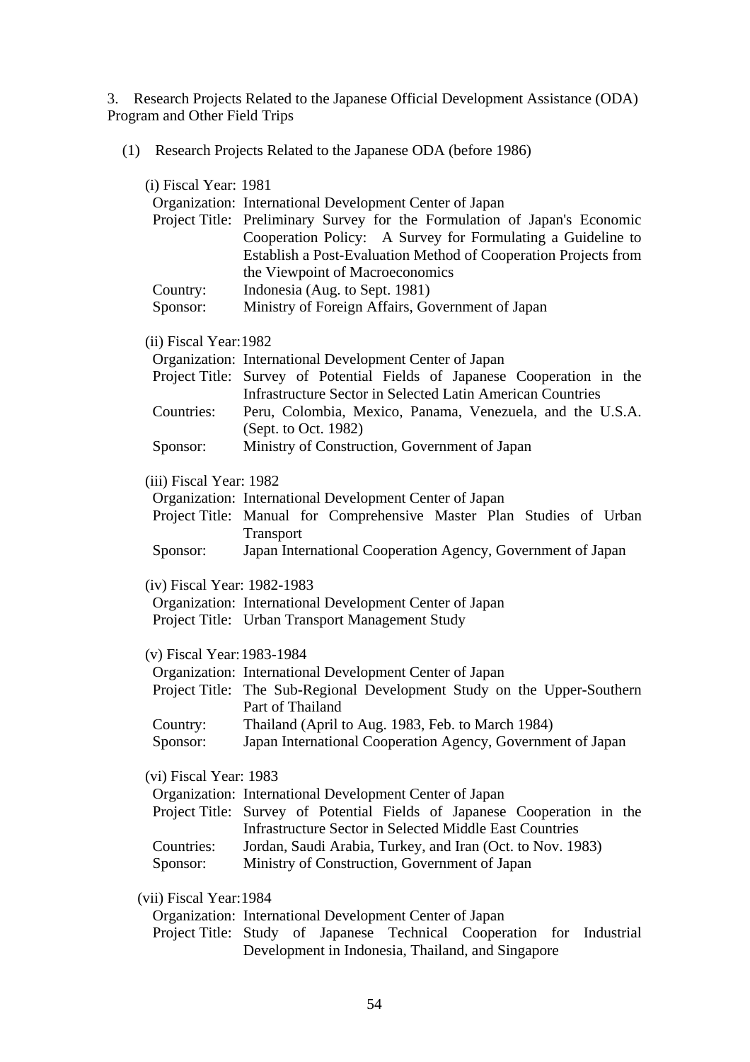## 3. Research Projects Related to the Japanese Official Development Assistance (ODA) Program and Other Field Trips

### (1) Research Projects Related to the Japanese ODA (before 1986)

(i) Fiscal Year: 1981

Organization: International Development Center of Japan
Project Title: Preliminary Survey for the Formulation of Japan's Economic Cooperation Policy: A Survey for Formulating a Guideline to Establish a Post-Evaluation Method of Cooperation Projects from the Viewpoint of Macroeconomics
Country: Indonesia (Aug. to Sept. 1981)
Sponsor: Ministry of Foreign Affairs, Government of Japan

(ii) Fiscal Year:1982

Organization: International Development Center of Japan
Project Title: Survey of Potential Fields of Japanese Cooperation in the Infrastructure Sector in Selected Latin American Countries
Countries: Peru, Colombia, Mexico, Panama, Venezuela, and the U.S.A. (Sept. to Oct. 1982)
Sponsor: Ministry of Construction, Government of Japan

(iii) Fiscal Year: 1982

Organization: International Development Center of Japan
Project Title: Manual for Comprehensive Master Plan Studies of Urban Transport
Sponsor: Japan International Cooperation Agency, Government of Japan

(iv) Fiscal Year: 1982-1983

Organization: International Development Center of Japan
Project Title: Urban Transport Management Study

(v) Fiscal Year:1983-1984

Organization: International Development Center of Japan
Project Title: The Sub-Regional Development Study on the Upper-Southern Part of Thailand
Country: Thailand (April to Aug. 1983, Feb. to March 1984)
Sponsor: Japan International Cooperation Agency, Government of Japan

(vi) Fiscal Year: 1983

Organization: International Development Center of Japan
Project Title: Survey of Potential Fields of Japanese Cooperation in the Infrastructure Sector in Selected Middle East Countries
Countries: Jordan, Saudi Arabia, Turkey, and Iran (Oct. to Nov. 1983)
Sponsor: Ministry of Construction, Government of Japan

(vii) Fiscal Year:1984

Organization: International Development Center of Japan
Project Title: Study of Japanese Technical Cooperation for Industrial Development in Indonesia, Thailand, and Singapore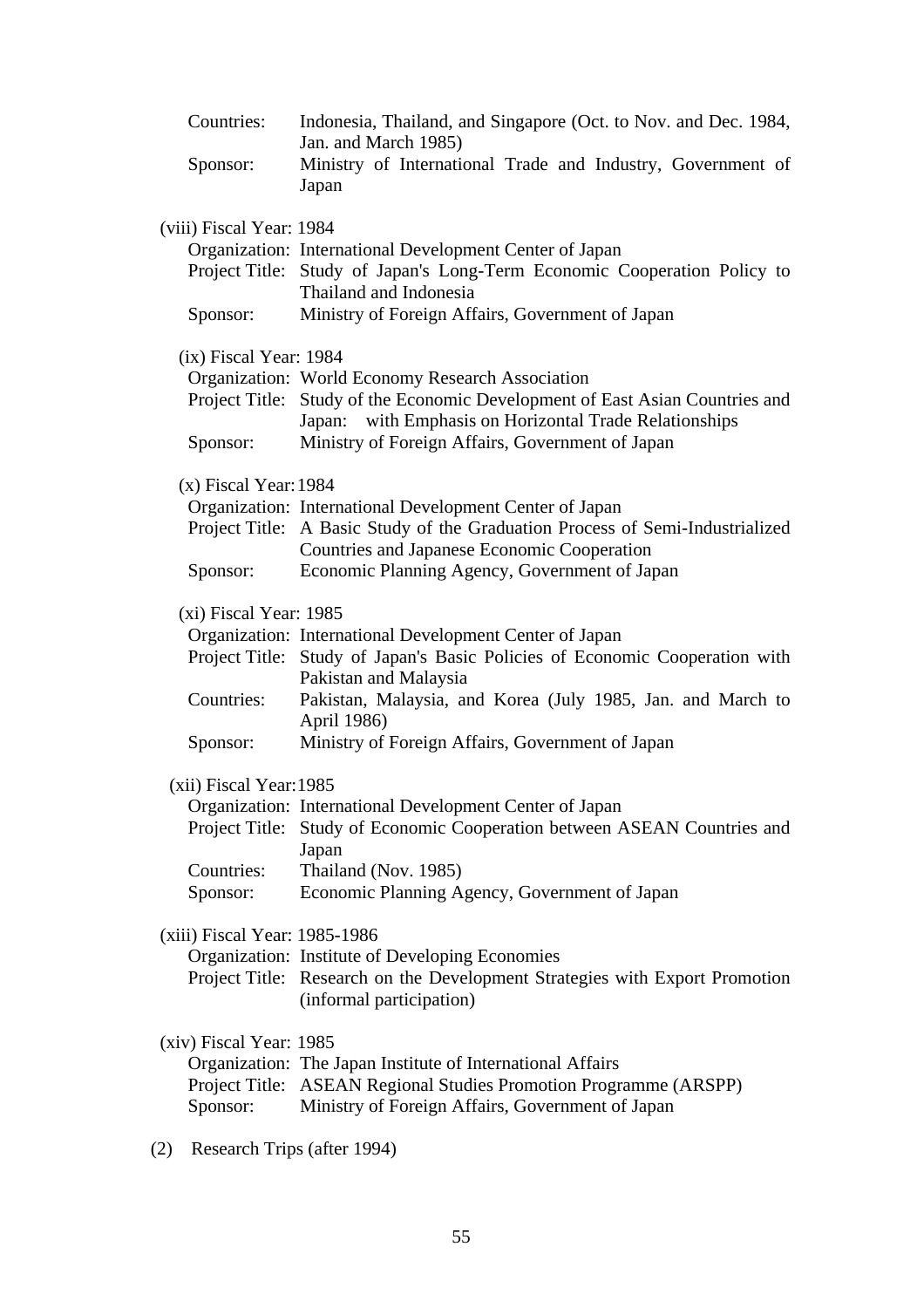Countries: Indonesia, Thailand, and Singapore (Oct. to Nov. and Dec. 1984, Jan. and March 1985)
Sponsor: Ministry of International Trade and Industry, Government of Japan

(viii) Fiscal Year: 1984
Organization: International Development Center of Japan
Project Title: Study of Japan's Long-Term Economic Cooperation Policy to Thailand and Indonesia
Sponsor: Ministry of Foreign Affairs, Government of Japan

(ix) Fiscal Year: 1984
Organization: World Economy Research Association
Project Title: Study of the Economic Development of East Asian Countries and Japan: with Emphasis on Horizontal Trade Relationships
Sponsor: Ministry of Foreign Affairs, Government of Japan

(x) Fiscal Year: 1984
Organization: International Development Center of Japan
Project Title: A Basic Study of the Graduation Process of Semi-Industrialized Countries and Japanese Economic Cooperation
Sponsor: Economic Planning Agency, Government of Japan

(xi) Fiscal Year: 1985
Organization: International Development Center of Japan
Project Title: Study of Japan's Basic Policies of Economic Cooperation with Pakistan and Malaysia
Countries: Pakistan, Malaysia, and Korea (July 1985, Jan. and March to April 1986)
Sponsor: Ministry of Foreign Affairs, Government of Japan

(xii) Fiscal Year: 1985
Organization: International Development Center of Japan
Project Title: Study of Economic Cooperation between ASEAN Countries and Japan
Countries: Thailand (Nov. 1985)
Sponsor: Economic Planning Agency, Government of Japan

(xiii) Fiscal Year: 1985-1986
Organization: Institute of Developing Economies
Project Title: Research on the Development Strategies with Export Promotion (informal participation)

(xiv) Fiscal Year: 1985
Organization: The Japan Institute of International Affairs
Project Title: ASEAN Regional Studies Promotion Programme (ARSPP)
Sponsor: Ministry of Foreign Affairs, Government of Japan

(2) Research Trips (after 1994)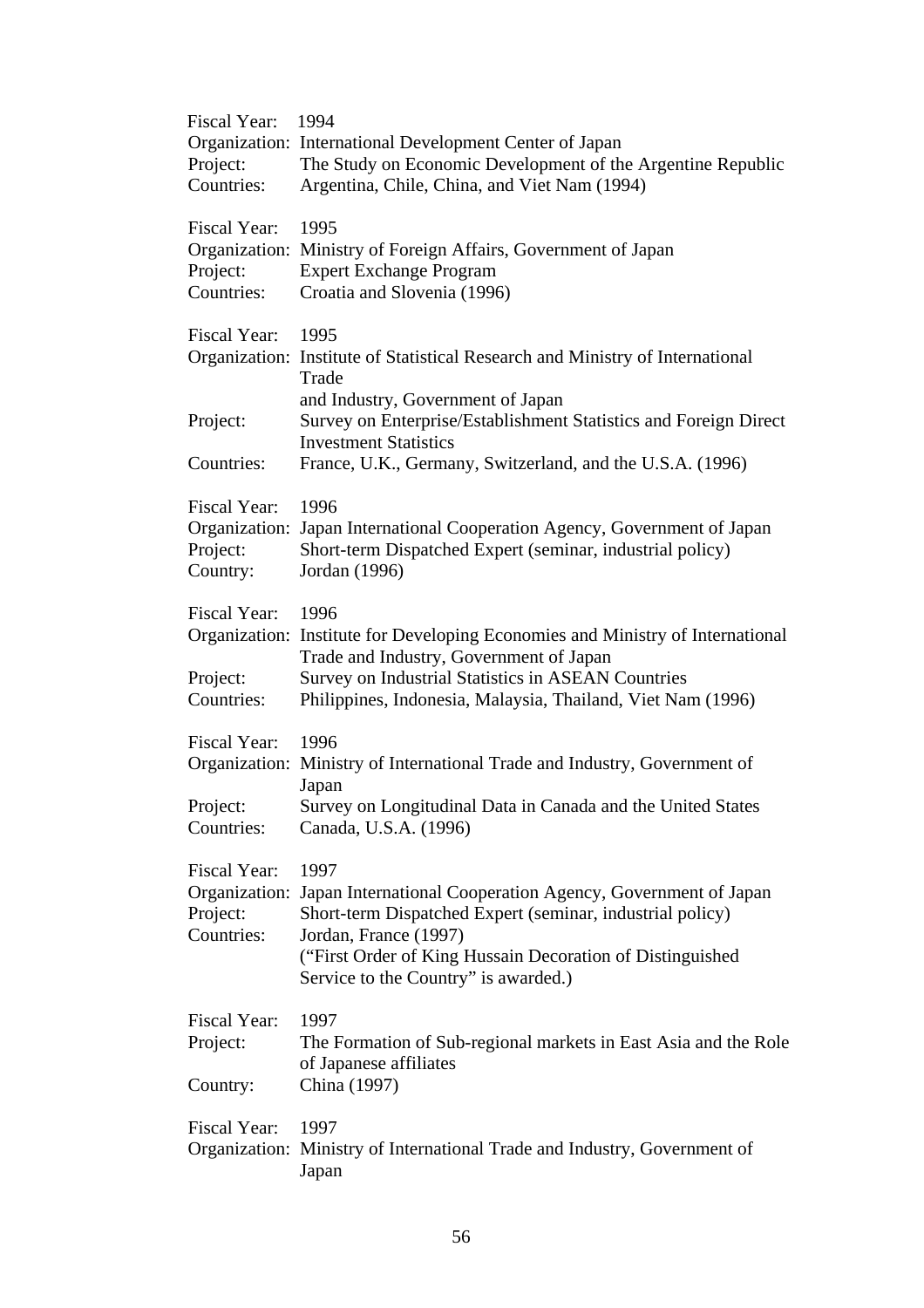Fiscal Year: 1994
Organization: International Development Center of Japan
Project: The Study on Economic Development of the Argentine Republic
Countries: Argentina, Chile, China, and Viet Nam (1994)

Fiscal Year: 1995
Organization: Ministry of Foreign Affairs, Government of Japan
Project: Expert Exchange Program
Countries: Croatia and Slovenia (1996)

Fiscal Year: 1995
Organization: Institute of Statistical Research and Ministry of International Trade and Industry, Government of Japan
Project: Survey on Enterprise/Establishment Statistics and Foreign Direct Investment Statistics
Countries: France, U.K., Germany, Switzerland, and the U.S.A. (1996)

Fiscal Year: 1996
Organization: Japan International Cooperation Agency, Government of Japan
Project: Short-term Dispatched Expert (seminar, industrial policy)
Country: Jordan (1996)

Fiscal Year: 1996
Organization: Institute for Developing Economies and Ministry of International Trade and Industry, Government of Japan
Project: Survey on Industrial Statistics in ASEAN Countries
Countries: Philippines, Indonesia, Malaysia, Thailand, Viet Nam (1996)

Fiscal Year: 1996
Organization: Ministry of International Trade and Industry, Government of Japan
Project: Survey on Longitudinal Data in Canada and the United States
Countries: Canada, U.S.A. (1996)

Fiscal Year: 1997
Organization: Japan International Cooperation Agency, Government of Japan
Project: Short-term Dispatched Expert (seminar, industrial policy)
Countries: Jordan, France (1997)
("First Order of King Hussain Decoration of Distinguished Service to the Country" is awarded.)

Fiscal Year: 1997
Project: The Formation of Sub-regional markets in East Asia and the Role of Japanese affiliates
Country: China (1997)

Fiscal Year: 1997
Organization: Ministry of International Trade and Industry, Government of Japan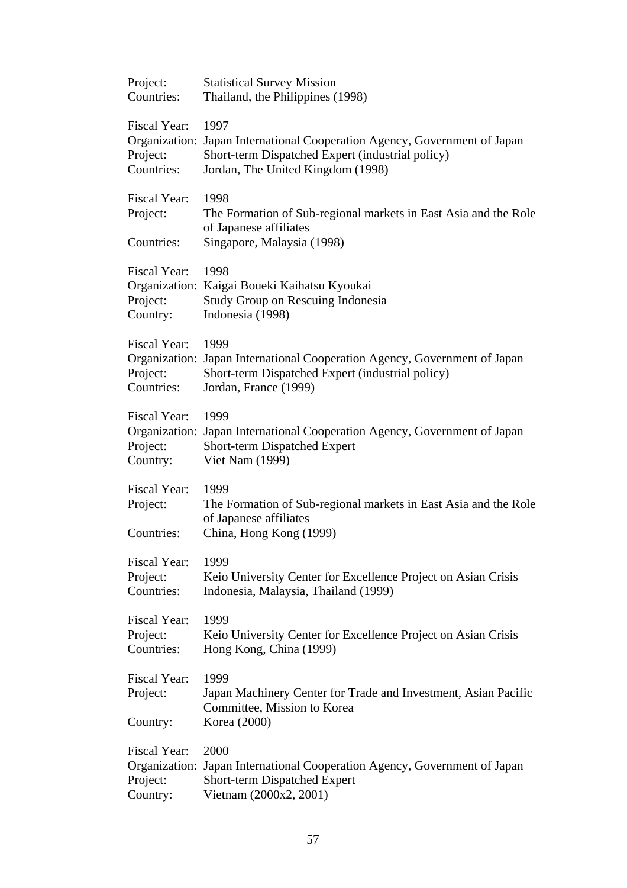Project: Statistical Survey Mission
Countries: Thailand, the Philippines (1998)

Fiscal Year: 1997
Organization: Japan International Cooperation Agency, Government of Japan
Project: Short-term Dispatched Expert (industrial policy)
Countries: Jordan, The United Kingdom (1998)

Fiscal Year: 1998
Project: The Formation of Sub-regional markets in East Asia and the Role of Japanese affiliates
Countries: Singapore, Malaysia (1998)

Fiscal Year: 1998
Organization: Kaigai Boueki Kaihatsu Kyoukai
Project: Study Group on Rescuing Indonesia
Country: Indonesia (1998)

Fiscal Year: 1999
Organization: Japan International Cooperation Agency, Government of Japan
Project: Short-term Dispatched Expert (industrial policy)
Countries: Jordan, France (1999)

Fiscal Year: 1999
Organization: Japan International Cooperation Agency, Government of Japan
Project: Short-term Dispatched Expert
Country: Viet Nam (1999)

Fiscal Year: 1999
Project: The Formation of Sub-regional markets in East Asia and the Role of Japanese affiliates
Countries: China, Hong Kong (1999)

Fiscal Year: 1999
Project: Keio University Center for Excellence Project on Asian Crisis
Countries: Indonesia, Malaysia, Thailand (1999)

Fiscal Year: 1999
Project: Keio University Center for Excellence Project on Asian Crisis
Countries: Hong Kong, China (1999)

Fiscal Year: 1999
Project: Japan Machinery Center for Trade and Investment, Asian Pacific Committee, Mission to Korea
Country: Korea (2000)

Fiscal Year: 2000
Organization: Japan International Cooperation Agency, Government of Japan
Project: Short-term Dispatched Expert
Country: Vietnam (2000x2, 2001)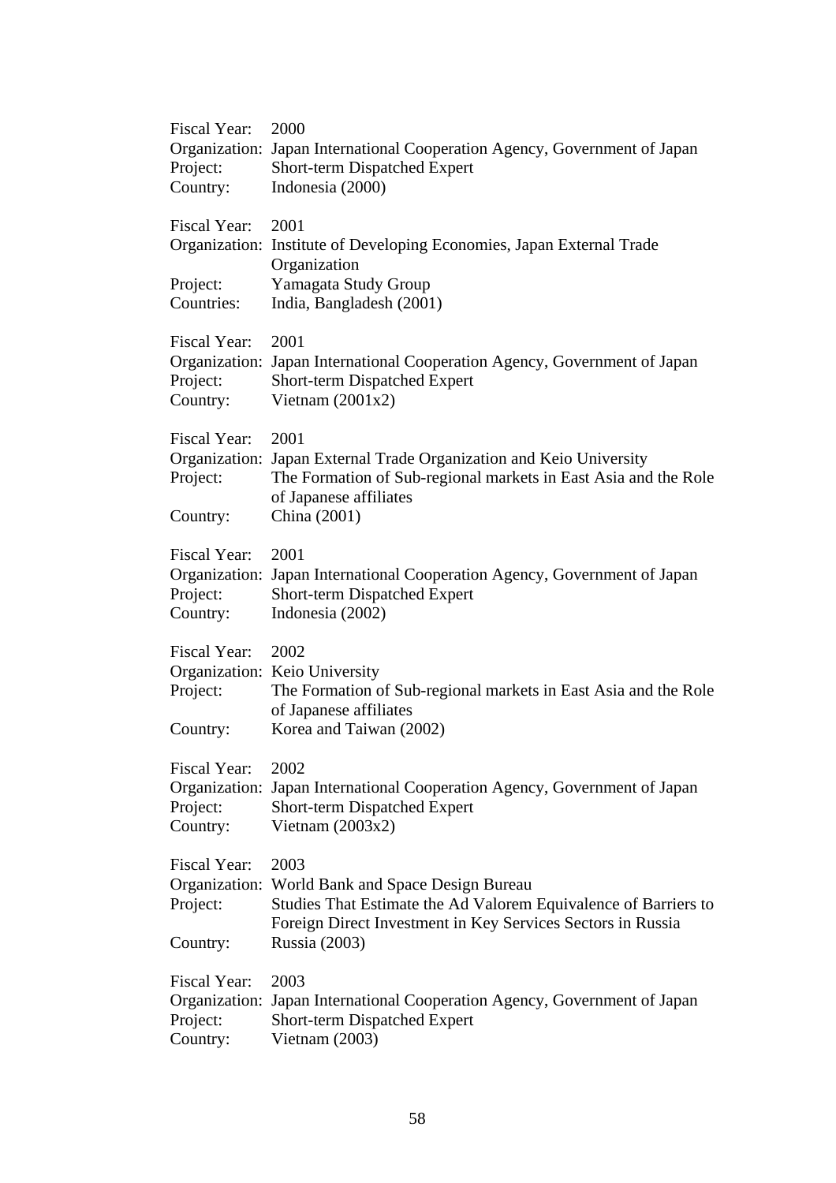Fiscal Year: 2000
Organization: Japan International Cooperation Agency, Government of Japan
Project: Short-term Dispatched Expert
Country: Indonesia (2000)

Fiscal Year: 2001
Organization: Institute of Developing Economies, Japan External Trade Organization
Project: Yamagata Study Group
Countries: India, Bangladesh (2001)

Fiscal Year: 2001
Organization: Japan International Cooperation Agency, Government of Japan
Project: Short-term Dispatched Expert
Country: Vietnam (2001x2)

Fiscal Year: 2001
Organization: Japan External Trade Organization and Keio University
Project: The Formation of Sub-regional markets in East Asia and the Role of Japanese affiliates
Country: China (2001)

Fiscal Year: 2001
Organization: Japan International Cooperation Agency, Government of Japan
Project: Short-term Dispatched Expert
Country: Indonesia (2002)

Fiscal Year: 2002
Organization: Keio University
Project: The Formation of Sub-regional markets in East Asia and the Role of Japanese affiliates
Country: Korea and Taiwan (2002)

Fiscal Year: 2002
Organization: Japan International Cooperation Agency, Government of Japan
Project: Short-term Dispatched Expert
Country: Vietnam (2003x2)

Fiscal Year: 2003
Organization: World Bank and Space Design Bureau
Project: Studies That Estimate the Ad Valorem Equivalence of Barriers to Foreign Direct Investment in Key Services Sectors in Russia
Country: Russia (2003)

Fiscal Year: 2003
Organization: Japan International Cooperation Agency, Government of Japan
Project: Short-term Dispatched Expert
Country: Vietnam (2003)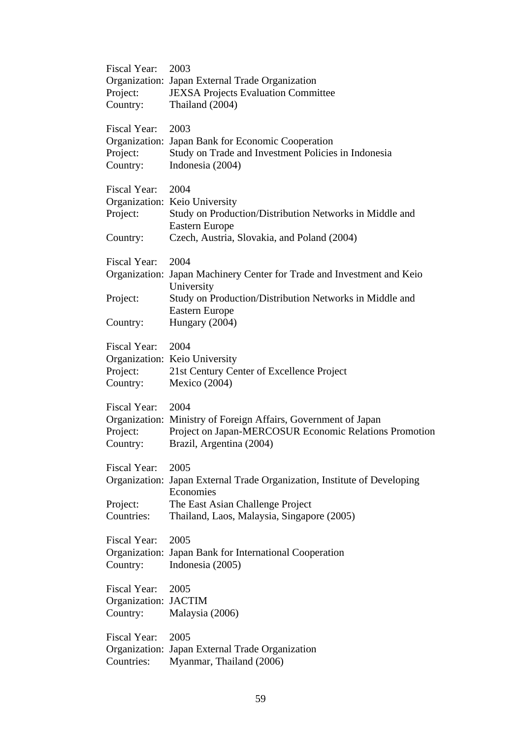Fiscal Year: 2003
Organization: Japan External Trade Organization
Project: JEXSA Projects Evaluation Committee
Country: Thailand (2004)

Fiscal Year: 2003
Organization: Japan Bank for Economic Cooperation
Project: Study on Trade and Investment Policies in Indonesia
Country: Indonesia (2004)

Fiscal Year: 2004
Organization: Keio University
Project: Study on Production/Distribution Networks in Middle and Eastern Europe
Country: Czech, Austria, Slovakia, and Poland (2004)

Fiscal Year: 2004
Organization: Japan Machinery Center for Trade and Investment and Keio University
Project: Study on Production/Distribution Networks in Middle and Eastern Europe
Country: Hungary (2004)

Fiscal Year: 2004
Organization: Keio University
Project: 21st Century Center of Excellence Project
Country: Mexico (2004)

Fiscal Year: 2004
Organization: Ministry of Foreign Affairs, Government of Japan
Project: Project on Japan-MERCOSUR Economic Relations Promotion
Country: Brazil, Argentina (2004)

Fiscal Year: 2005
Organization: Japan External Trade Organization, Institute of Developing Economies
Project: The East Asian Challenge Project
Countries: Thailand, Laos, Malaysia, Singapore (2005)

Fiscal Year: 2005
Organization: Japan Bank for International Cooperation
Country: Indonesia (2005)

Fiscal Year: 2005
Organization: JACTIM
Country: Malaysia (2006)

Fiscal Year: 2005
Organization: Japan External Trade Organization
Countries: Myanmar, Thailand (2006)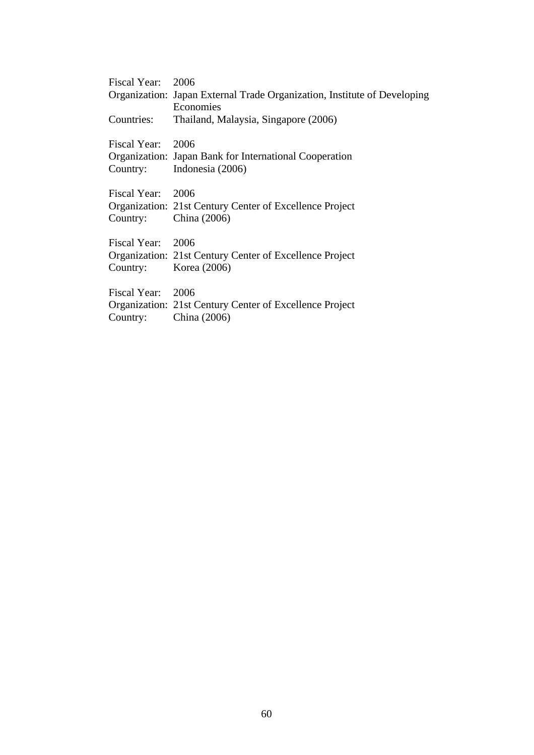Fiscal Year: 2006
Organization: Japan External Trade Organization, Institute of Developing Economies
Countries: Thailand, Malaysia, Singapore (2006)

Fiscal Year: 2006
Organization: Japan Bank for International Cooperation
Country: Indonesia (2006)

Fiscal Year: 2006
Organization: 21st Century Center of Excellence Project
Country: China (2006)

Fiscal Year: 2006
Organization: 21st Century Center of Excellence Project
Country: Korea (2006)

Fiscal Year: 2006
Organization: 21st Century Center of Excellence Project
Country: China (2006)